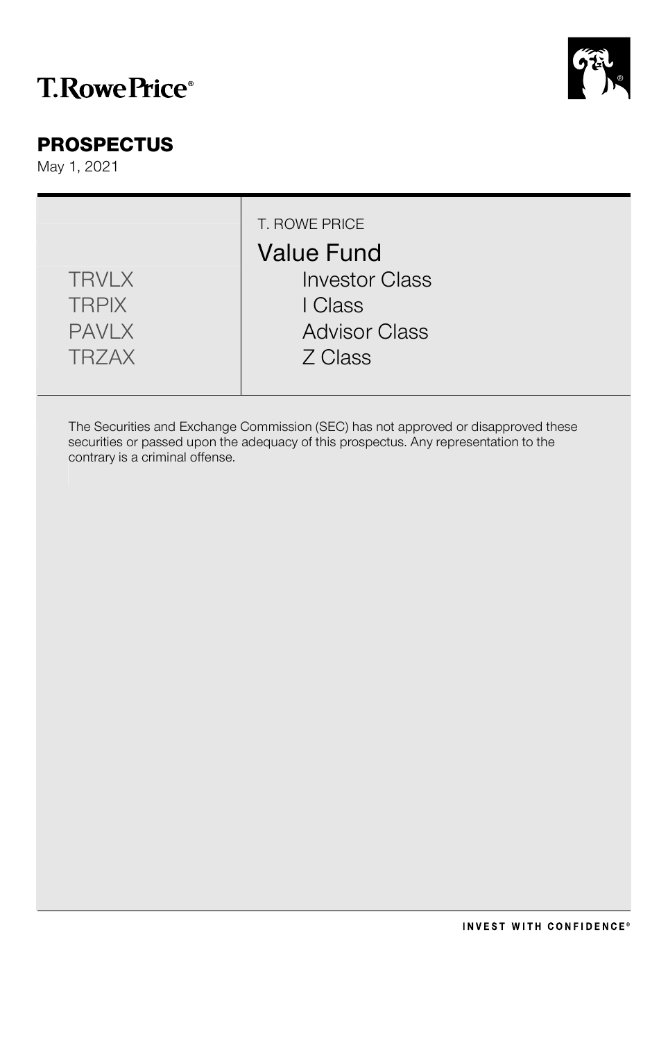T.RowePrice®

# PROSPECTUS

May 1, 2021

T. ROWE PRICE

## Value Fund

| Ticker | Class |
| --- | --- |
| TRVLX | Investor Class |
| TRPIX | I Class |
| PAVLX | Advisor Class |
| TRZAX | Z Class |

The Securities and Exchange Commission (SEC) has not approved or disapproved these securities or passed upon the adequacy of this prospectus. Any representation to the contrary is a criminal offense.

INVEST WITH CONFIDENCE®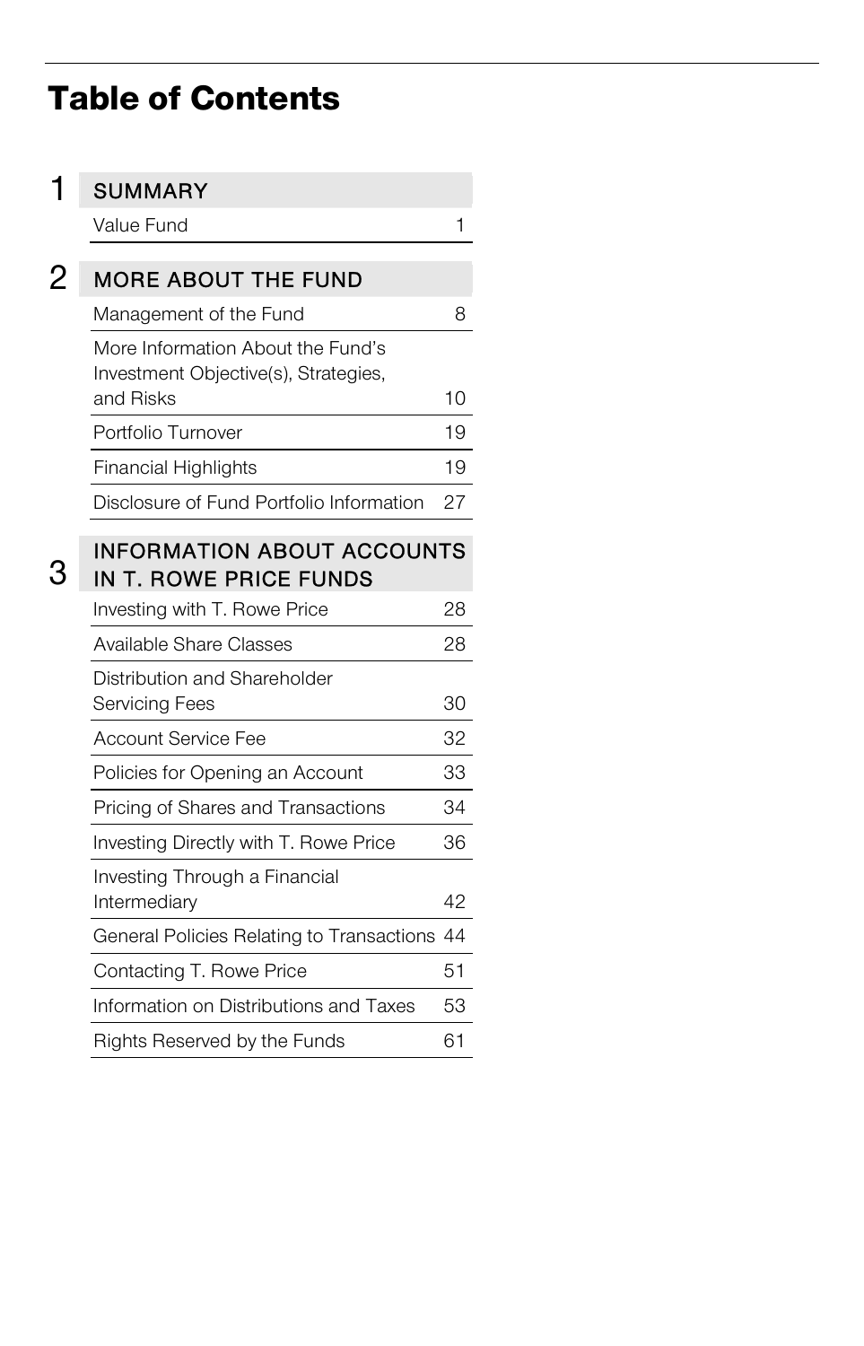# Table of Contents

| | | |
|---|---|---|
| **1** | **SUMMARY** | |
| | Value Fund | 1 |
| **2** | **MORE ABOUT THE FUND** | |
| | Management of the Fund | 8 |
| | More Information About the Fund's Investment Objective(s), Strategies, and Risks | 10 |
| | Portfolio Turnover | 19 |
| | Financial Highlights | 19 |
| | Disclosure of Fund Portfolio Information | 27 |
| **3** | **INFORMATION ABOUT ACCOUNTS IN T. ROWE PRICE FUNDS** | |
| | Investing with T. Rowe Price | 28 |
| | Available Share Classes | 28 |
| | Distribution and Shareholder Servicing Fees | 30 |
| | Account Service Fee | 32 |
| | Policies for Opening an Account | 33 |
| | Pricing of Shares and Transactions | 34 |
| | Investing Directly with T. Rowe Price | 36 |
| | Investing Through a Financial Intermediary | 42 |
| | General Policies Relating to Transactions | 44 |
| | Contacting T. Rowe Price | 51 |
| | Information on Distributions and Taxes | 53 |
| | Rights Reserved by the Funds | 61 |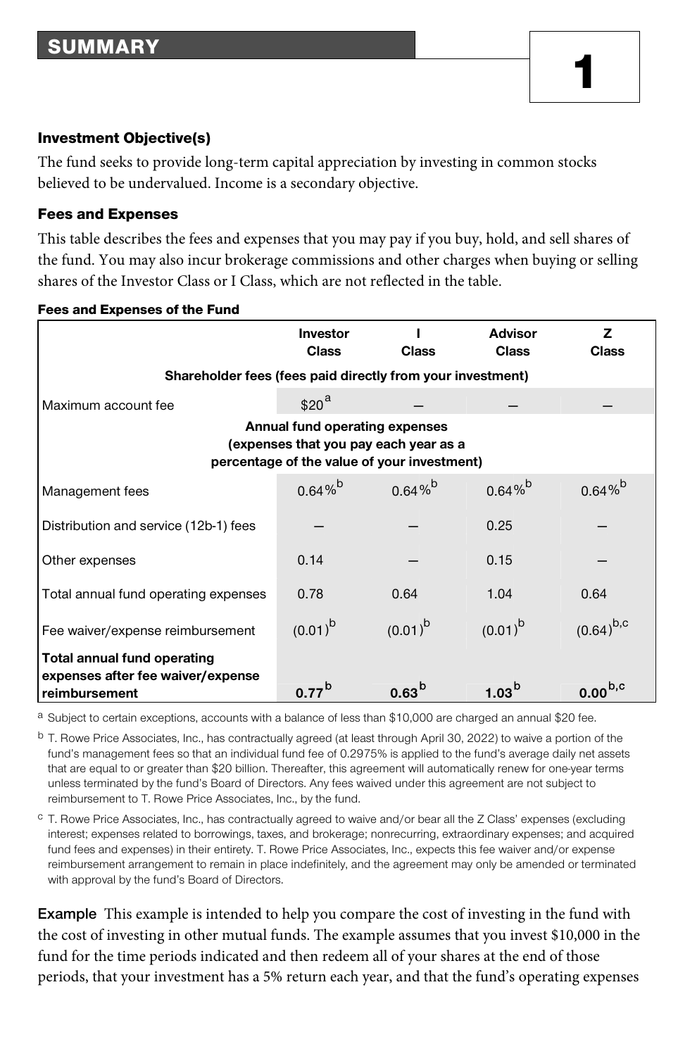## SUMMARY

# 1

### Investment Objective(s)

The fund seeks to provide long-term capital appreciation by investing in common stocks believed to be undervalued. Income is a secondary objective.

### Fees and Expenses

This table describes the fees and expenses that you may pay if you buy, hold, and sell shares of the fund. You may also incur brokerage commissions and other charges when buying or selling shares of the Investor Class or I Class, which are not reflected in the table.

**Fees and Expenses of the Fund**

| | Investor Class | I Class | Advisor Class | Z Class |
|---|---|---|---|---|
| **Shareholder fees (fees paid directly from your investment)** | | | | |
| Maximum account fee | $20[a] | — | — | — |
| **Annual fund operating expenses (expenses that you pay each year as a percentage of the value of your investment)** | | | | |
| Management fees | 0.64%[b] | 0.64%[b] | 0.64%[b] | 0.64%[b] |
| Distribution and service (12b-1) fees | — | — | 0.25 | — |
| Other expenses | 0.14 | — | 0.15 | — |
| Total annual fund operating expenses | 0.78 | 0.64 | 1.04 | 0.64 |
| Fee waiver/expense reimbursement | (0.01)[b] | (0.01)[b] | (0.01)[b] | (0.64)[b,c] |
| **Total annual fund operating expenses after fee waiver/expense reimbursement** | **0.77**[b] | **0.63**[b] | **1.03**[b] | **0.00**[b,c] |

[a] Subject to certain exceptions, accounts with a balance of less than $10,000 are charged an annual $20 fee.

[b] T. Rowe Price Associates, Inc., has contractually agreed (at least through April 30, 2022) to waive a portion of the fund's management fees so that an individual fund fee of 0.2975% is applied to the fund's average daily net assets that are equal to or greater than $20 billion. Thereafter, this agreement will automatically renew for one-year terms unless terminated by the fund's Board of Directors. Any fees waived under this agreement are not subject to reimbursement to T. Rowe Price Associates, Inc., by the fund.

[c] T. Rowe Price Associates, Inc., has contractually agreed to waive and/or bear all the Z Class' expenses (excluding interest; expenses related to borrowings, taxes, and brokerage; nonrecurring, extraordinary expenses; and acquired fund fees and expenses) in their entirety. T. Rowe Price Associates, Inc., expects this fee waiver and/or expense reimbursement arrangement to remain in place indefinitely, and the agreement may only be amended or terminated with approval by the fund's Board of Directors.

**Example** This example is intended to help you compare the cost of investing in the fund with the cost of investing in other mutual funds. The example assumes that you invest $10,000 in the fund for the time periods indicated and then redeem all of your shares at the end of those periods, that your investment has a 5% return each year, and that the fund's operating expenses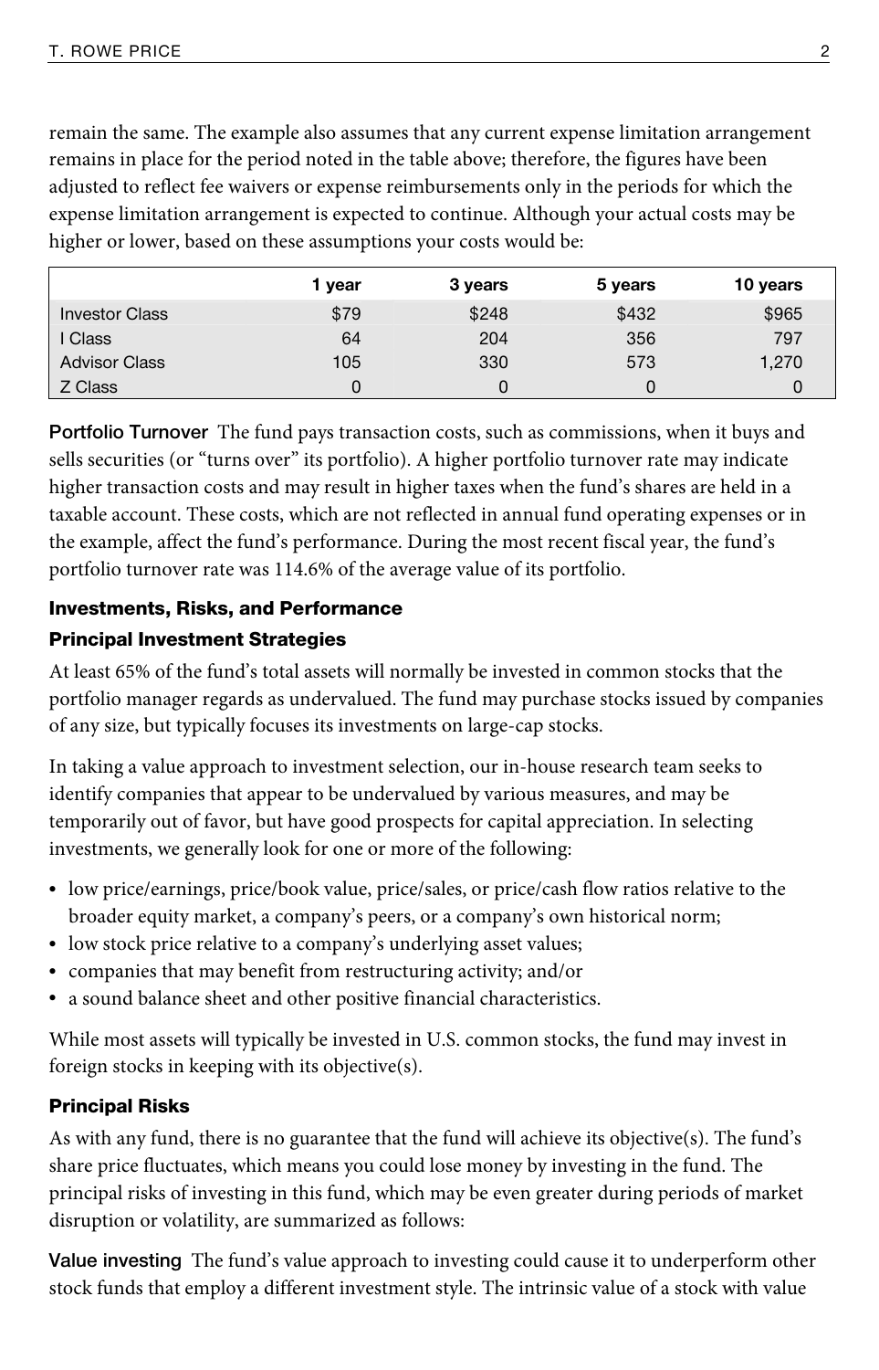remain the same. The example also assumes that any current expense limitation arrangement remains in place for the period noted in the table above; therefore, the figures have been adjusted to reflect fee waivers or expense reimbursements only in the periods for which the expense limitation arrangement is expected to continue. Although your actual costs may be higher or lower, based on these assumptions your costs would be:

| | 1 year | 3 years | 5 years | 10 years |
|---|---|---|---|---|
| Investor Class | $79 | $248 | $432 | $965 |
| I Class | 64 | 204 | 356 | 797 |
| Advisor Class | 105 | 330 | 573 | 1,270 |
| Z Class | 0 | 0 | 0 | 0 |

**Portfolio Turnover** The fund pays transaction costs, such as commissions, when it buys and sells securities (or "turns over" its portfolio). A higher portfolio turnover rate may indicate higher transaction costs and may result in higher taxes when the fund's shares are held in a taxable account. These costs, which are not reflected in annual fund operating expenses or in the example, affect the fund's performance. During the most recent fiscal year, the fund's portfolio turnover rate was 114.6% of the average value of its portfolio.

## Investments, Risks, and Performance

### Principal Investment Strategies

At least 65% of the fund's total assets will normally be invested in common stocks that the portfolio manager regards as undervalued. The fund may purchase stocks issued by companies of any size, but typically focuses its investments on large-cap stocks.

In taking a value approach to investment selection, our in-house research team seeks to identify companies that appear to be undervalued by various measures, and may be temporarily out of favor, but have good prospects for capital appreciation. In selecting investments, we generally look for one or more of the following:

- low price/earnings, price/book value, price/sales, or price/cash flow ratios relative to the broader equity market, a company's peers, or a company's own historical norm;
- low stock price relative to a company's underlying asset values;
- companies that may benefit from restructuring activity; and/or
- a sound balance sheet and other positive financial characteristics.

While most assets will typically be invested in U.S. common stocks, the fund may invest in foreign stocks in keeping with its objective(s).

### Principal Risks

As with any fund, there is no guarantee that the fund will achieve its objective(s). The fund's share price fluctuates, which means you could lose money by investing in the fund. The principal risks of investing in this fund, which may be even greater during periods of market disruption or volatility, are summarized as follows:

**Value investing** The fund's value approach to investing could cause it to underperform other stock funds that employ a different investment style. The intrinsic value of a stock with value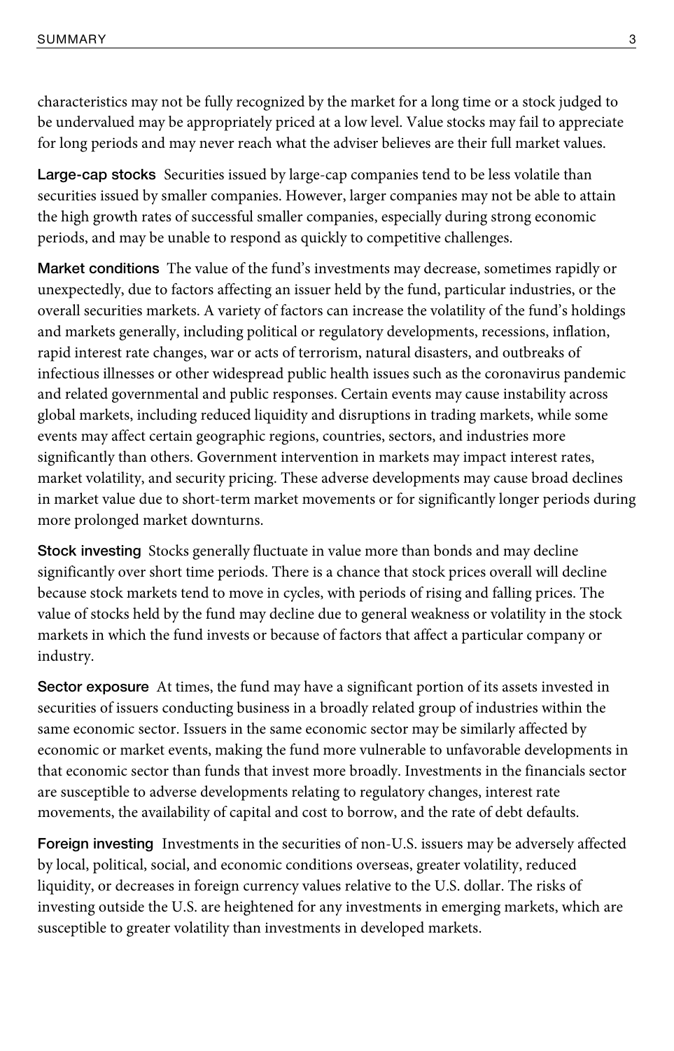characteristics may not be fully recognized by the market for a long time or a stock judged to be undervalued may be appropriately priced at a low level. Value stocks may fail to appreciate for long periods and may never reach what the adviser believes are their full market values.

**Large-cap stocks** Securities issued by large-cap companies tend to be less volatile than securities issued by smaller companies. However, larger companies may not be able to attain the high growth rates of successful smaller companies, especially during strong economic periods, and may be unable to respond as quickly to competitive challenges.

**Market conditions** The value of the fund's investments may decrease, sometimes rapidly or unexpectedly, due to factors affecting an issuer held by the fund, particular industries, or the overall securities markets. A variety of factors can increase the volatility of the fund's holdings and markets generally, including political or regulatory developments, recessions, inflation, rapid interest rate changes, war or acts of terrorism, natural disasters, and outbreaks of infectious illnesses or other widespread public health issues such as the coronavirus pandemic and related governmental and public responses. Certain events may cause instability across global markets, including reduced liquidity and disruptions in trading markets, while some events may affect certain geographic regions, countries, sectors, and industries more significantly than others. Government intervention in markets may impact interest rates, market volatility, and security pricing. These adverse developments may cause broad declines in market value due to short-term market movements or for significantly longer periods during more prolonged market downturns.

**Stock investing** Stocks generally fluctuate in value more than bonds and may decline significantly over short time periods. There is a chance that stock prices overall will decline because stock markets tend to move in cycles, with periods of rising and falling prices. The value of stocks held by the fund may decline due to general weakness or volatility in the stock markets in which the fund invests or because of factors that affect a particular company or industry.

**Sector exposure** At times, the fund may have a significant portion of its assets invested in securities of issuers conducting business in a broadly related group of industries within the same economic sector. Issuers in the same economic sector may be similarly affected by economic or market events, making the fund more vulnerable to unfavorable developments in that economic sector than funds that invest more broadly. Investments in the financials sector are susceptible to adverse developments relating to regulatory changes, interest rate movements, the availability of capital and cost to borrow, and the rate of debt defaults.

**Foreign investing** Investments in the securities of non-U.S. issuers may be adversely affected by local, political, social, and economic conditions overseas, greater volatility, reduced liquidity, or decreases in foreign currency values relative to the U.S. dollar. The risks of investing outside the U.S. are heightened for any investments in emerging markets, which are susceptible to greater volatility than investments in developed markets.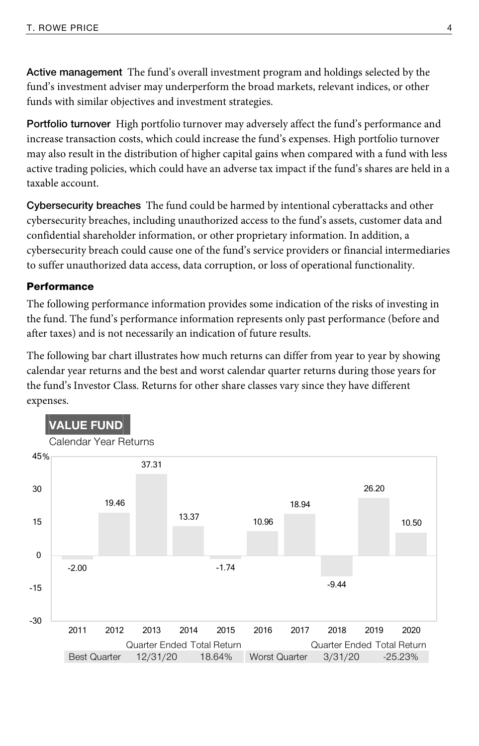**Active management** The fund's overall investment program and holdings selected by the fund's investment adviser may underperform the broad markets, relevant indices, or other funds with similar objectives and investment strategies.

**Portfolio turnover** High portfolio turnover may adversely affect the fund's performance and increase transaction costs, which could increase the fund's expenses. High portfolio turnover may also result in the distribution of higher capital gains when compared with a fund with less active trading policies, which could have an adverse tax impact if the fund's shares are held in a taxable account.

**Cybersecurity breaches** The fund could be harmed by intentional cyberattacks and other cybersecurity breaches, including unauthorized access to the fund's assets, customer data and confidential shareholder information, or other proprietary information. In addition, a cybersecurity breach could cause one of the fund's service providers or financial intermediaries to suffer unauthorized data access, data corruption, or loss of operational functionality.

### Performance

The following performance information provides some indication of the risks of investing in the fund. The fund's performance information represents only past performance (before and after taxes) and is not necessarily an indication of future results.

The following bar chart illustrates how much returns can differ from year to year by showing calendar year returns and the best and worst calendar quarter returns during those years for the fund's Investor Class. Returns for other share classes vary since they have different expenses.

**VALUE FUND**

Calendar Year Returns

| Year | 2011 | 2012 | 2013 | 2014 | 2015 | 2016 | 2017 | 2018 | 2019 | 2020 |
|---|---|---|---|---|---|---|---|---|---|---|
| Return (%) | -2.00 | 19.46 | 37.31 | 13.37 | -1.74 | 10.96 | 18.94 | -9.44 | 26.20 | 10.50 |

| | Quarter Ended | Total Return | | Quarter Ended | Total Return |
|---|---|---|---|---|---|
| Best Quarter | 12/31/20 | 18.64% | Worst Quarter | 3/31/20 | -25.23% |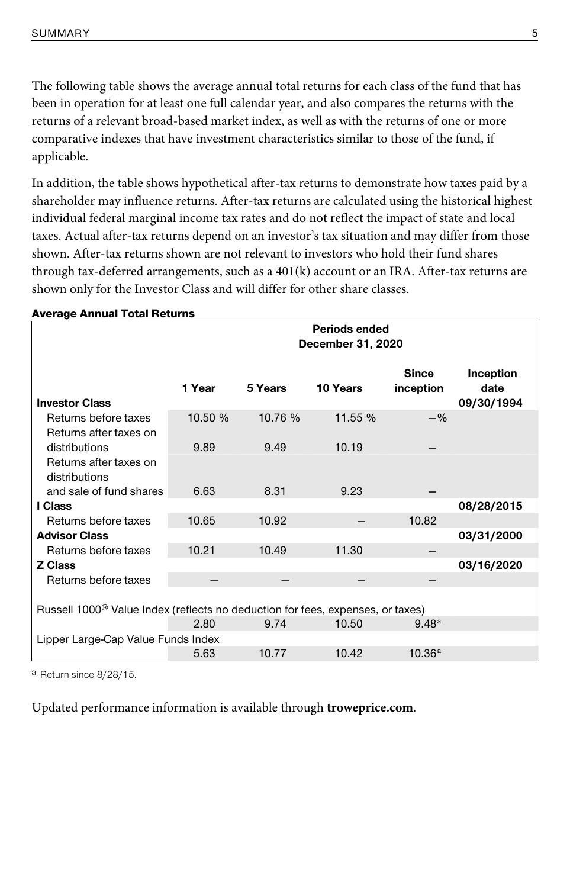The following table shows the average annual total returns for each class of the fund that has been in operation for at least one full calendar year, and also compares the returns with the returns of a relevant broad-based market index, as well as with the returns of one or more comparative indexes that have investment characteristics similar to those of the fund, if applicable.

In addition, the table shows hypothetical after-tax returns to demonstrate how taxes paid by a shareholder may influence returns. After-tax returns are calculated using the historical highest individual federal marginal income tax rates and do not reflect the impact of state and local taxes. Actual after-tax returns depend on an investor's tax situation and may differ from those shown. After-tax returns shown are not relevant to investors who hold their fund shares through tax-deferred arrangements, such as a 401(k) account or an IRA. After-tax returns are shown only for the Investor Class and will differ for other share classes.

**Average Annual Total Returns**

| | Periods ended December 31, 2020 | | | | |
|---|---|---|---|---|---|
| | 1 Year | 5 Years | 10 Years | Since inception | Inception date |
| **Investor Class** | | | | | **09/30/1994** |
| Returns before taxes | 10.50 % | 10.76 % | 11.55 % | —% | |
| Returns after taxes on distributions | 9.89 | 9.49 | 10.19 | — | |
| Returns after taxes on distributions and sale of fund shares | 6.63 | 8.31 | 9.23 | — | |
| **I Class** | | | | | **08/28/2015** |
| Returns before taxes | 10.65 | 10.92 | — | 10.82 | |
| **Advisor Class** | | | | | **03/31/2000** |
| Returns before taxes | 10.21 | 10.49 | 11.30 | — | |
| **Z Class** | | | | | **03/16/2020** |
| Returns before taxes | — | — | — | — | |
| Russell 1000® Value Index (reflects no deduction for fees, expenses, or taxes) | | | | | |
| | 2.80 | 9.74 | 10.50 | 9.48[a] | |
| Lipper Large-Cap Value Funds Index | | | | | |
| | 5.63 | 10.77 | 10.42 | 10.36[a] | |

[a] Return since 8/28/15.

Updated performance information is available through **troweprice.com**.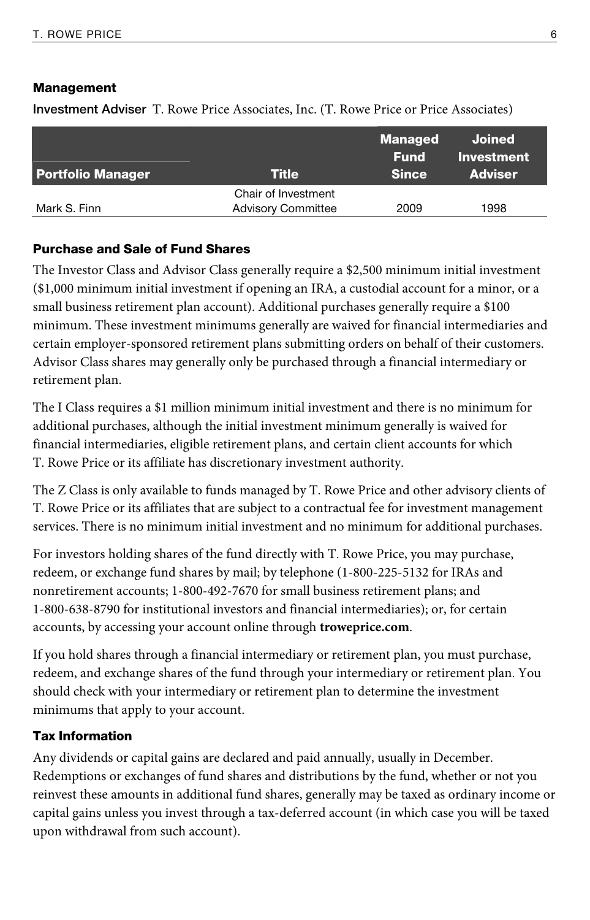### Management

**Investment Adviser** T. Rowe Price Associates, Inc. (T. Rowe Price or Price Associates)

| Portfolio Manager | Title | Managed Fund Since | Joined Investment Adviser |
|---|---|---|---|
| Mark S. Finn | Chair of Investment Advisory Committee | 2009 | 1998 |

### Purchase and Sale of Fund Shares

The Investor Class and Advisor Class generally require a $2,500 minimum initial investment ($1,000 minimum initial investment if opening an IRA, a custodial account for a minor, or a small business retirement plan account). Additional purchases generally require a $100 minimum. These investment minimums generally are waived for financial intermediaries and certain employer-sponsored retirement plans submitting orders on behalf of their customers. Advisor Class shares may generally only be purchased through a financial intermediary or retirement plan.

The I Class requires a $1 million minimum initial investment and there is no minimum for additional purchases, although the initial investment minimum generally is waived for financial intermediaries, eligible retirement plans, and certain client accounts for which T. Rowe Price or its affiliate has discretionary investment authority.

The Z Class is only available to funds managed by T. Rowe Price and other advisory clients of T. Rowe Price or its affiliates that are subject to a contractual fee for investment management services. There is no minimum initial investment and no minimum for additional purchases.

For investors holding shares of the fund directly with T. Rowe Price, you may purchase, redeem, or exchange fund shares by mail; by telephone (1-800-225-5132 for IRAs and nonretirement accounts; 1-800-492-7670 for small business retirement plans; and 1-800-638-8790 for institutional investors and financial intermediaries); or, for certain accounts, by accessing your account online through **troweprice.com**.

If you hold shares through a financial intermediary or retirement plan, you must purchase, redeem, and exchange shares of the fund through your intermediary or retirement plan. You should check with your intermediary or retirement plan to determine the investment minimums that apply to your account.

### Tax Information

Any dividends or capital gains are declared and paid annually, usually in December. Redemptions or exchanges of fund shares and distributions by the fund, whether or not you reinvest these amounts in additional fund shares, generally may be taxed as ordinary income or capital gains unless you invest through a tax-deferred account (in which case you will be taxed upon withdrawal from such account).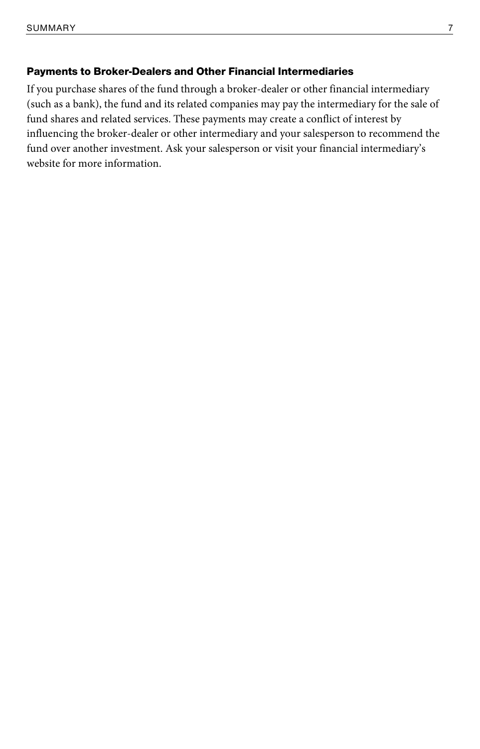### Payments to Broker-Dealers and Other Financial Intermediaries

If you purchase shares of the fund through a broker-dealer or other financial intermediary (such as a bank), the fund and its related companies may pay the intermediary for the sale of fund shares and related services. These payments may create a conflict of interest by influencing the broker-dealer or other intermediary and your salesperson to recommend the fund over another investment. Ask your salesperson or visit your financial intermediary's website for more information.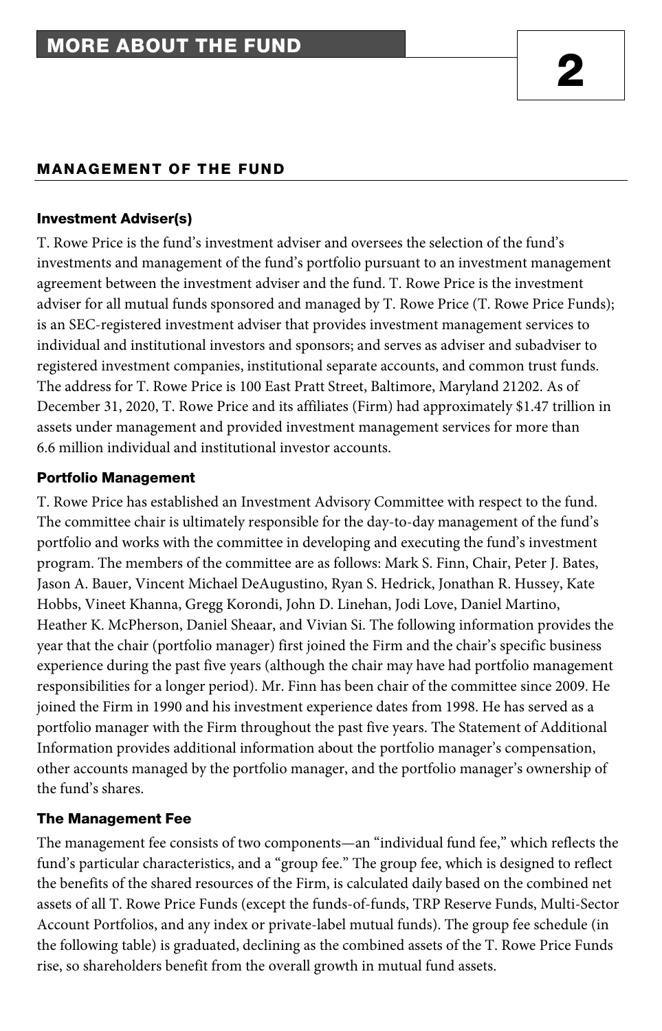# MORE ABOUT THE FUND

**2**

## MANAGEMENT OF THE FUND

### Investment Adviser(s)

T. Rowe Price is the fund's investment adviser and oversees the selection of the fund's investments and management of the fund's portfolio pursuant to an investment management agreement between the investment adviser and the fund. T. Rowe Price is the investment adviser for all mutual funds sponsored and managed by T. Rowe Price (T. Rowe Price Funds); is an SEC-registered investment adviser that provides investment management services to individual and institutional investors and sponsors; and serves as adviser and subadviser to registered investment companies, institutional separate accounts, and common trust funds. The address for T. Rowe Price is 100 East Pratt Street, Baltimore, Maryland 21202. As of December 31, 2020, T. Rowe Price and its affiliates (Firm) had approximately $1.47 trillion in assets under management and provided investment management services for more than 6.6 million individual and institutional investor accounts.

### Portfolio Management

T. Rowe Price has established an Investment Advisory Committee with respect to the fund. The committee chair is ultimately responsible for the day-to-day management of the fund's portfolio and works with the committee in developing and executing the fund's investment program. The members of the committee are as follows: Mark S. Finn, Chair, Peter J. Bates, Jason A. Bauer, Vincent Michael DeAugustino, Ryan S. Hedrick, Jonathan R. Hussey, Kate Hobbs, Vineet Khanna, Gregg Korondi, John D. Linehan, Jodi Love, Daniel Martino, Heather K. McPherson, Daniel Sheaar, and Vivian Si. The following information provides the year that the chair (portfolio manager) first joined the Firm and the chair's specific business experience during the past five years (although the chair may have had portfolio management responsibilities for a longer period). Mr. Finn has been chair of the committee since 2009. He joined the Firm in 1990 and his investment experience dates from 1998. He has served as a portfolio manager with the Firm throughout the past five years. The Statement of Additional Information provides additional information about the portfolio manager's compensation, other accounts managed by the portfolio manager, and the portfolio manager's ownership of the fund's shares.

### The Management Fee

The management fee consists of two components—an "individual fund fee," which reflects the fund's particular characteristics, and a "group fee." The group fee, which is designed to reflect the benefits of the shared resources of the Firm, is calculated daily based on the combined net assets of all T. Rowe Price Funds (except the funds-of-funds, TRP Reserve Funds, Multi-Sector Account Portfolios, and any index or private-label mutual funds). The group fee schedule (in the following table) is graduated, declining as the combined assets of the T. Rowe Price Funds rise, so shareholders benefit from the overall growth in mutual fund assets.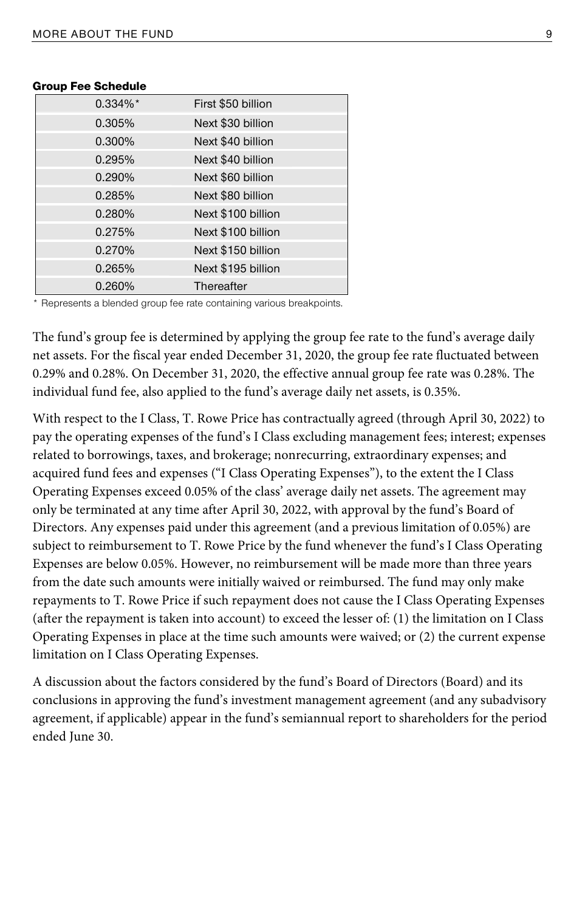**Group Fee Schedule**

| | |
|---|---|
| 0.334%* | First $50 billion |
| 0.305% | Next $30 billion |
| 0.300% | Next $40 billion |
| 0.295% | Next $40 billion |
| 0.290% | Next $60 billion |
| 0.285% | Next $80 billion |
| 0.280% | Next $100 billion |
| 0.275% | Next $100 billion |
| 0.270% | Next $150 billion |
| 0.265% | Next $195 billion |
| 0.260% | Thereafter |

* Represents a blended group fee rate containing various breakpoints.

The fund's group fee is determined by applying the group fee rate to the fund's average daily net assets. For the fiscal year ended December 31, 2020, the group fee rate fluctuated between 0.29% and 0.28%. On December 31, 2020, the effective annual group fee rate was 0.28%. The individual fund fee, also applied to the fund's average daily net assets, is 0.35%.

With respect to the I Class, T. Rowe Price has contractually agreed (through April 30, 2022) to pay the operating expenses of the fund's I Class excluding management fees; interest; expenses related to borrowings, taxes, and brokerage; nonrecurring, extraordinary expenses; and acquired fund fees and expenses ("I Class Operating Expenses"), to the extent the I Class Operating Expenses exceed 0.05% of the class' average daily net assets. The agreement may only be terminated at any time after April 30, 2022, with approval by the fund's Board of Directors. Any expenses paid under this agreement (and a previous limitation of 0.05%) are subject to reimbursement to T. Rowe Price by the fund whenever the fund's I Class Operating Expenses are below 0.05%. However, no reimbursement will be made more than three years from the date such amounts were initially waived or reimbursed. The fund may only make repayments to T. Rowe Price if such repayment does not cause the I Class Operating Expenses (after the repayment is taken into account) to exceed the lesser of: (1) the limitation on I Class Operating Expenses in place at the time such amounts were waived; or (2) the current expense limitation on I Class Operating Expenses.

A discussion about the factors considered by the fund's Board of Directors (Board) and its conclusions in approving the fund's investment management agreement (and any subadvisory agreement, if applicable) appear in the fund's semiannual report to shareholders for the period ended June 30.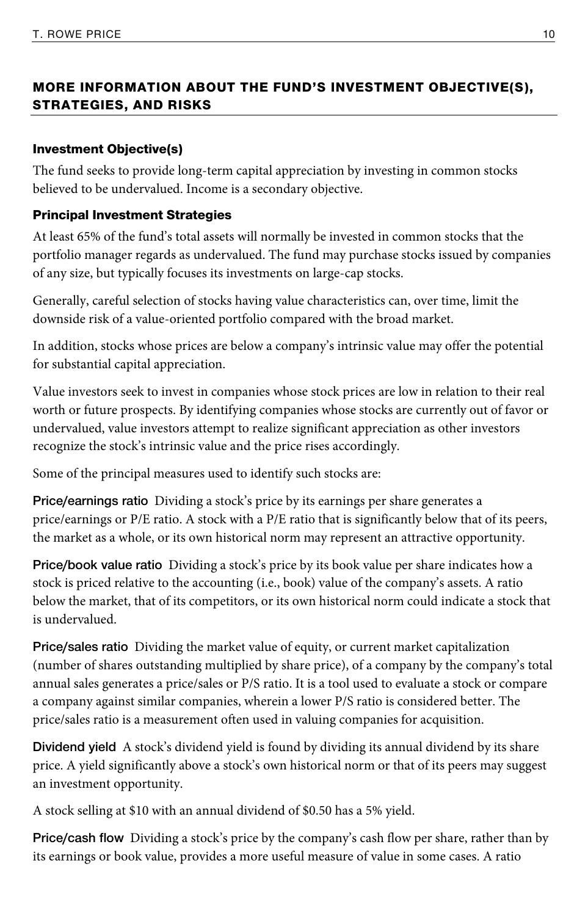## MORE INFORMATION ABOUT THE FUND'S INVESTMENT OBJECTIVE(S), STRATEGIES, AND RISKS

### Investment Objective(s)

The fund seeks to provide long-term capital appreciation by investing in common stocks believed to be undervalued. Income is a secondary objective.

### Principal Investment Strategies

At least 65% of the fund's total assets will normally be invested in common stocks that the portfolio manager regards as undervalued. The fund may purchase stocks issued by companies of any size, but typically focuses its investments on large-cap stocks.

Generally, careful selection of stocks having value characteristics can, over time, limit the downside risk of a value-oriented portfolio compared with the broad market.

In addition, stocks whose prices are below a company's intrinsic value may offer the potential for substantial capital appreciation.

Value investors seek to invest in companies whose stock prices are low in relation to their real worth or future prospects. By identifying companies whose stocks are currently out of favor or undervalued, value investors attempt to realize significant appreciation as other investors recognize the stock's intrinsic value and the price rises accordingly.

Some of the principal measures used to identify such stocks are:

**Price/earnings ratio** Dividing a stock's price by its earnings per share generates a price/earnings or P/E ratio. A stock with a P/E ratio that is significantly below that of its peers, the market as a whole, or its own historical norm may represent an attractive opportunity.

**Price/book value ratio** Dividing a stock's price by its book value per share indicates how a stock is priced relative to the accounting (i.e., book) value of the company's assets. A ratio below the market, that of its competitors, or its own historical norm could indicate a stock that is undervalued.

**Price/sales ratio** Dividing the market value of equity, or current market capitalization (number of shares outstanding multiplied by share price), of a company by the company's total annual sales generates a price/sales or P/S ratio. It is a tool used to evaluate a stock or compare a company against similar companies, wherein a lower P/S ratio is considered better. The price/sales ratio is a measurement often used in valuing companies for acquisition.

**Dividend yield** A stock's dividend yield is found by dividing its annual dividend by its share price. A yield significantly above a stock's own historical norm or that of its peers may suggest an investment opportunity.

A stock selling at $10 with an annual dividend of $0.50 has a 5% yield.

**Price/cash flow** Dividing a stock's price by the company's cash flow per share, rather than by its earnings or book value, provides a more useful measure of value in some cases. A ratio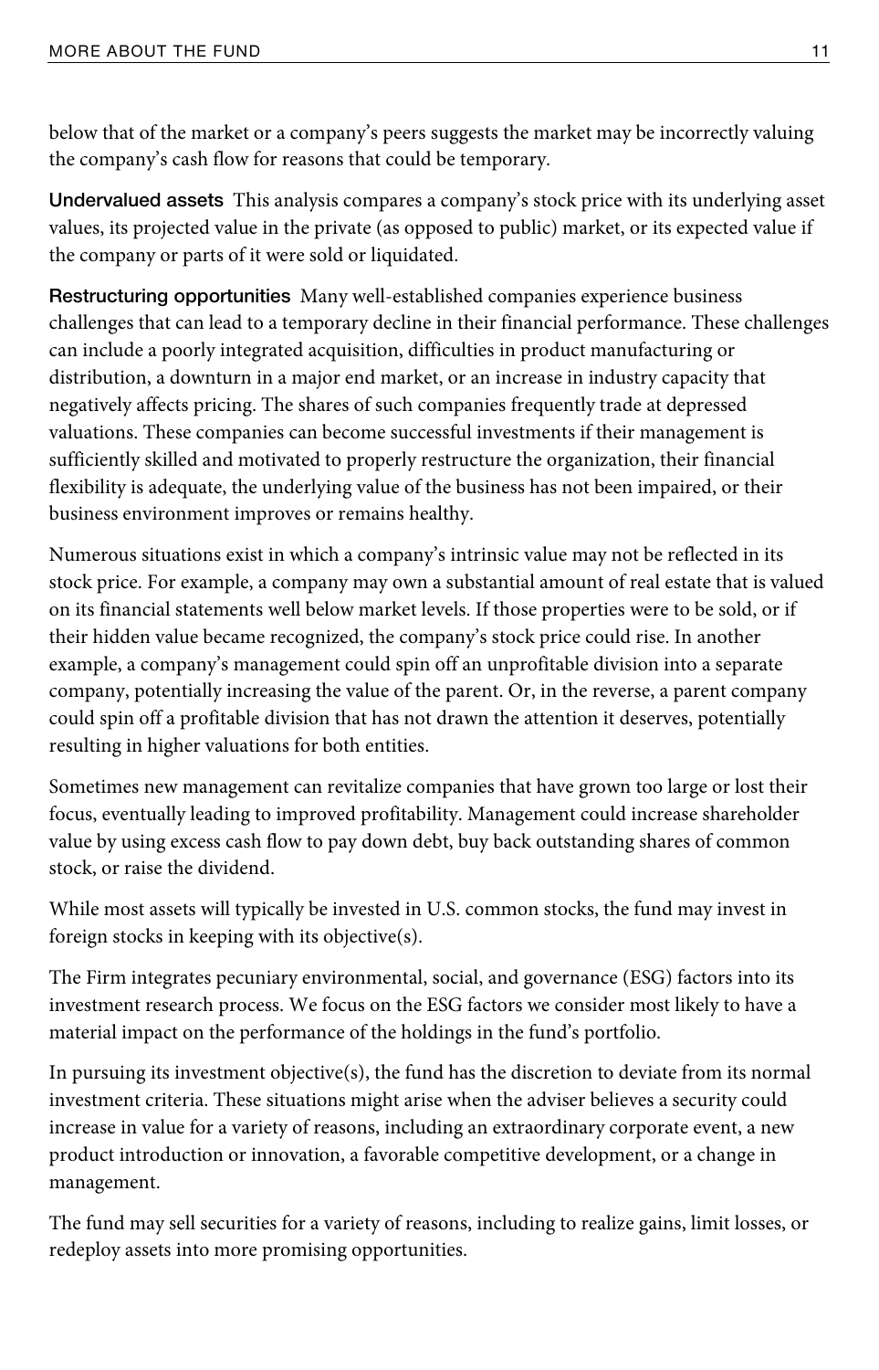below that of the market or a company's peers suggests the market may be incorrectly valuing the company's cash flow for reasons that could be temporary.

**Undervalued assets** This analysis compares a company's stock price with its underlying asset values, its projected value in the private (as opposed to public) market, or its expected value if the company or parts of it were sold or liquidated.

**Restructuring opportunities** Many well-established companies experience business challenges that can lead to a temporary decline in their financial performance. These challenges can include a poorly integrated acquisition, difficulties in product manufacturing or distribution, a downturn in a major end market, or an increase in industry capacity that negatively affects pricing. The shares of such companies frequently trade at depressed valuations. These companies can become successful investments if their management is sufficiently skilled and motivated to properly restructure the organization, their financial flexibility is adequate, the underlying value of the business has not been impaired, or their business environment improves or remains healthy.

Numerous situations exist in which a company's intrinsic value may not be reflected in its stock price. For example, a company may own a substantial amount of real estate that is valued on its financial statements well below market levels. If those properties were to be sold, or if their hidden value became recognized, the company's stock price could rise. In another example, a company's management could spin off an unprofitable division into a separate company, potentially increasing the value of the parent. Or, in the reverse, a parent company could spin off a profitable division that has not drawn the attention it deserves, potentially resulting in higher valuations for both entities.

Sometimes new management can revitalize companies that have grown too large or lost their focus, eventually leading to improved profitability. Management could increase shareholder value by using excess cash flow to pay down debt, buy back outstanding shares of common stock, or raise the dividend.

While most assets will typically be invested in U.S. common stocks, the fund may invest in foreign stocks in keeping with its objective(s).

The Firm integrates pecuniary environmental, social, and governance (ESG) factors into its investment research process. We focus on the ESG factors we consider most likely to have a material impact on the performance of the holdings in the fund's portfolio.

In pursuing its investment objective(s), the fund has the discretion to deviate from its normal investment criteria. These situations might arise when the adviser believes a security could increase in value for a variety of reasons, including an extraordinary corporate event, a new product introduction or innovation, a favorable competitive development, or a change in management.

The fund may sell securities for a variety of reasons, including to realize gains, limit losses, or redeploy assets into more promising opportunities.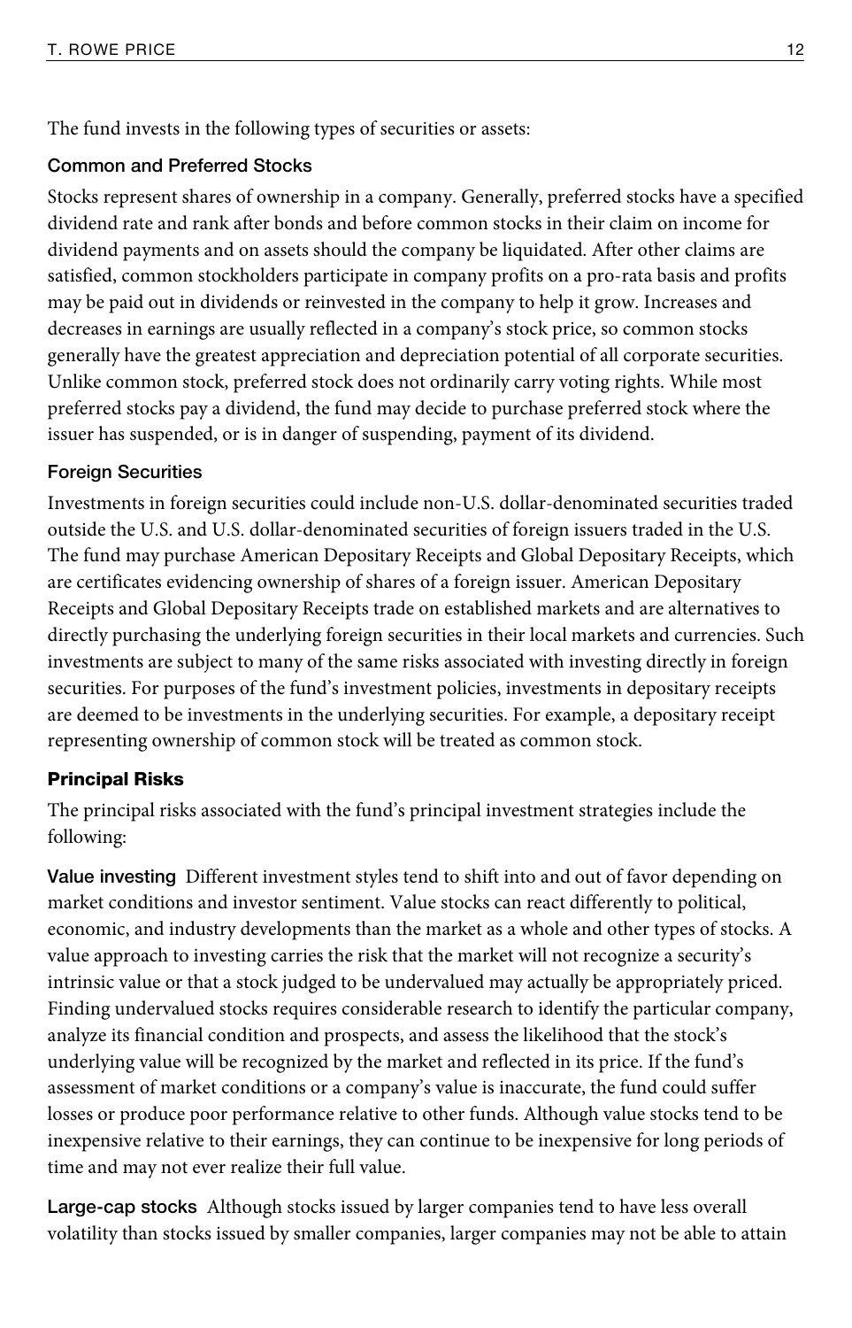The fund invests in the following types of securities or assets:

### Common and Preferred Stocks

Stocks represent shares of ownership in a company. Generally, preferred stocks have a specified dividend rate and rank after bonds and before common stocks in their claim on income for dividend payments and on assets should the company be liquidated. After other claims are satisfied, common stockholders participate in company profits on a pro-rata basis and profits may be paid out in dividends or reinvested in the company to help it grow. Increases and decreases in earnings are usually reflected in a company's stock price, so common stocks generally have the greatest appreciation and depreciation potential of all corporate securities. Unlike common stock, preferred stock does not ordinarily carry voting rights. While most preferred stocks pay a dividend, the fund may decide to purchase preferred stock where the issuer has suspended, or is in danger of suspending, payment of its dividend.

### Foreign Securities

Investments in foreign securities could include non-U.S. dollar-denominated securities traded outside the U.S. and U.S. dollar-denominated securities of foreign issuers traded in the U.S. The fund may purchase American Depositary Receipts and Global Depositary Receipts, which are certificates evidencing ownership of shares of a foreign issuer. American Depositary Receipts and Global Depositary Receipts trade on established markets and are alternatives to directly purchasing the underlying foreign securities in their local markets and currencies. Such investments are subject to many of the same risks associated with investing directly in foreign securities. For purposes of the fund's investment policies, investments in depositary receipts are deemed to be investments in the underlying securities. For example, a depositary receipt representing ownership of common stock will be treated as common stock.

## Principal Risks

The principal risks associated with the fund's principal investment strategies include the following:

**Value investing** Different investment styles tend to shift into and out of favor depending on market conditions and investor sentiment. Value stocks can react differently to political, economic, and industry developments than the market as a whole and other types of stocks. A value approach to investing carries the risk that the market will not recognize a security's intrinsic value or that a stock judged to be undervalued may actually be appropriately priced. Finding undervalued stocks requires considerable research to identify the particular company, analyze its financial condition and prospects, and assess the likelihood that the stock's underlying value will be recognized by the market and reflected in its price. If the fund's assessment of market conditions or a company's value is inaccurate, the fund could suffer losses or produce poor performance relative to other funds. Although value stocks tend to be inexpensive relative to their earnings, they can continue to be inexpensive for long periods of time and may not ever realize their full value.

**Large-cap stocks** Although stocks issued by larger companies tend to have less overall volatility than stocks issued by smaller companies, larger companies may not be able to attain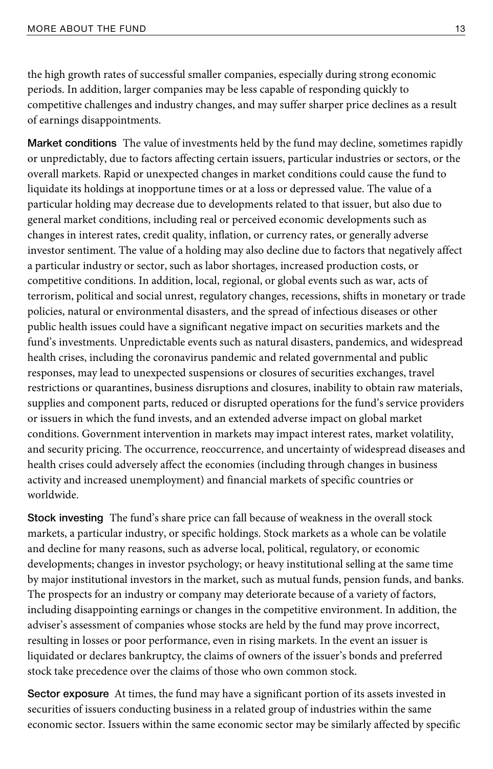the high growth rates of successful smaller companies, especially during strong economic periods. In addition, larger companies may be less capable of responding quickly to competitive challenges and industry changes, and may suffer sharper price declines as a result of earnings disappointments.

**Market conditions** The value of investments held by the fund may decline, sometimes rapidly or unpredictably, due to factors affecting certain issuers, particular industries or sectors, or the overall markets. Rapid or unexpected changes in market conditions could cause the fund to liquidate its holdings at inopportune times or at a loss or depressed value. The value of a particular holding may decrease due to developments related to that issuer, but also due to general market conditions, including real or perceived economic developments such as changes in interest rates, credit quality, inflation, or currency rates, or generally adverse investor sentiment. The value of a holding may also decline due to factors that negatively affect a particular industry or sector, such as labor shortages, increased production costs, or competitive conditions. In addition, local, regional, or global events such as war, acts of terrorism, political and social unrest, regulatory changes, recessions, shifts in monetary or trade policies, natural or environmental disasters, and the spread of infectious diseases or other public health issues could have a significant negative impact on securities markets and the fund's investments. Unpredictable events such as natural disasters, pandemics, and widespread health crises, including the coronavirus pandemic and related governmental and public responses, may lead to unexpected suspensions or closures of securities exchanges, travel restrictions or quarantines, business disruptions and closures, inability to obtain raw materials, supplies and component parts, reduced or disrupted operations for the fund's service providers or issuers in which the fund invests, and an extended adverse impact on global market conditions. Government intervention in markets may impact interest rates, market volatility, and security pricing. The occurrence, reoccurrence, and uncertainty of widespread diseases and health crises could adversely affect the economies (including through changes in business activity and increased unemployment) and financial markets of specific countries or worldwide.

**Stock investing** The fund's share price can fall because of weakness in the overall stock markets, a particular industry, or specific holdings. Stock markets as a whole can be volatile and decline for many reasons, such as adverse local, political, regulatory, or economic developments; changes in investor psychology; or heavy institutional selling at the same time by major institutional investors in the market, such as mutual funds, pension funds, and banks. The prospects for an industry or company may deteriorate because of a variety of factors, including disappointing earnings or changes in the competitive environment. In addition, the adviser's assessment of companies whose stocks are held by the fund may prove incorrect, resulting in losses or poor performance, even in rising markets. In the event an issuer is liquidated or declares bankruptcy, the claims of owners of the issuer's bonds and preferred stock take precedence over the claims of those who own common stock.

**Sector exposure** At times, the fund may have a significant portion of its assets invested in securities of issuers conducting business in a related group of industries within the same economic sector. Issuers within the same economic sector may be similarly affected by specific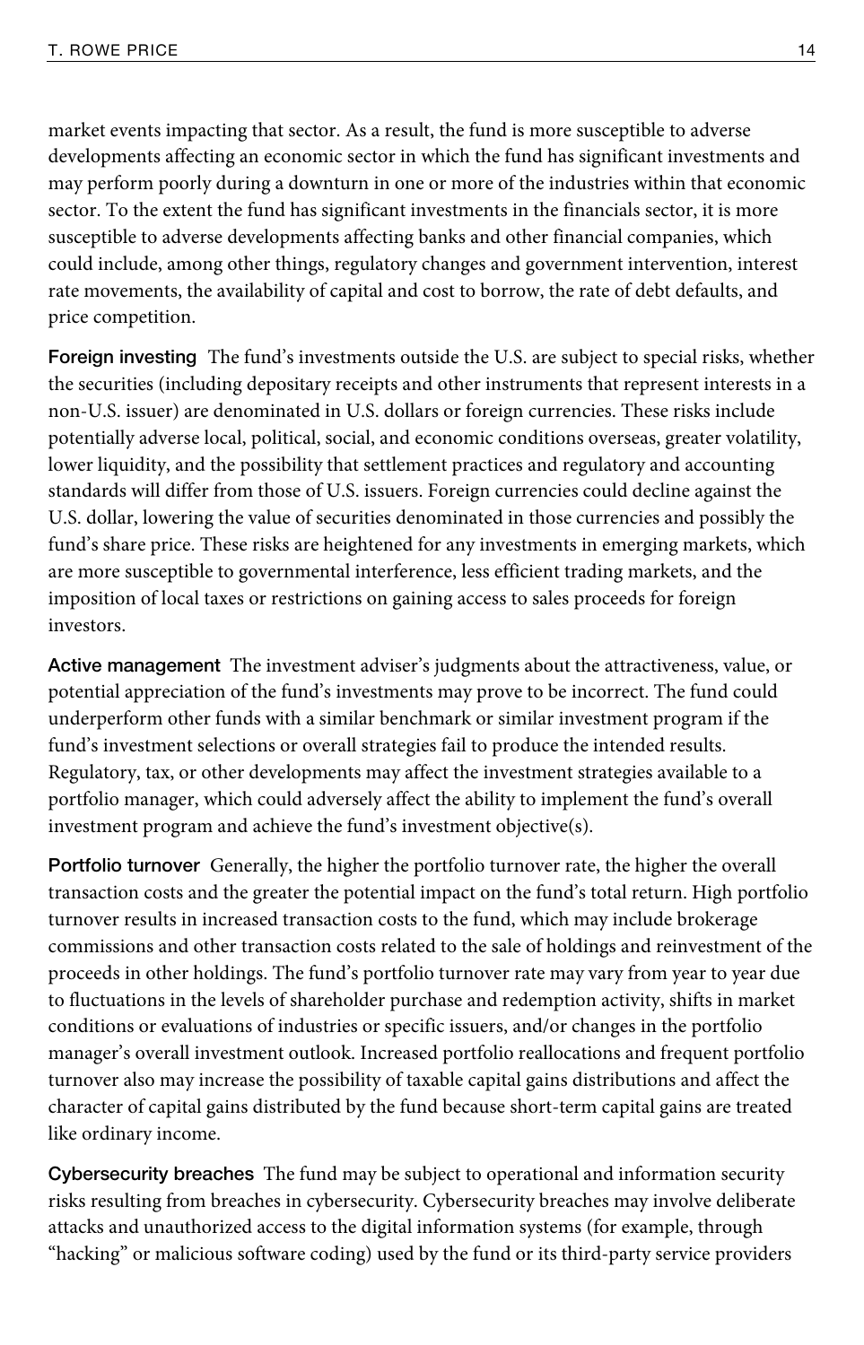market events impacting that sector. As a result, the fund is more susceptible to adverse developments affecting an economic sector in which the fund has significant investments and may perform poorly during a downturn in one or more of the industries within that economic sector. To the extent the fund has significant investments in the financials sector, it is more susceptible to adverse developments affecting banks and other financial companies, which could include, among other things, regulatory changes and government intervention, interest rate movements, the availability of capital and cost to borrow, the rate of debt defaults, and price competition.

**Foreign investing** The fund's investments outside the U.S. are subject to special risks, whether the securities (including depositary receipts and other instruments that represent interests in a non-U.S. issuer) are denominated in U.S. dollars or foreign currencies. These risks include potentially adverse local, political, social, and economic conditions overseas, greater volatility, lower liquidity, and the possibility that settlement practices and regulatory and accounting standards will differ from those of U.S. issuers. Foreign currencies could decline against the U.S. dollar, lowering the value of securities denominated in those currencies and possibly the fund's share price. These risks are heightened for any investments in emerging markets, which are more susceptible to governmental interference, less efficient trading markets, and the imposition of local taxes or restrictions on gaining access to sales proceeds for foreign investors.

**Active management** The investment adviser's judgments about the attractiveness, value, or potential appreciation of the fund's investments may prove to be incorrect. The fund could underperform other funds with a similar benchmark or similar investment program if the fund's investment selections or overall strategies fail to produce the intended results. Regulatory, tax, or other developments may affect the investment strategies available to a portfolio manager, which could adversely affect the ability to implement the fund's overall investment program and achieve the fund's investment objective(s).

**Portfolio turnover** Generally, the higher the portfolio turnover rate, the higher the overall transaction costs and the greater the potential impact on the fund's total return. High portfolio turnover results in increased transaction costs to the fund, which may include brokerage commissions and other transaction costs related to the sale of holdings and reinvestment of the proceeds in other holdings. The fund's portfolio turnover rate may vary from year to year due to fluctuations in the levels of shareholder purchase and redemption activity, shifts in market conditions or evaluations of industries or specific issuers, and/or changes in the portfolio manager's overall investment outlook. Increased portfolio reallocations and frequent portfolio turnover also may increase the possibility of taxable capital gains distributions and affect the character of capital gains distributed by the fund because short-term capital gains are treated like ordinary income.

**Cybersecurity breaches** The fund may be subject to operational and information security risks resulting from breaches in cybersecurity. Cybersecurity breaches may involve deliberate attacks and unauthorized access to the digital information systems (for example, through "hacking" or malicious software coding) used by the fund or its third-party service providers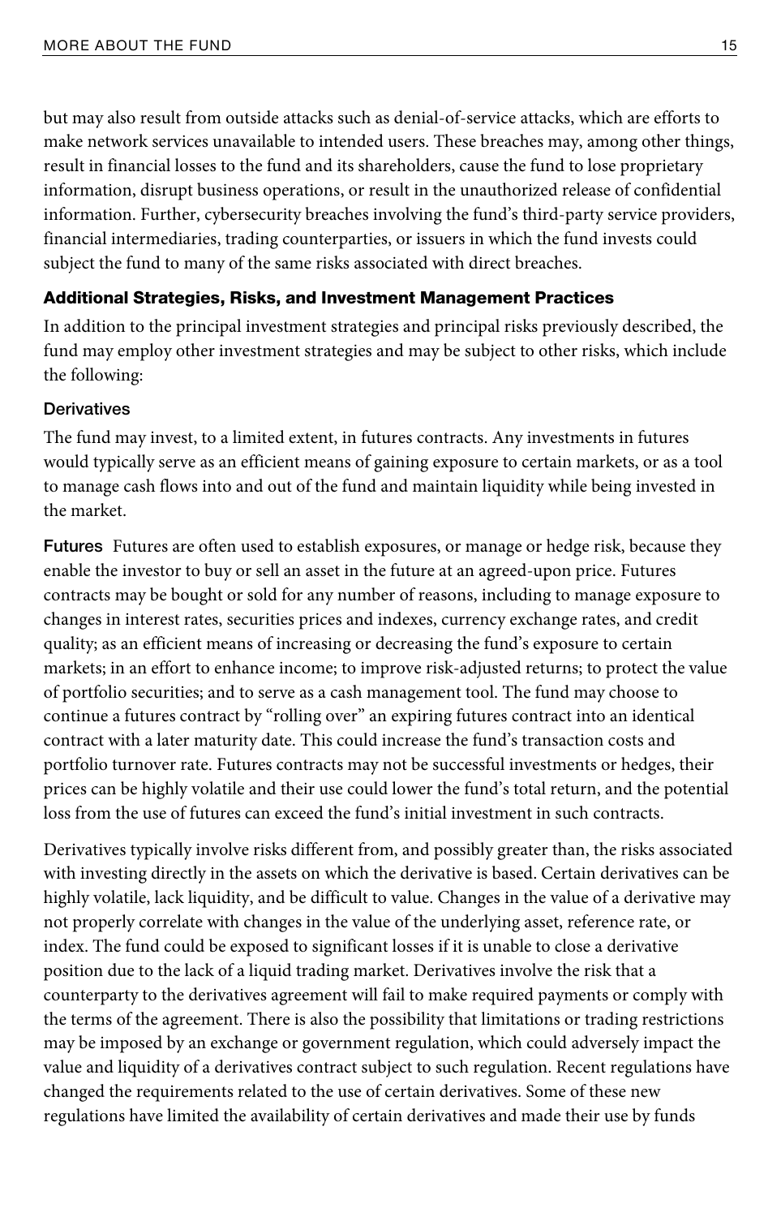but may also result from outside attacks such as denial-of-service attacks, which are efforts to make network services unavailable to intended users. These breaches may, among other things, result in financial losses to the fund and its shareholders, cause the fund to lose proprietary information, disrupt business operations, or result in the unauthorized release of confidential information. Further, cybersecurity breaches involving the fund's third-party service providers, financial intermediaries, trading counterparties, or issuers in which the fund invests could subject the fund to many of the same risks associated with direct breaches.

### Additional Strategies, Risks, and Investment Management Practices

In addition to the principal investment strategies and principal risks previously described, the fund may employ other investment strategies and may be subject to other risks, which include the following:

#### Derivatives

The fund may invest, to a limited extent, in futures contracts. Any investments in futures would typically serve as an efficient means of gaining exposure to certain markets, or as a tool to manage cash flows into and out of the fund and maintain liquidity while being invested in the market.

**Futures** Futures are often used to establish exposures, or manage or hedge risk, because they enable the investor to buy or sell an asset in the future at an agreed-upon price. Futures contracts may be bought or sold for any number of reasons, including to manage exposure to changes in interest rates, securities prices and indexes, currency exchange rates, and credit quality; as an efficient means of increasing or decreasing the fund's exposure to certain markets; in an effort to enhance income; to improve risk-adjusted returns; to protect the value of portfolio securities; and to serve as a cash management tool. The fund may choose to continue a futures contract by "rolling over" an expiring futures contract into an identical contract with a later maturity date. This could increase the fund's transaction costs and portfolio turnover rate. Futures contracts may not be successful investments or hedges, their prices can be highly volatile and their use could lower the fund's total return, and the potential loss from the use of futures can exceed the fund's initial investment in such contracts.

Derivatives typically involve risks different from, and possibly greater than, the risks associated with investing directly in the assets on which the derivative is based. Certain derivatives can be highly volatile, lack liquidity, and be difficult to value. Changes in the value of a derivative may not properly correlate with changes in the value of the underlying asset, reference rate, or index. The fund could be exposed to significant losses if it is unable to close a derivative position due to the lack of a liquid trading market. Derivatives involve the risk that a counterparty to the derivatives agreement will fail to make required payments or comply with the terms of the agreement. There is also the possibility that limitations or trading restrictions may be imposed by an exchange or government regulation, which could adversely impact the value and liquidity of a derivatives contract subject to such regulation. Recent regulations have changed the requirements related to the use of certain derivatives. Some of these new regulations have limited the availability of certain derivatives and made their use by funds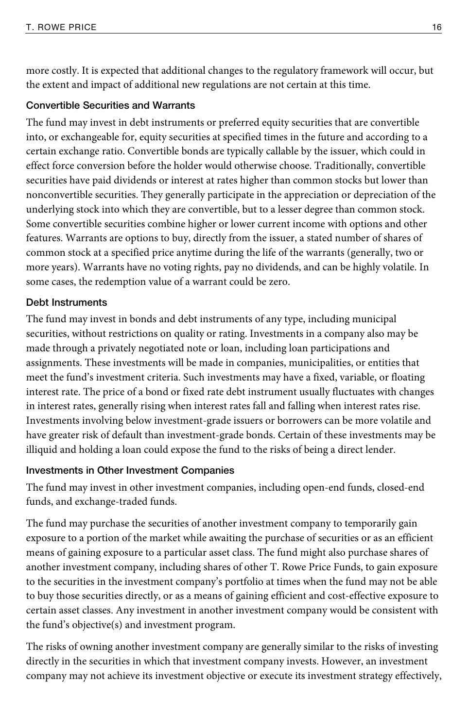more costly. It is expected that additional changes to the regulatory framework will occur, but the extent and impact of additional new regulations are not certain at this time.

### Convertible Securities and Warrants

The fund may invest in debt instruments or preferred equity securities that are convertible into, or exchangeable for, equity securities at specified times in the future and according to a certain exchange ratio. Convertible bonds are typically callable by the issuer, which could in effect force conversion before the holder would otherwise choose. Traditionally, convertible securities have paid dividends or interest at rates higher than common stocks but lower than nonconvertible securities. They generally participate in the appreciation or depreciation of the underlying stock into which they are convertible, but to a lesser degree than common stock. Some convertible securities combine higher or lower current income with options and other features. Warrants are options to buy, directly from the issuer, a stated number of shares of common stock at a specified price anytime during the life of the warrants (generally, two or more years). Warrants have no voting rights, pay no dividends, and can be highly volatile. In some cases, the redemption value of a warrant could be zero.

### Debt Instruments

The fund may invest in bonds and debt instruments of any type, including municipal securities, without restrictions on quality or rating. Investments in a company also may be made through a privately negotiated note or loan, including loan participations and assignments. These investments will be made in companies, municipalities, or entities that meet the fund's investment criteria. Such investments may have a fixed, variable, or floating interest rate. The price of a bond or fixed rate debt instrument usually fluctuates with changes in interest rates, generally rising when interest rates fall and falling when interest rates rise. Investments involving below investment-grade issuers or borrowers can be more volatile and have greater risk of default than investment-grade bonds. Certain of these investments may be illiquid and holding a loan could expose the fund to the risks of being a direct lender.

### Investments in Other Investment Companies

The fund may invest in other investment companies, including open-end funds, closed-end funds, and exchange-traded funds.

The fund may purchase the securities of another investment company to temporarily gain exposure to a portion of the market while awaiting the purchase of securities or as an efficient means of gaining exposure to a particular asset class. The fund might also purchase shares of another investment company, including shares of other T. Rowe Price Funds, to gain exposure to the securities in the investment company's portfolio at times when the fund may not be able to buy those securities directly, or as a means of gaining efficient and cost-effective exposure to certain asset classes. Any investment in another investment company would be consistent with the fund's objective(s) and investment program.

The risks of owning another investment company are generally similar to the risks of investing directly in the securities in which that investment company invests. However, an investment company may not achieve its investment objective or execute its investment strategy effectively,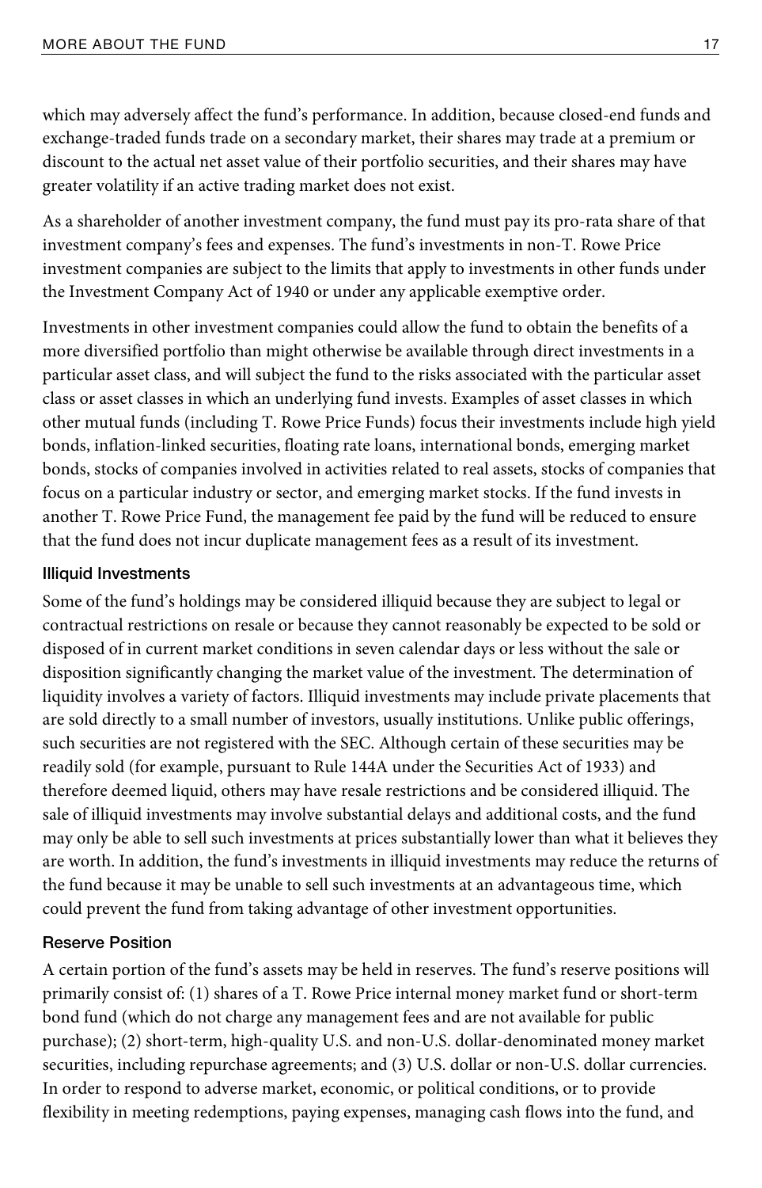which may adversely affect the fund's performance. In addition, because closed-end funds and exchange-traded funds trade on a secondary market, their shares may trade at a premium or discount to the actual net asset value of their portfolio securities, and their shares may have greater volatility if an active trading market does not exist.

As a shareholder of another investment company, the fund must pay its pro-rata share of that investment company's fees and expenses. The fund's investments in non-T. Rowe Price investment companies are subject to the limits that apply to investments in other funds under the Investment Company Act of 1940 or under any applicable exemptive order.

Investments in other investment companies could allow the fund to obtain the benefits of a more diversified portfolio than might otherwise be available through direct investments in a particular asset class, and will subject the fund to the risks associated with the particular asset class or asset classes in which an underlying fund invests. Examples of asset classes in which other mutual funds (including T. Rowe Price Funds) focus their investments include high yield bonds, inflation-linked securities, floating rate loans, international bonds, emerging market bonds, stocks of companies involved in activities related to real assets, stocks of companies that focus on a particular industry or sector, and emerging market stocks. If the fund invests in another T. Rowe Price Fund, the management fee paid by the fund will be reduced to ensure that the fund does not incur duplicate management fees as a result of its investment.

### Illiquid Investments

Some of the fund's holdings may be considered illiquid because they are subject to legal or contractual restrictions on resale or because they cannot reasonably be expected to be sold or disposed of in current market conditions in seven calendar days or less without the sale or disposition significantly changing the market value of the investment. The determination of liquidity involves a variety of factors. Illiquid investments may include private placements that are sold directly to a small number of investors, usually institutions. Unlike public offerings, such securities are not registered with the SEC. Although certain of these securities may be readily sold (for example, pursuant to Rule 144A under the Securities Act of 1933) and therefore deemed liquid, others may have resale restrictions and be considered illiquid. The sale of illiquid investments may involve substantial delays and additional costs, and the fund may only be able to sell such investments at prices substantially lower than what it believes they are worth. In addition, the fund's investments in illiquid investments may reduce the returns of the fund because it may be unable to sell such investments at an advantageous time, which could prevent the fund from taking advantage of other investment opportunities.

### Reserve Position

A certain portion of the fund's assets may be held in reserves. The fund's reserve positions will primarily consist of: (1) shares of a T. Rowe Price internal money market fund or short-term bond fund (which do not charge any management fees and are not available for public purchase); (2) short-term, high-quality U.S. and non-U.S. dollar-denominated money market securities, including repurchase agreements; and (3) U.S. dollar or non-U.S. dollar currencies. In order to respond to adverse market, economic, or political conditions, or to provide flexibility in meeting redemptions, paying expenses, managing cash flows into the fund, and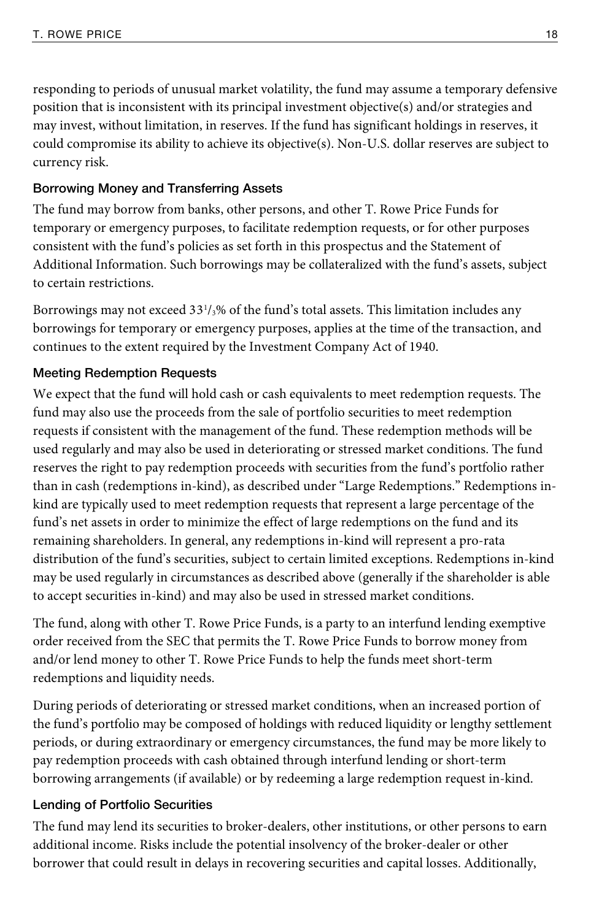responding to periods of unusual market volatility, the fund may assume a temporary defensive position that is inconsistent with its principal investment objective(s) and/or strategies and may invest, without limitation, in reserves. If the fund has significant holdings in reserves, it could compromise its ability to achieve its objective(s). Non-U.S. dollar reserves are subject to currency risk.

### Borrowing Money and Transferring Assets

The fund may borrow from banks, other persons, and other T. Rowe Price Funds for temporary or emergency purposes, to facilitate redemption requests, or for other purposes consistent with the fund's policies as set forth in this prospectus and the Statement of Additional Information. Such borrowings may be collateralized with the fund's assets, subject to certain restrictions.

Borrowings may not exceed 33$^{1}/_{3}$% of the fund's total assets. This limitation includes any borrowings for temporary or emergency purposes, applies at the time of the transaction, and continues to the extent required by the Investment Company Act of 1940.

### Meeting Redemption Requests

We expect that the fund will hold cash or cash equivalents to meet redemption requests. The fund may also use the proceeds from the sale of portfolio securities to meet redemption requests if consistent with the management of the fund. These redemption methods will be used regularly and may also be used in deteriorating or stressed market conditions. The fund reserves the right to pay redemption proceeds with securities from the fund's portfolio rather than in cash (redemptions in-kind), as described under "Large Redemptions." Redemptions in-kind are typically used to meet redemption requests that represent a large percentage of the fund's net assets in order to minimize the effect of large redemptions on the fund and its remaining shareholders. In general, any redemptions in-kind will represent a pro-rata distribution of the fund's securities, subject to certain limited exceptions. Redemptions in-kind may be used regularly in circumstances as described above (generally if the shareholder is able to accept securities in-kind) and may also be used in stressed market conditions.

The fund, along with other T. Rowe Price Funds, is a party to an interfund lending exemptive order received from the SEC that permits the T. Rowe Price Funds to borrow money from and/or lend money to other T. Rowe Price Funds to help the funds meet short-term redemptions and liquidity needs.

During periods of deteriorating or stressed market conditions, when an increased portion of the fund's portfolio may be composed of holdings with reduced liquidity or lengthy settlement periods, or during extraordinary or emergency circumstances, the fund may be more likely to pay redemption proceeds with cash obtained through interfund lending or short-term borrowing arrangements (if available) or by redeeming a large redemption request in-kind.

### Lending of Portfolio Securities

The fund may lend its securities to broker-dealers, other institutions, or other persons to earn additional income. Risks include the potential insolvency of the broker-dealer or other borrower that could result in delays in recovering securities and capital losses. Additionally,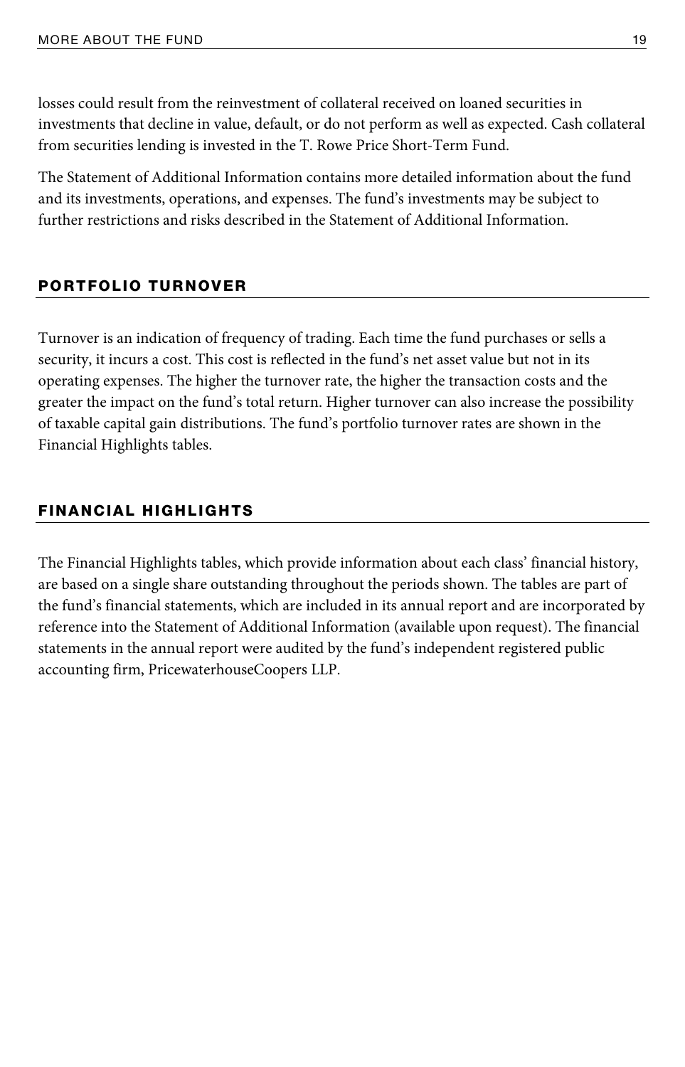losses could result from the reinvestment of collateral received on loaned securities in investments that decline in value, default, or do not perform as well as expected. Cash collateral from securities lending is invested in the T. Rowe Price Short-Term Fund.

The Statement of Additional Information contains more detailed information about the fund and its investments, operations, and expenses. The fund's investments may be subject to further restrictions and risks described in the Statement of Additional Information.

## PORTFOLIO TURNOVER

Turnover is an indication of frequency of trading. Each time the fund purchases or sells a security, it incurs a cost. This cost is reflected in the fund's net asset value but not in its operating expenses. The higher the turnover rate, the higher the transaction costs and the greater the impact on the fund's total return. Higher turnover can also increase the possibility of taxable capital gain distributions. The fund's portfolio turnover rates are shown in the Financial Highlights tables.

## FINANCIAL HIGHLIGHTS

The Financial Highlights tables, which provide information about each class' financial history, are based on a single share outstanding throughout the periods shown. The tables are part of the fund's financial statements, which are included in its annual report and are incorporated by reference into the Statement of Additional Information (available upon request). The financial statements in the annual report were audited by the fund's independent registered public accounting firm, PricewaterhouseCoopers LLP.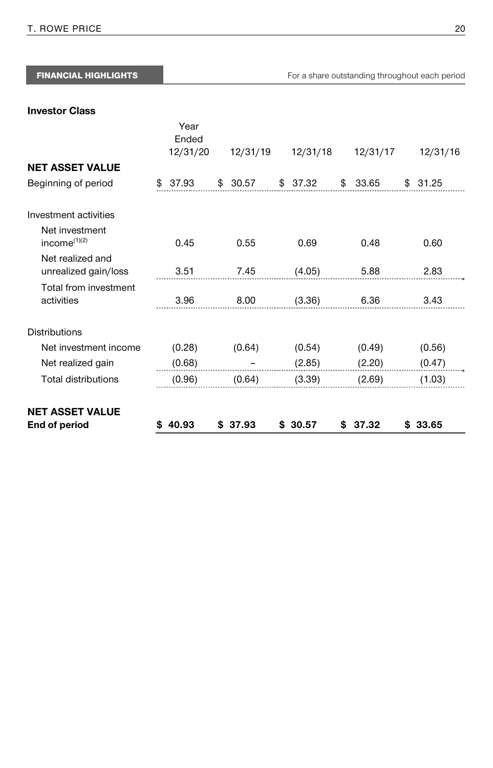## FINANCIAL HIGHLIGHTS

For a share outstanding throughout each period

**Investor Class**

| | Year Ended 12/31/20 | 12/31/19 | 12/31/18 | 12/31/17 | 12/31/16 |
|---|---|---|---|---|---|
| **NET ASSET VALUE** | | | | | |
| Beginning of period | $ 37.93 | $ 30.57 | $ 37.32 | $ 33.65 | $ 31.25 |
| Investment activities | | | | | |
| Net investment income[(1)(2)] | 0.45 | 0.55 | 0.69 | 0.48 | 0.60 |
| Net realized and unrealized gain/loss | 3.51 | 7.45 | (4.05) | 5.88 | 2.83 |
| Total from investment activities | 3.96 | 8.00 | (3.36) | 6.36 | 3.43 |
| Distributions | | | | | |
| Net investment income | (0.28) | (0.64) | (0.54) | (0.49) | (0.56) |
| Net realized gain | (0.68) | – | (2.85) | (2.20) | (0.47) |
| Total distributions | (0.96) | (0.64) | (3.39) | (2.69) | (1.03) |
| **NET ASSET VALUE** **End of period** | **$ 40.93** | **$ 37.93** | **$ 30.57** | **$ 37.32** | **$ 33.65** |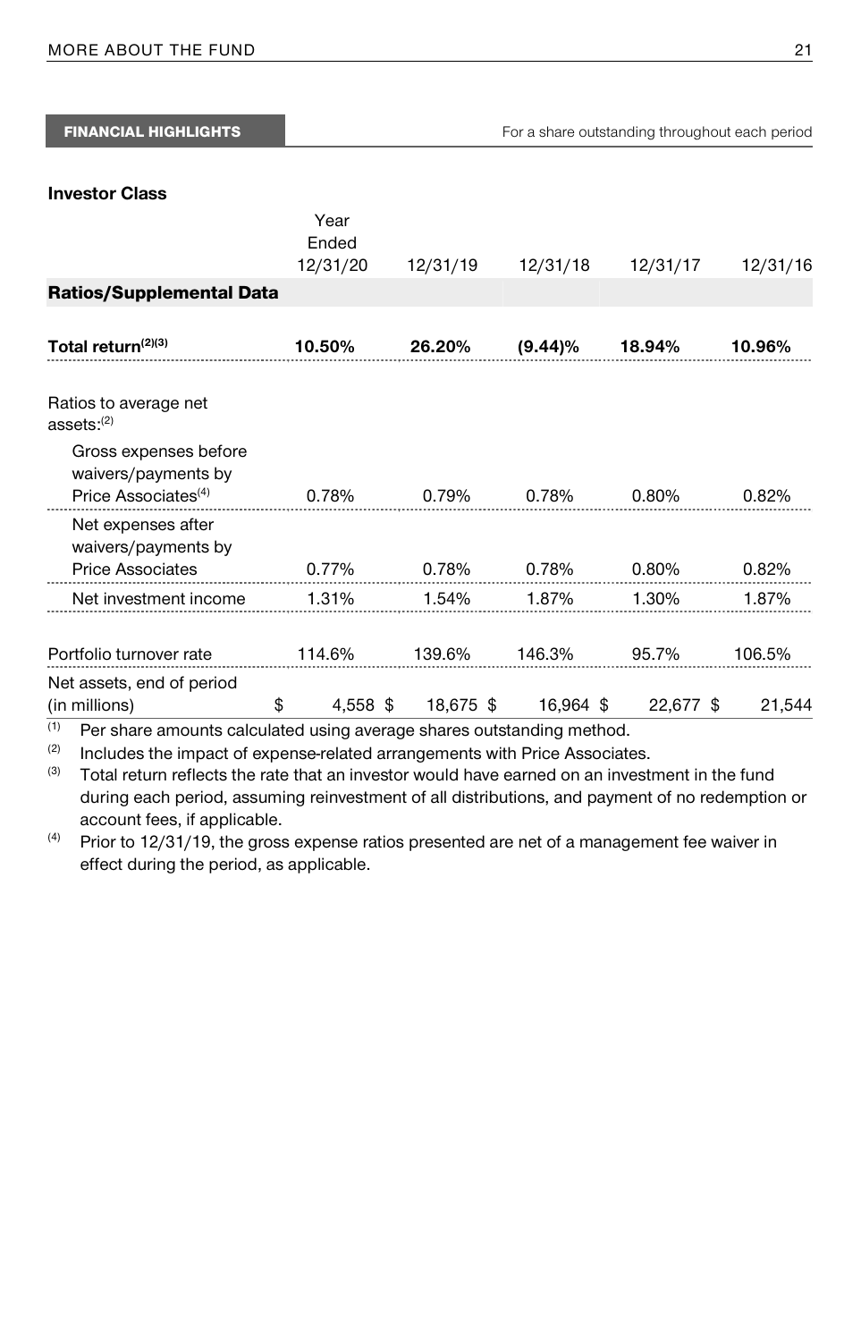## FINANCIAL HIGHLIGHTS

For a share outstanding throughout each period

**Investor Class**

| | Year Ended 12/31/20 | 12/31/19 | 12/31/18 | 12/31/17 | 12/31/16 |
|---|---|---|---|---|---|
| **Ratios/Supplemental Data** | | | | | |
| **Total return[2][3]** | **10.50%** | **26.20%** | **(9.44)%** | **18.94%** | **10.96%** |
| Ratios to average net assets:[2] | | | | | |
| Gross expenses before waivers/payments by Price Associates[4] | 0.78% | 0.79% | 0.78% | 0.80% | 0.82% |
| Net expenses after waivers/payments by Price Associates | 0.77% | 0.78% | 0.78% | 0.80% | 0.82% |
| Net investment income | 1.31% | 1.54% | 1.87% | 1.30% | 1.87% |
| Portfolio turnover rate | 114.6% | 139.6% | 146.3% | 95.7% | 106.5% |
| Net assets, end of period (in millions) | $ 4,558 | $ 18,675 | $ 16,964 | $ 22,677 | $ 21,544 |

[1] Per share amounts calculated using average shares outstanding method.

[2] Includes the impact of expense-related arrangements with Price Associates.

[3] Total return reflects the rate that an investor would have earned on an investment in the fund during each period, assuming reinvestment of all distributions, and payment of no redemption or account fees, if applicable.

[4] Prior to 12/31/19, the gross expense ratios presented are net of a management fee waiver in effect during the period, as applicable.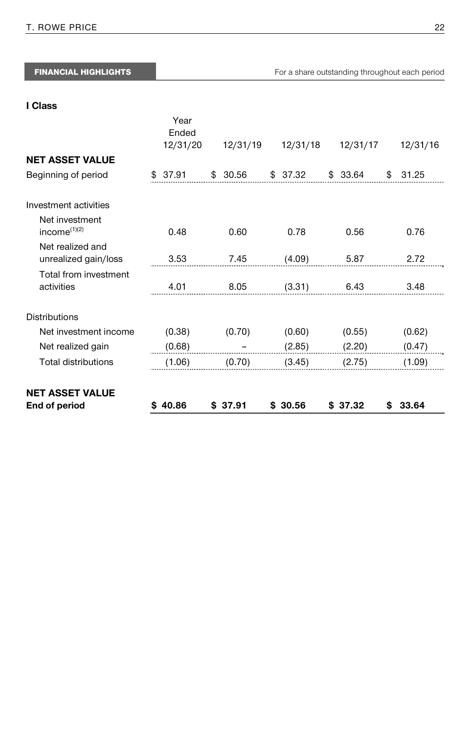**FINANCIAL HIGHLIGHTS** For a share outstanding throughout each period

**I Class**

| | Year Ended 12/31/20 | 12/31/19 | 12/31/18 | 12/31/17 | 12/31/16 |
|---|---|---|---|---|---|
| **NET ASSET VALUE** | | | | | |
| Beginning of period | $ 37.91 | $ 30.56 | $ 37.32 | $ 33.64 | $ 31.25 |
| Investment activities | | | | | |
| Net investment income[(1)(2)] | 0.48 | 0.60 | 0.78 | 0.56 | 0.76 |
| Net realized and unrealized gain/loss | 3.53 | 7.45 | (4.09) | 5.87 | 2.72 |
| Total from investment activities | 4.01 | 8.05 | (3.31) | 6.43 | 3.48 |
| Distributions | | | | | |
| Net investment income | (0.38) | (0.70) | (0.60) | (0.55) | (0.62) |
| Net realized gain | (0.68) | – | (2.85) | (2.20) | (0.47) |
| Total distributions | (1.06) | (0.70) | (3.45) | (2.75) | (1.09) |
| **NET ASSET VALUE End of period** | **$ 40.86** | **$ 37.91** | **$ 30.56** | **$ 37.32** | **$ 33.64** |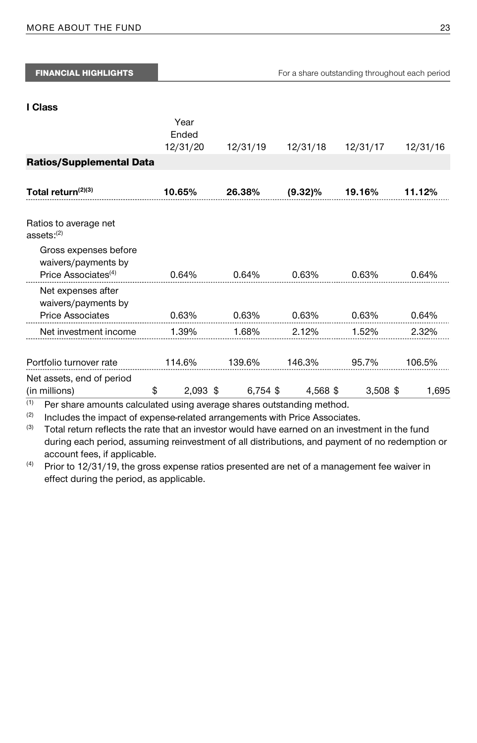**FINANCIAL HIGHLIGHTS** — For a share outstanding throughout each period

**I Class**

| | Year Ended 12/31/20 | 12/31/19 | 12/31/18 | 12/31/17 | 12/31/16 |
|---|---|---|---|---|---|
| **Ratios/Supplemental Data** | | | | | |
| **Total return**[(2)(3)] | **10.65%** | **26.38%** | **(9.32)%** | **19.16%** | **11.12%** |
| Ratios to average net assets:[(2)] | | | | | |
| Gross expenses before waivers/payments by Price Associates[(4)] | 0.64% | 0.64% | 0.63% | 0.63% | 0.64% |
| Net expenses after waivers/payments by Price Associates | 0.63% | 0.63% | 0.63% | 0.63% | 0.64% |
| Net investment income | 1.39% | 1.68% | 2.12% | 1.52% | 2.32% |
| Portfolio turnover rate | 114.6% | 139.6% | 146.3% | 95.7% | 106.5% |
| Net assets, end of period (in millions) | $ 2,093 | $ 6,754 | $ 4,568 | $ 3,508 | $ 1,695 |

(1) Per share amounts calculated using average shares outstanding method.

(2) Includes the impact of expense-related arrangements with Price Associates.

(3) Total return reflects the rate that an investor would have earned on an investment in the fund during each period, assuming reinvestment of all distributions, and payment of no redemption or account fees, if applicable.

(4) Prior to 12/31/19, the gross expense ratios presented are net of a management fee waiver in effect during the period, as applicable.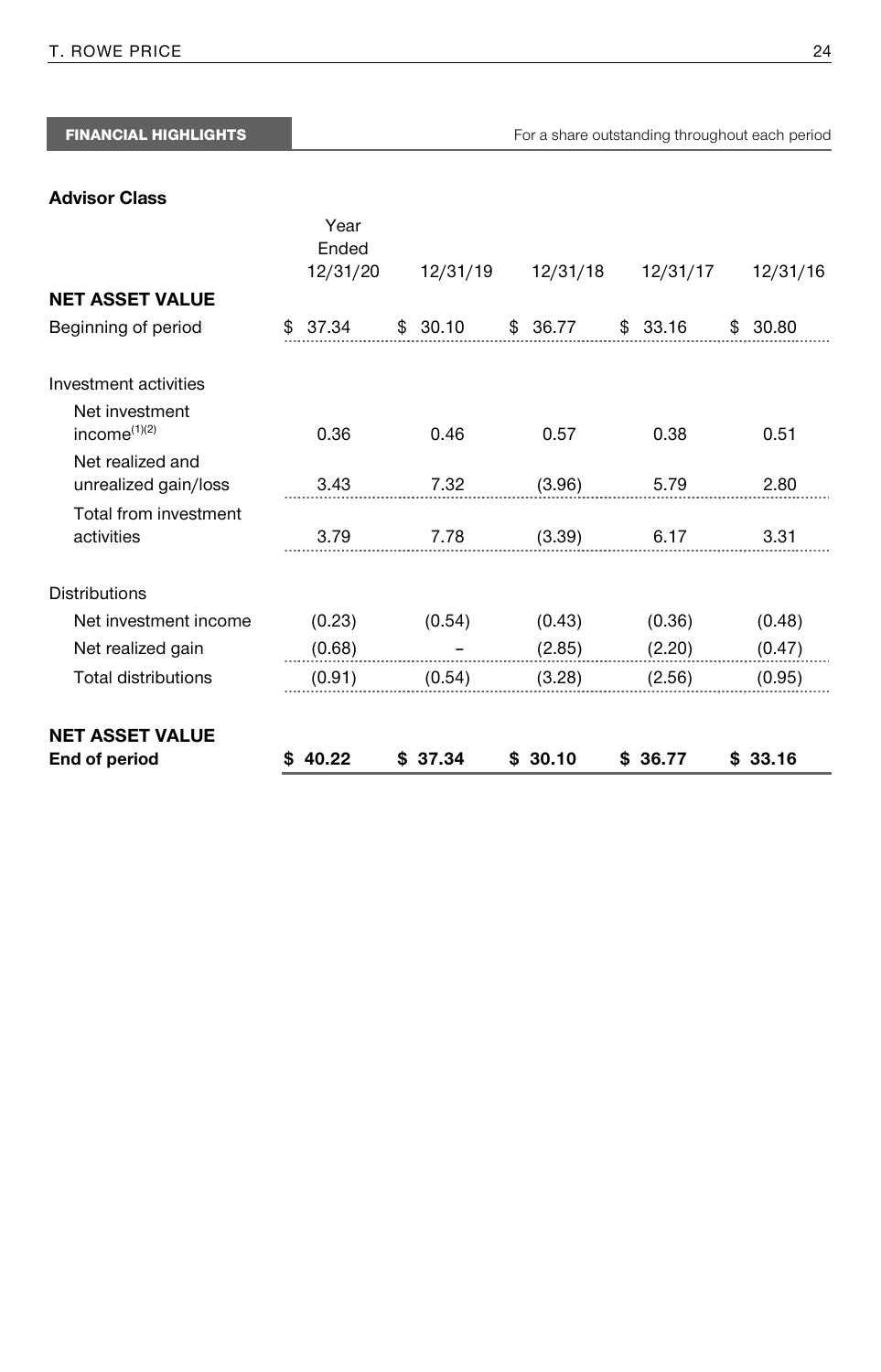**FINANCIAL HIGHLIGHTS** For a share outstanding throughout each period

**Advisor Class**

| | Year Ended 12/31/20 | 12/31/19 | 12/31/18 | 12/31/17 | 12/31/16 |
|---|---|---|---|---|---|
| **NET ASSET VALUE** | | | | | |
| Beginning of period | $ 37.34 | $ 30.10 | $ 36.77 | $ 33.16 | $ 30.80 |
| Investment activities | | | | | |
| Net investment income[(1)(2)] | 0.36 | 0.46 | 0.57 | 0.38 | 0.51 |
| Net realized and unrealized gain/loss | 3.43 | 7.32 | (3.96) | 5.79 | 2.80 |
| Total from investment activities | 3.79 | 7.78 | (3.39) | 6.17 | 3.31 |
| Distributions | | | | | |
| Net investment income | (0.23) | (0.54) | (0.43) | (0.36) | (0.48) |
| Net realized gain | (0.68) | – | (2.85) | (2.20) | (0.47) |
| Total distributions | (0.91) | (0.54) | (3.28) | (2.56) | (0.95) |
| **NET ASSET VALUE** | | | | | |
| **End of period** | **$ 40.22** | **$ 37.34** | **$ 30.10** | **$ 36.77** | **$ 33.16** |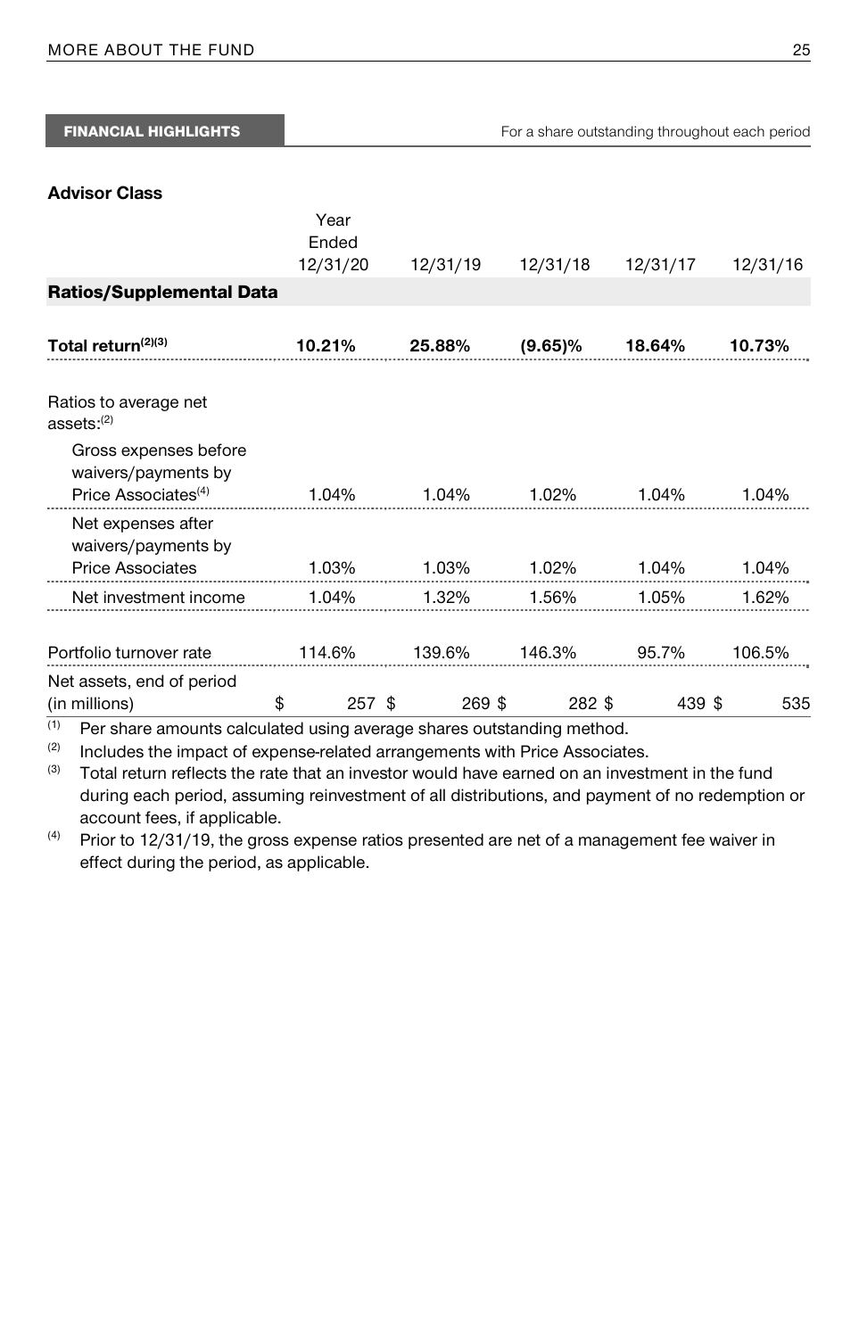**FINANCIAL HIGHLIGHTS** For a share outstanding throughout each period

**Advisor Class**

| | Year Ended 12/31/20 | 12/31/19 | 12/31/18 | 12/31/17 | 12/31/16 |
|---|---|---|---|---|---|
| **Ratios/Supplemental Data** | | | | | |
| **Total return**[(2)(3)] | **10.21%** | **25.88%** | **(9.65)%** | **18.64%** | **10.73%** |
| Ratios to average net assets:[(2)] | | | | | |
| Gross expenses before waivers/payments by Price Associates[(4)] | 1.04% | 1.04% | 1.02% | 1.04% | 1.04% |
| Net expenses after waivers/payments by Price Associates | 1.03% | 1.03% | 1.02% | 1.04% | 1.04% |
| Net investment income | 1.04% | 1.32% | 1.56% | 1.05% | 1.62% |
| Portfolio turnover rate | 114.6% | 139.6% | 146.3% | 95.7% | 106.5% |
| Net assets, end of period (in millions) | $ 257 | $ 269 | $ 282 | $ 439 | $ 535 |

(1) Per share amounts calculated using average shares outstanding method.

(2) Includes the impact of expense-related arrangements with Price Associates.

(3) Total return reflects the rate that an investor would have earned on an investment in the fund during each period, assuming reinvestment of all distributions, and payment of no redemption or account fees, if applicable.

(4) Prior to 12/31/19, the gross expense ratios presented are net of a management fee waiver in effect during the period, as applicable.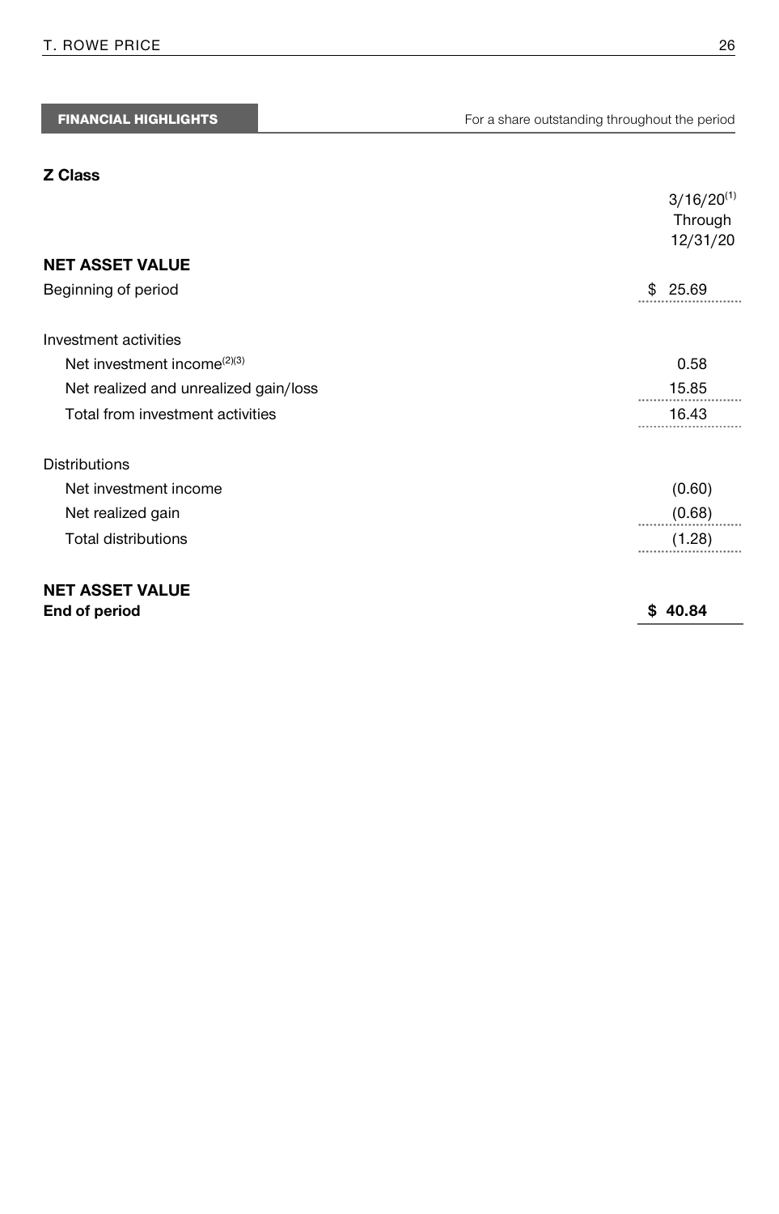**FINANCIAL HIGHLIGHTS** — For a share outstanding throughout the period

**Z Class**

| | 3/16/20[1] Through 12/31/20 |
|---|---|
| **NET ASSET VALUE** | |
| Beginning of period | $ 25.69 |
| | |
| Investment activities | |
| Net investment income[2][3] | 0.58 |
| Net realized and unrealized gain/loss | 15.85 |
| Total from investment activities | 16.43 |
| | |
| Distributions | |
| Net investment income | (0.60) |
| Net realized gain | (0.68) |
| Total distributions | (1.28) |
| | |
| **NET ASSET VALUE** | |
| **End of period** | **$ 40.84** |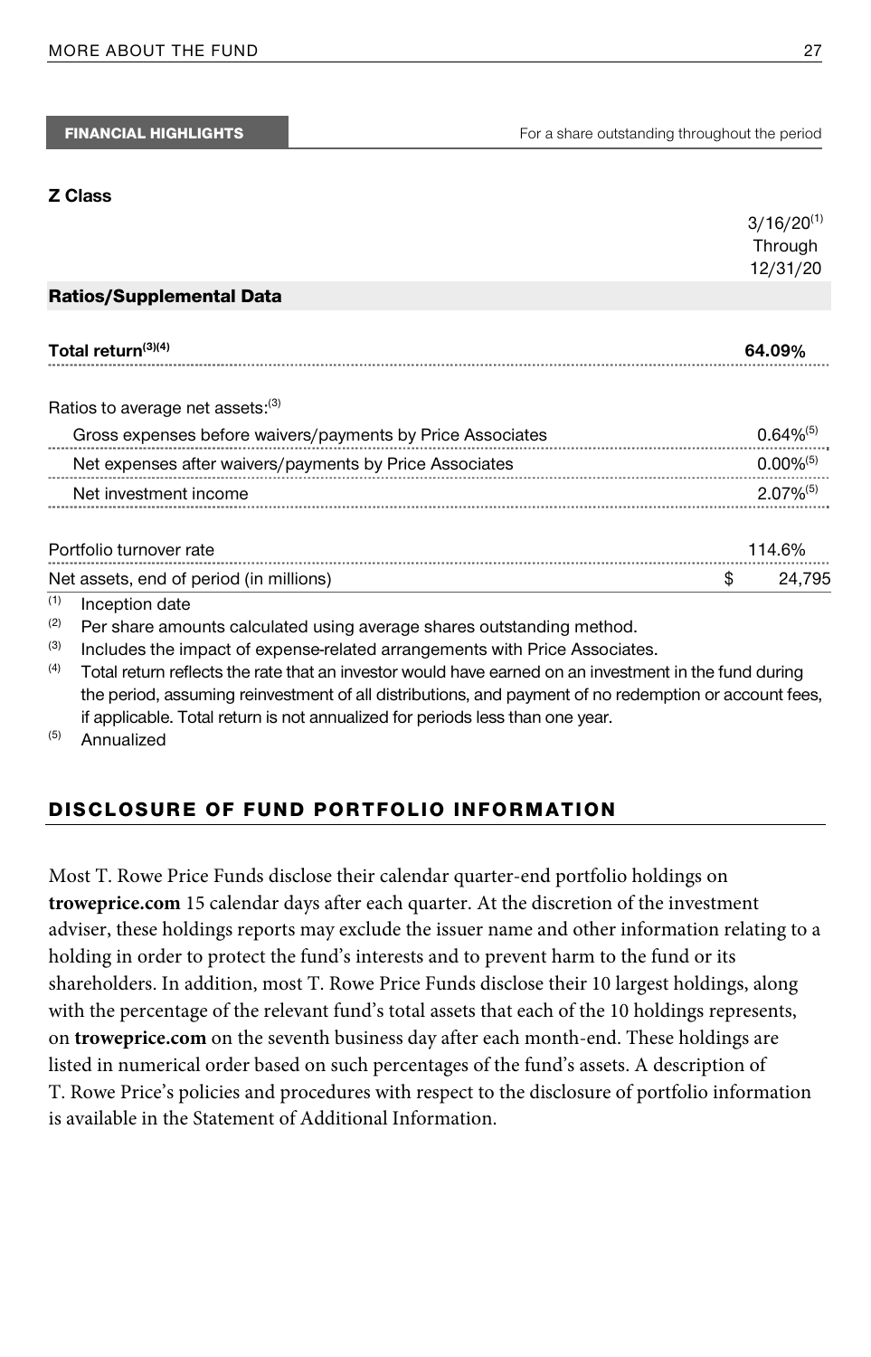**FINANCIAL HIGHLIGHTS** For a share outstanding throughout the period

**Z Class**

| | 3/16/20[1] Through 12/31/20 |
|---|---|
| **Ratios/Supplemental Data** | |
| **Total return[3][4]** | **64.09%** |
| Ratios to average net assets:[3] | |
| Gross expenses before waivers/payments by Price Associates | 0.64%[5] |
| Net expenses after waivers/payments by Price Associates | 0.00%[5] |
| Net investment income | 2.07%[5] |
| Portfolio turnover rate | 114.6% |
| Net assets, end of period (in millions) | $ 24,795 |

[1] Inception date

[2] Per share amounts calculated using average shares outstanding method.

[3] Includes the impact of expense-related arrangements with Price Associates.

[4] Total return reflects the rate that an investor would have earned on an investment in the fund during the period, assuming reinvestment of all distributions, and payment of no redemption or account fees, if applicable. Total return is not annualized for periods less than one year.

[5] Annualized

## DISCLOSURE OF FUND PORTFOLIO INFORMATION

Most T. Rowe Price Funds disclose their calendar quarter-end portfolio holdings on **troweprice.com** 15 calendar days after each quarter. At the discretion of the investment adviser, these holdings reports may exclude the issuer name and other information relating to a holding in order to protect the fund's interests and to prevent harm to the fund or its shareholders. In addition, most T. Rowe Price Funds disclose their 10 largest holdings, along with the percentage of the relevant fund's total assets that each of the 10 holdings represents, on **troweprice.com** on the seventh business day after each month-end. These holdings are listed in numerical order based on such percentages of the fund's assets. A description of T. Rowe Price's policies and procedures with respect to the disclosure of portfolio information is available in the Statement of Additional Information.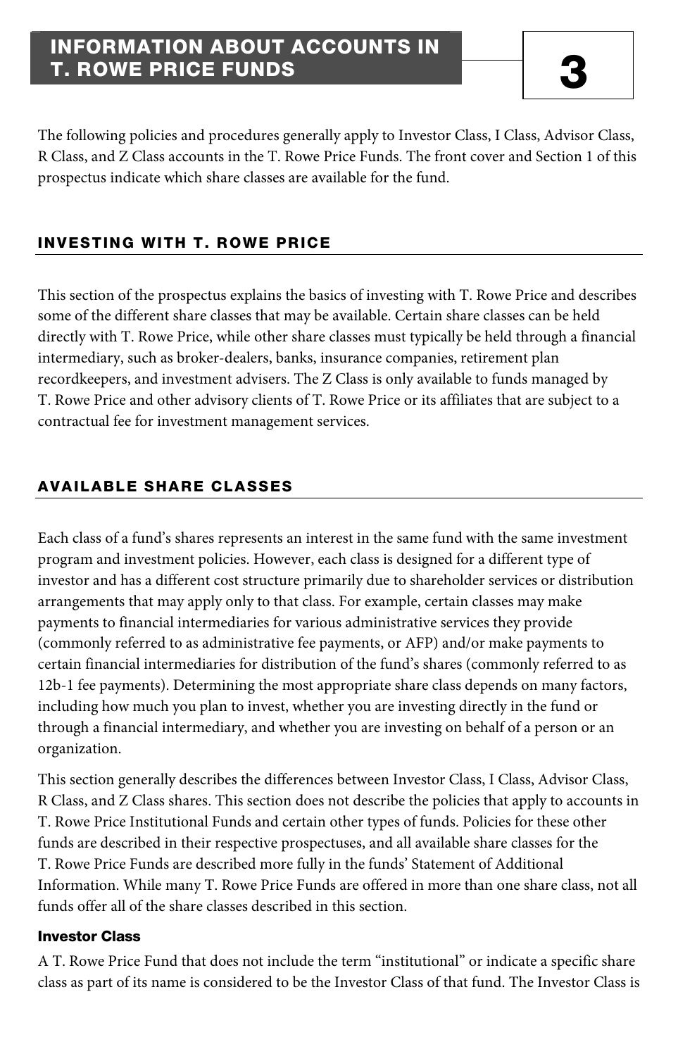# INFORMATION ABOUT ACCOUNTS IN T. ROWE PRICE FUNDS

# 3

The following policies and procedures generally apply to Investor Class, I Class, Advisor Class, R Class, and Z Class accounts in the T. Rowe Price Funds. The front cover and Section 1 of this prospectus indicate which share classes are available for the fund.

## INVESTING WITH T. ROWE PRICE

This section of the prospectus explains the basics of investing with T. Rowe Price and describes some of the different share classes that may be available. Certain share classes can be held directly with T. Rowe Price, while other share classes must typically be held through a financial intermediary, such as broker-dealers, banks, insurance companies, retirement plan recordkeepers, and investment advisers. The Z Class is only available to funds managed by T. Rowe Price and other advisory clients of T. Rowe Price or its affiliates that are subject to a contractual fee for investment management services.

## AVAILABLE SHARE CLASSES

Each class of a fund's shares represents an interest in the same fund with the same investment program and investment policies. However, each class is designed for a different type of investor and has a different cost structure primarily due to shareholder services or distribution arrangements that may apply only to that class. For example, certain classes may make payments to financial intermediaries for various administrative services they provide (commonly referred to as administrative fee payments, or AFP) and/or make payments to certain financial intermediaries for distribution of the fund's shares (commonly referred to as 12b-1 fee payments). Determining the most appropriate share class depends on many factors, including how much you plan to invest, whether you are investing directly in the fund or through a financial intermediary, and whether you are investing on behalf of a person or an organization.

This section generally describes the differences between Investor Class, I Class, Advisor Class, R Class, and Z Class shares. This section does not describe the policies that apply to accounts in T. Rowe Price Institutional Funds and certain other types of funds. Policies for these other funds are described in their respective prospectuses, and all available share classes for the T. Rowe Price Funds are described more fully in the funds' Statement of Additional Information. While many T. Rowe Price Funds are offered in more than one share class, not all funds offer all of the share classes described in this section.

### Investor Class

A T. Rowe Price Fund that does not include the term "institutional" or indicate a specific share class as part of its name is considered to be the Investor Class of that fund. The Investor Class is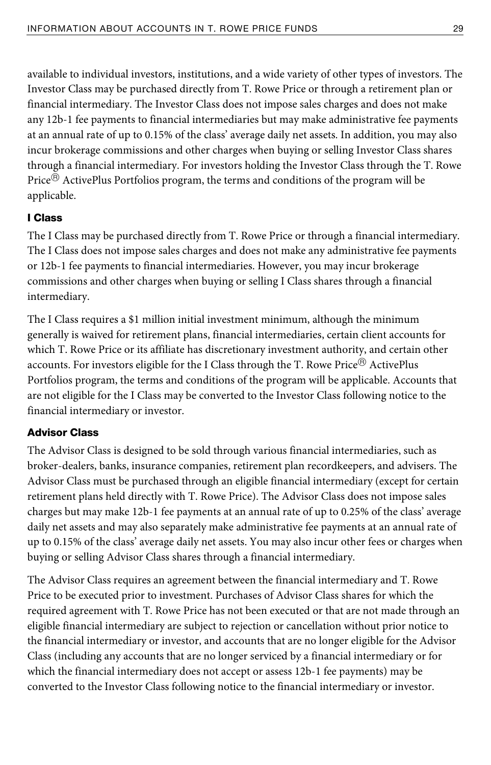available to individual investors, institutions, and a wide variety of other types of investors. The Investor Class may be purchased directly from T. Rowe Price or through a retirement plan or financial intermediary. The Investor Class does not impose sales charges and does not make any 12b-1 fee payments to financial intermediaries but may make administrative fee payments at an annual rate of up to 0.15% of the class' average daily net assets. In addition, you may also incur brokerage commissions and other charges when buying or selling Investor Class shares through a financial intermediary. For investors holding the Investor Class through the T. Rowe Price® ActivePlus Portfolios program, the terms and conditions of the program will be applicable.

### I Class

The I Class may be purchased directly from T. Rowe Price or through a financial intermediary. The I Class does not impose sales charges and does not make any administrative fee payments or 12b-1 fee payments to financial intermediaries. However, you may incur brokerage commissions and other charges when buying or selling I Class shares through a financial intermediary.

The I Class requires a $1 million initial investment minimum, although the minimum generally is waived for retirement plans, financial intermediaries, certain client accounts for which T. Rowe Price or its affiliate has discretionary investment authority, and certain other accounts. For investors eligible for the I Class through the T. Rowe Price® ActivePlus Portfolios program, the terms and conditions of the program will be applicable. Accounts that are not eligible for the I Class may be converted to the Investor Class following notice to the financial intermediary or investor.

### Advisor Class

The Advisor Class is designed to be sold through various financial intermediaries, such as broker-dealers, banks, insurance companies, retirement plan recordkeepers, and advisers. The Advisor Class must be purchased through an eligible financial intermediary (except for certain retirement plans held directly with T. Rowe Price). The Advisor Class does not impose sales charges but may make 12b-1 fee payments at an annual rate of up to 0.25% of the class' average daily net assets and may also separately make administrative fee payments at an annual rate of up to 0.15% of the class' average daily net assets. You may also incur other fees or charges when buying or selling Advisor Class shares through a financial intermediary.

The Advisor Class requires an agreement between the financial intermediary and T. Rowe Price to be executed prior to investment. Purchases of Advisor Class shares for which the required agreement with T. Rowe Price has not been executed or that are not made through an eligible financial intermediary are subject to rejection or cancellation without prior notice to the financial intermediary or investor, and accounts that are no longer eligible for the Advisor Class (including any accounts that are no longer serviced by a financial intermediary or for which the financial intermediary does not accept or assess 12b-1 fee payments) may be converted to the Investor Class following notice to the financial intermediary or investor.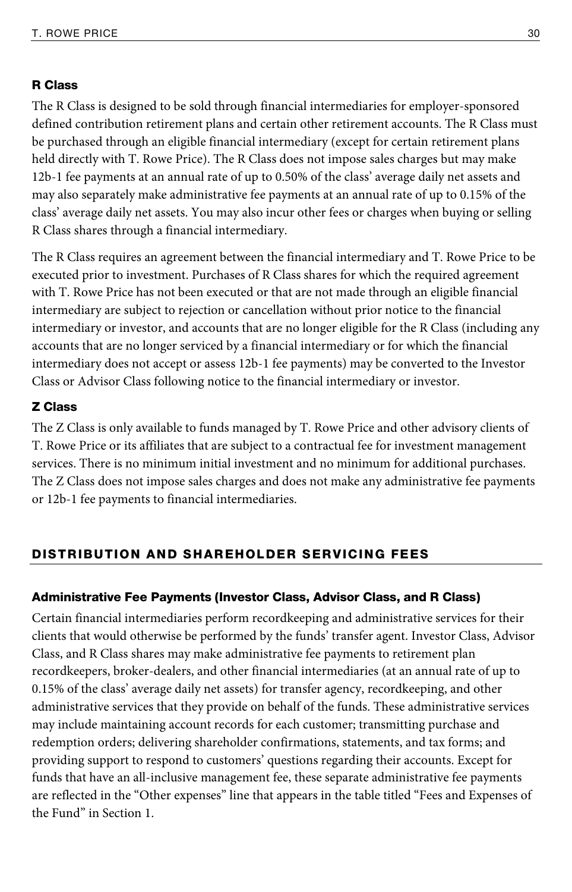### R Class

The R Class is designed to be sold through financial intermediaries for employer-sponsored defined contribution retirement plans and certain other retirement accounts. The R Class must be purchased through an eligible financial intermediary (except for certain retirement plans held directly with T. Rowe Price). The R Class does not impose sales charges but may make 12b-1 fee payments at an annual rate of up to 0.50% of the class' average daily net assets and may also separately make administrative fee payments at an annual rate of up to 0.15% of the class' average daily net assets. You may also incur other fees or charges when buying or selling R Class shares through a financial intermediary.

The R Class requires an agreement between the financial intermediary and T. Rowe Price to be executed prior to investment. Purchases of R Class shares for which the required agreement with T. Rowe Price has not been executed or that are not made through an eligible financial intermediary are subject to rejection or cancellation without prior notice to the financial intermediary or investor, and accounts that are no longer eligible for the R Class (including any accounts that are no longer serviced by a financial intermediary or for which the financial intermediary does not accept or assess 12b-1 fee payments) may be converted to the Investor Class or Advisor Class following notice to the financial intermediary or investor.

### Z Class

The Z Class is only available to funds managed by T. Rowe Price and other advisory clients of T. Rowe Price or its affiliates that are subject to a contractual fee for investment management services. There is no minimum initial investment and no minimum for additional purchases. The Z Class does not impose sales charges and does not make any administrative fee payments or 12b-1 fee payments to financial intermediaries.

## DISTRIBUTION AND SHAREHOLDER SERVICING FEES

### Administrative Fee Payments (Investor Class, Advisor Class, and R Class)

Certain financial intermediaries perform recordkeeping and administrative services for their clients that would otherwise be performed by the funds' transfer agent. Investor Class, Advisor Class, and R Class shares may make administrative fee payments to retirement plan recordkeepers, broker-dealers, and other financial intermediaries (at an annual rate of up to 0.15% of the class' average daily net assets) for transfer agency, recordkeeping, and other administrative services that they provide on behalf of the funds. These administrative services may include maintaining account records for each customer; transmitting purchase and redemption orders; delivering shareholder confirmations, statements, and tax forms; and providing support to respond to customers' questions regarding their accounts. Except for funds that have an all-inclusive management fee, these separate administrative fee payments are reflected in the "Other expenses" line that appears in the table titled "Fees and Expenses of the Fund" in Section 1.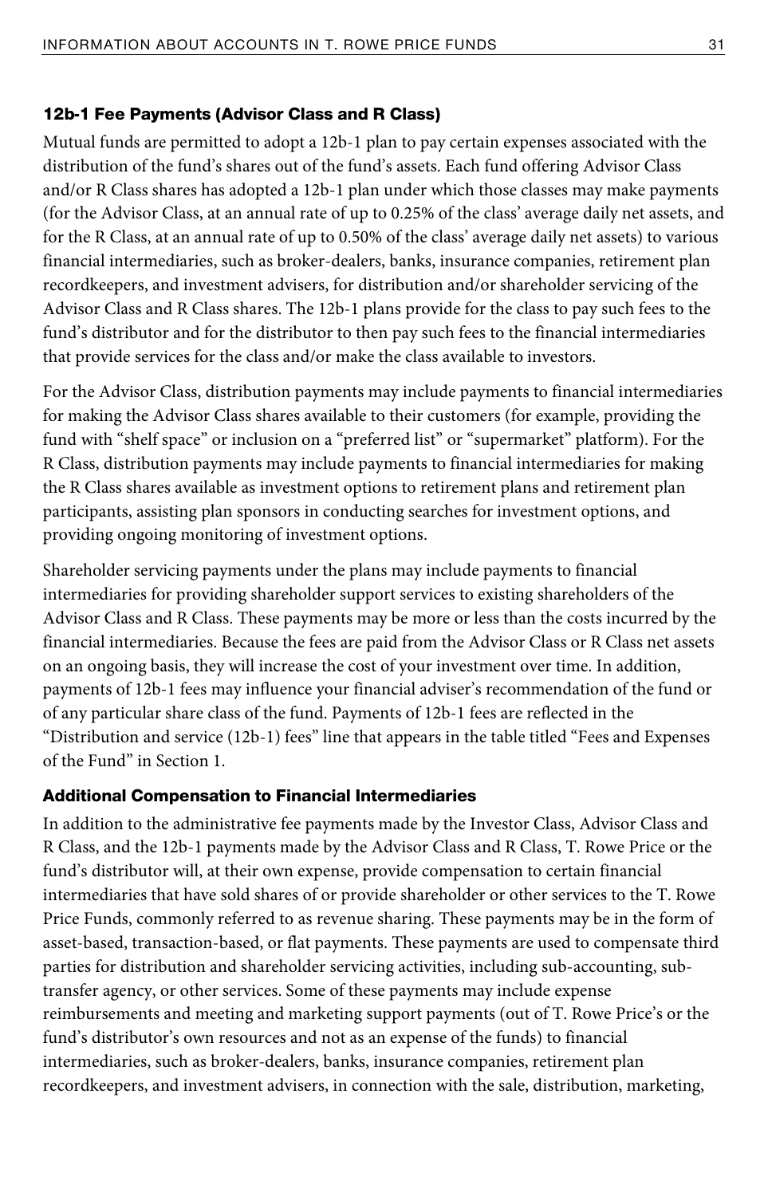### 12b-1 Fee Payments (Advisor Class and R Class)

Mutual funds are permitted to adopt a 12b-1 plan to pay certain expenses associated with the distribution of the fund's shares out of the fund's assets. Each fund offering Advisor Class and/or R Class shares has adopted a 12b-1 plan under which those classes may make payments (for the Advisor Class, at an annual rate of up to 0.25% of the class' average daily net assets, and for the R Class, at an annual rate of up to 0.50% of the class' average daily net assets) to various financial intermediaries, such as broker-dealers, banks, insurance companies, retirement plan recordkeepers, and investment advisers, for distribution and/or shareholder servicing of the Advisor Class and R Class shares. The 12b-1 plans provide for the class to pay such fees to the fund's distributor and for the distributor to then pay such fees to the financial intermediaries that provide services for the class and/or make the class available to investors.

For the Advisor Class, distribution payments may include payments to financial intermediaries for making the Advisor Class shares available to their customers (for example, providing the fund with "shelf space" or inclusion on a "preferred list" or "supermarket" platform). For the R Class, distribution payments may include payments to financial intermediaries for making the R Class shares available as investment options to retirement plans and retirement plan participants, assisting plan sponsors in conducting searches for investment options, and providing ongoing monitoring of investment options.

Shareholder servicing payments under the plans may include payments to financial intermediaries for providing shareholder support services to existing shareholders of the Advisor Class and R Class. These payments may be more or less than the costs incurred by the financial intermediaries. Because the fees are paid from the Advisor Class or R Class net assets on an ongoing basis, they will increase the cost of your investment over time. In addition, payments of 12b-1 fees may influence your financial adviser's recommendation of the fund or of any particular share class of the fund. Payments of 12b-1 fees are reflected in the "Distribution and service (12b-1) fees" line that appears in the table titled "Fees and Expenses of the Fund" in Section 1.

### Additional Compensation to Financial Intermediaries

In addition to the administrative fee payments made by the Investor Class, Advisor Class and R Class, and the 12b-1 payments made by the Advisor Class and R Class, T. Rowe Price or the fund's distributor will, at their own expense, provide compensation to certain financial intermediaries that have sold shares of or provide shareholder or other services to the T. Rowe Price Funds, commonly referred to as revenue sharing. These payments may be in the form of asset-based, transaction-based, or flat payments. These payments are used to compensate third parties for distribution and shareholder servicing activities, including sub-accounting, sub-transfer agency, or other services. Some of these payments may include expense reimbursements and meeting and marketing support payments (out of T. Rowe Price's or the fund's distributor's own resources and not as an expense of the funds) to financial intermediaries, such as broker-dealers, banks, insurance companies, retirement plan recordkeepers, and investment advisers, in connection with the sale, distribution, marketing,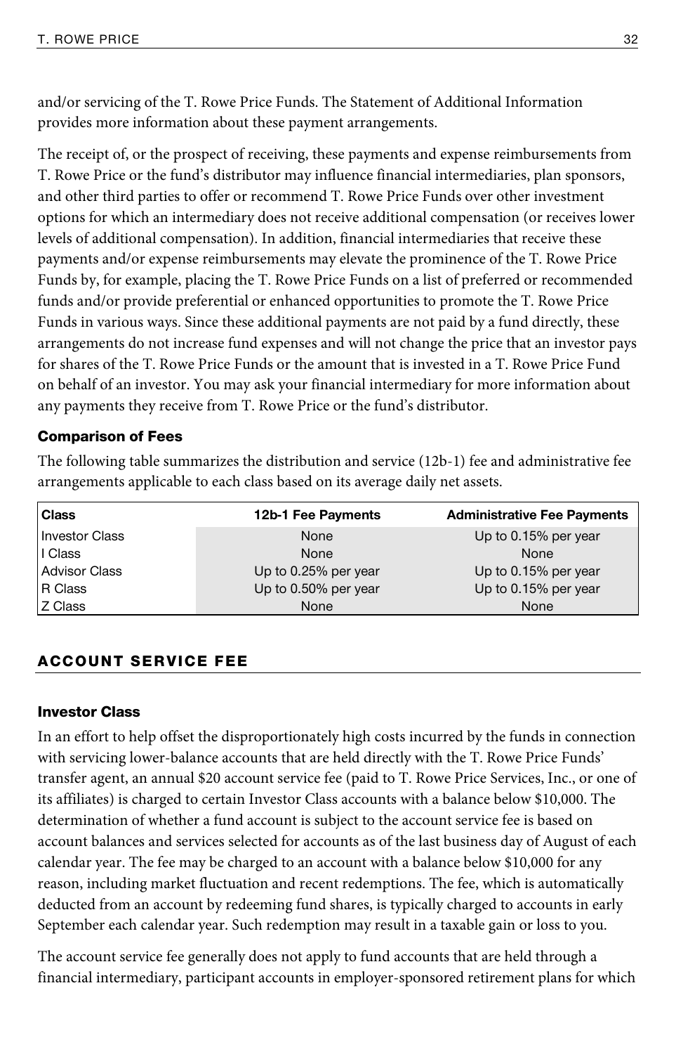and/or servicing of the T. Rowe Price Funds. The Statement of Additional Information provides more information about these payment arrangements.

The receipt of, or the prospect of receiving, these payments and expense reimbursements from T. Rowe Price or the fund's distributor may influence financial intermediaries, plan sponsors, and other third parties to offer or recommend T. Rowe Price Funds over other investment options for which an intermediary does not receive additional compensation (or receives lower levels of additional compensation). In addition, financial intermediaries that receive these payments and/or expense reimbursements may elevate the prominence of the T. Rowe Price Funds by, for example, placing the T. Rowe Price Funds on a list of preferred or recommended funds and/or provide preferential or enhanced opportunities to promote the T. Rowe Price Funds in various ways. Since these additional payments are not paid by a fund directly, these arrangements do not increase fund expenses and will not change the price that an investor pays for shares of the T. Rowe Price Funds or the amount that is invested in a T. Rowe Price Fund on behalf of an investor. You may ask your financial intermediary for more information about any payments they receive from T. Rowe Price or the fund's distributor.

**Comparison of Fees**

The following table summarizes the distribution and service (12b-1) fee and administrative fee arrangements applicable to each class based on its average daily net assets.

| Class | 12b-1 Fee Payments | Administrative Fee Payments |
|---|---|---|
| Investor Class | None | Up to 0.15% per year |
| I Class | None | None |
| Advisor Class | Up to 0.25% per year | Up to 0.15% per year |
| R Class | Up to 0.50% per year | Up to 0.15% per year |
| Z Class | None | None |

## ACCOUNT SERVICE FEE

### Investor Class

In an effort to help offset the disproportionately high costs incurred by the funds in connection with servicing lower-balance accounts that are held directly with the T. Rowe Price Funds' transfer agent, an annual $20 account service fee (paid to T. Rowe Price Services, Inc., or one of its affiliates) is charged to certain Investor Class accounts with a balance below $10,000. The determination of whether a fund account is subject to the account service fee is based on account balances and services selected for accounts as of the last business day of August of each calendar year. The fee may be charged to an account with a balance below $10,000 for any reason, including market fluctuation and recent redemptions. The fee, which is automatically deducted from an account by redeeming fund shares, is typically charged to accounts in early September each calendar year. Such redemption may result in a taxable gain or loss to you.

The account service fee generally does not apply to fund accounts that are held through a financial intermediary, participant accounts in employer-sponsored retirement plans for which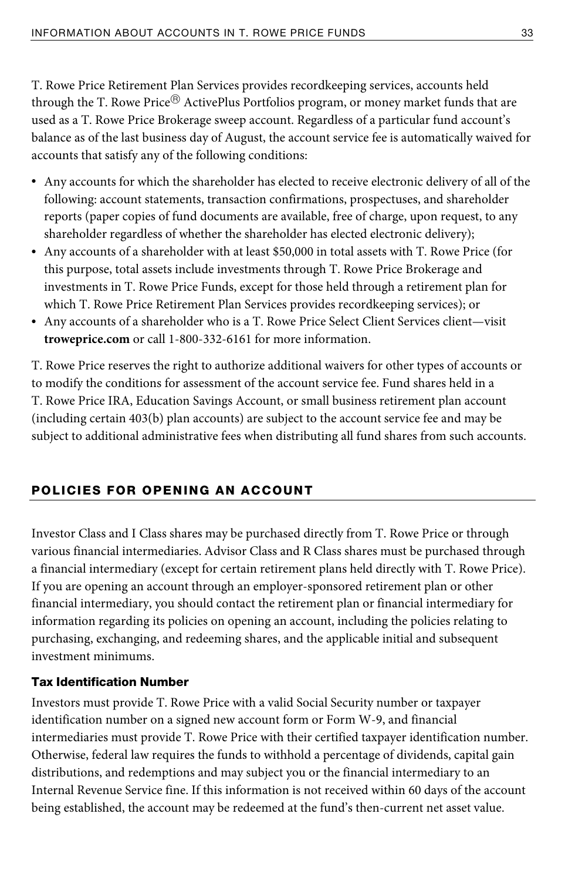T. Rowe Price Retirement Plan Services provides recordkeeping services, accounts held through the T. Rowe Price® ActivePlus Portfolios program, or money market funds that are used as a T. Rowe Price Brokerage sweep account. Regardless of a particular fund account's balance as of the last business day of August, the account service fee is automatically waived for accounts that satisfy any of the following conditions:

- Any accounts for which the shareholder has elected to receive electronic delivery of all of the following: account statements, transaction confirmations, prospectuses, and shareholder reports (paper copies of fund documents are available, free of charge, upon request, to any shareholder regardless of whether the shareholder has elected electronic delivery);
- Any accounts of a shareholder with at least $50,000 in total assets with T. Rowe Price (for this purpose, total assets include investments through T. Rowe Price Brokerage and investments in T. Rowe Price Funds, except for those held through a retirement plan for which T. Rowe Price Retirement Plan Services provides recordkeeping services); or
- Any accounts of a shareholder who is a T. Rowe Price Select Client Services client—visit **troweprice.com** or call 1-800-332-6161 for more information.

T. Rowe Price reserves the right to authorize additional waivers for other types of accounts or to modify the conditions for assessment of the account service fee. Fund shares held in a T. Rowe Price IRA, Education Savings Account, or small business retirement plan account (including certain 403(b) plan accounts) are subject to the account service fee and may be subject to additional administrative fees when distributing all fund shares from such accounts.

## POLICIES FOR OPENING AN ACCOUNT

Investor Class and I Class shares may be purchased directly from T. Rowe Price or through various financial intermediaries. Advisor Class and R Class shares must be purchased through a financial intermediary (except for certain retirement plans held directly with T. Rowe Price). If you are opening an account through an employer-sponsored retirement plan or other financial intermediary, you should contact the retirement plan or financial intermediary for information regarding its policies on opening an account, including the policies relating to purchasing, exchanging, and redeeming shares, and the applicable initial and subsequent investment minimums.

### Tax Identification Number

Investors must provide T. Rowe Price with a valid Social Security number or taxpayer identification number on a signed new account form or Form W-9, and financial intermediaries must provide T. Rowe Price with their certified taxpayer identification number. Otherwise, federal law requires the funds to withhold a percentage of dividends, capital gain distributions, and redemptions and may subject you or the financial intermediary to an Internal Revenue Service fine. If this information is not received within 60 days of the account being established, the account may be redeemed at the fund's then-current net asset value.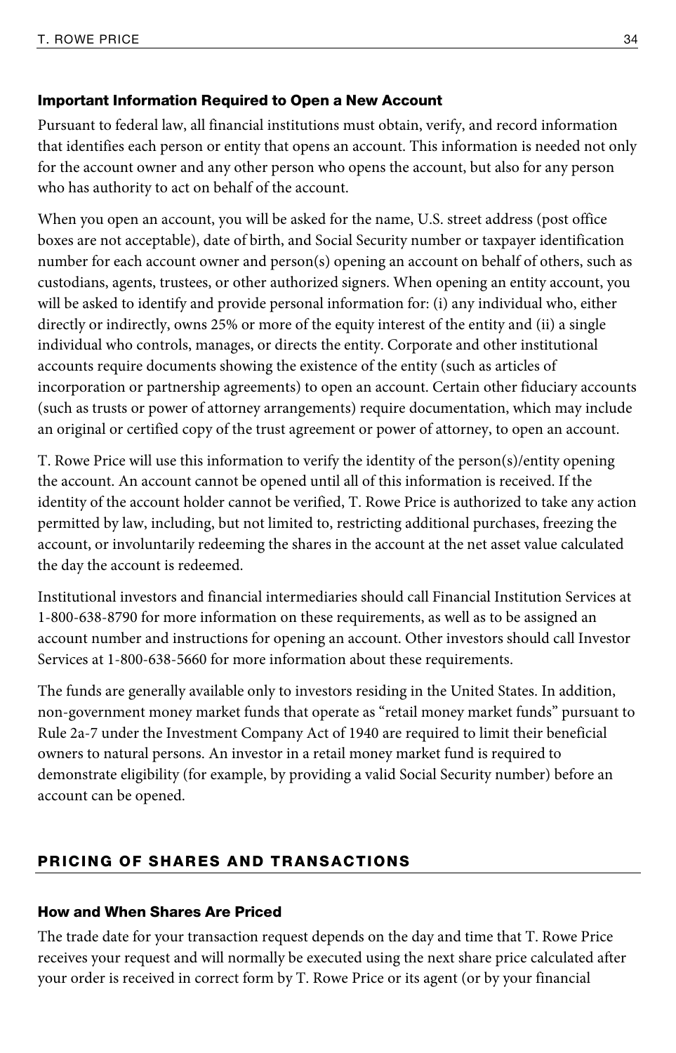### Important Information Required to Open a New Account

Pursuant to federal law, all financial institutions must obtain, verify, and record information that identifies each person or entity that opens an account. This information is needed not only for the account owner and any other person who opens the account, but also for any person who has authority to act on behalf of the account.

When you open an account, you will be asked for the name, U.S. street address (post office boxes are not acceptable), date of birth, and Social Security number or taxpayer identification number for each account owner and person(s) opening an account on behalf of others, such as custodians, agents, trustees, or other authorized signers. When opening an entity account, you will be asked to identify and provide personal information for: (i) any individual who, either directly or indirectly, owns 25% or more of the equity interest of the entity and (ii) a single individual who controls, manages, or directs the entity. Corporate and other institutional accounts require documents showing the existence of the entity (such as articles of incorporation or partnership agreements) to open an account. Certain other fiduciary accounts (such as trusts or power of attorney arrangements) require documentation, which may include an original or certified copy of the trust agreement or power of attorney, to open an account.

T. Rowe Price will use this information to verify the identity of the person(s)/entity opening the account. An account cannot be opened until all of this information is received. If the identity of the account holder cannot be verified, T. Rowe Price is authorized to take any action permitted by law, including, but not limited to, restricting additional purchases, freezing the account, or involuntarily redeeming the shares in the account at the net asset value calculated the day the account is redeemed.

Institutional investors and financial intermediaries should call Financial Institution Services at 1-800-638-8790 for more information on these requirements, as well as to be assigned an account number and instructions for opening an account. Other investors should call Investor Services at 1-800-638-5660 for more information about these requirements.

The funds are generally available only to investors residing in the United States. In addition, non-government money market funds that operate as “retail money market funds” pursuant to Rule 2a-7 under the Investment Company Act of 1940 are required to limit their beneficial owners to natural persons. An investor in a retail money market fund is required to demonstrate eligibility (for example, by providing a valid Social Security number) before an account can be opened.

## PRICING OF SHARES AND TRANSACTIONS

### How and When Shares Are Priced

The trade date for your transaction request depends on the day and time that T. Rowe Price receives your request and will normally be executed using the next share price calculated after your order is received in correct form by T. Rowe Price or its agent (or by your financial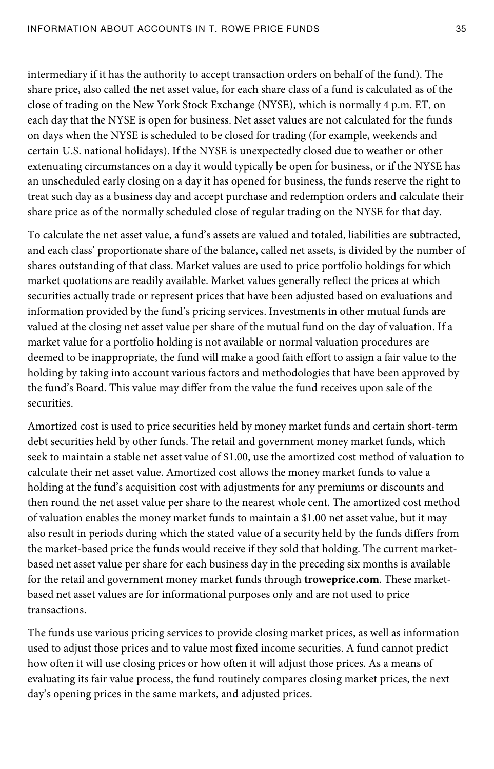intermediary if it has the authority to accept transaction orders on behalf of the fund). The share price, also called the net asset value, for each share class of a fund is calculated as of the close of trading on the New York Stock Exchange (NYSE), which is normally 4 p.m. ET, on each day that the NYSE is open for business. Net asset values are not calculated for the funds on days when the NYSE is scheduled to be closed for trading (for example, weekends and certain U.S. national holidays). If the NYSE is unexpectedly closed due to weather or other extenuating circumstances on a day it would typically be open for business, or if the NYSE has an unscheduled early closing on a day it has opened for business, the funds reserve the right to treat such day as a business day and accept purchase and redemption orders and calculate their share price as of the normally scheduled close of regular trading on the NYSE for that day.

To calculate the net asset value, a fund's assets are valued and totaled, liabilities are subtracted, and each class' proportionate share of the balance, called net assets, is divided by the number of shares outstanding of that class. Market values are used to price portfolio holdings for which market quotations are readily available. Market values generally reflect the prices at which securities actually trade or represent prices that have been adjusted based on evaluations and information provided by the fund's pricing services. Investments in other mutual funds are valued at the closing net asset value per share of the mutual fund on the day of valuation. If a market value for a portfolio holding is not available or normal valuation procedures are deemed to be inappropriate, the fund will make a good faith effort to assign a fair value to the holding by taking into account various factors and methodologies that have been approved by the fund's Board. This value may differ from the value the fund receives upon sale of the securities.

Amortized cost is used to price securities held by money market funds and certain short-term debt securities held by other funds. The retail and government money market funds, which seek to maintain a stable net asset value of $1.00, use the amortized cost method of valuation to calculate their net asset value. Amortized cost allows the money market funds to value a holding at the fund's acquisition cost with adjustments for any premiums or discounts and then round the net asset value per share to the nearest whole cent. The amortized cost method of valuation enables the money market funds to maintain a $1.00 net asset value, but it may also result in periods during which the stated value of a security held by the funds differs from the market-based price the funds would receive if they sold that holding. The current market-based net asset value per share for each business day in the preceding six months is available for the retail and government money market funds through **troweprice.com**. These market-based net asset values are for informational purposes only and are not used to price transactions.

The funds use various pricing services to provide closing market prices, as well as information used to adjust those prices and to value most fixed income securities. A fund cannot predict how often it will use closing prices or how often it will adjust those prices. As a means of evaluating its fair value process, the fund routinely compares closing market prices, the next day's opening prices in the same markets, and adjusted prices.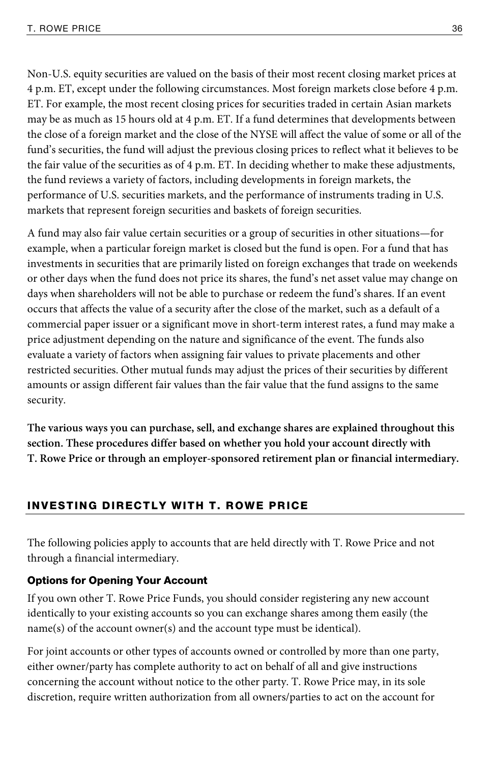Non-U.S. equity securities are valued on the basis of their most recent closing market prices at 4 p.m. ET, except under the following circumstances. Most foreign markets close before 4 p.m. ET. For example, the most recent closing prices for securities traded in certain Asian markets may be as much as 15 hours old at 4 p.m. ET. If a fund determines that developments between the close of a foreign market and the close of the NYSE will affect the value of some or all of the fund's securities, the fund will adjust the previous closing prices to reflect what it believes to be the fair value of the securities as of 4 p.m. ET. In deciding whether to make these adjustments, the fund reviews a variety of factors, including developments in foreign markets, the performance of U.S. securities markets, and the performance of instruments trading in U.S. markets that represent foreign securities and baskets of foreign securities.

A fund may also fair value certain securities or a group of securities in other situations—for example, when a particular foreign market is closed but the fund is open. For a fund that has investments in securities that are primarily listed on foreign exchanges that trade on weekends or other days when the fund does not price its shares, the fund's net asset value may change on days when shareholders will not be able to purchase or redeem the fund's shares. If an event occurs that affects the value of a security after the close of the market, such as a default of a commercial paper issuer or a significant move in short-term interest rates, a fund may make a price adjustment depending on the nature and significance of the event. The funds also evaluate a variety of factors when assigning fair values to private placements and other restricted securities. Other mutual funds may adjust the prices of their securities by different amounts or assign different fair values than the fair value that the fund assigns to the same security.

**The various ways you can purchase, sell, and exchange shares are explained throughout this section. These procedures differ based on whether you hold your account directly with T. Rowe Price or through an employer-sponsored retirement plan or financial intermediary.**

## INVESTING DIRECTLY WITH T. ROWE PRICE

The following policies apply to accounts that are held directly with T. Rowe Price and not through a financial intermediary.

### Options for Opening Your Account

If you own other T. Rowe Price Funds, you should consider registering any new account identically to your existing accounts so you can exchange shares among them easily (the name(s) of the account owner(s) and the account type must be identical).

For joint accounts or other types of accounts owned or controlled by more than one party, either owner/party has complete authority to act on behalf of all and give instructions concerning the account without notice to the other party. T. Rowe Price may, in its sole discretion, require written authorization from all owners/parties to act on the account for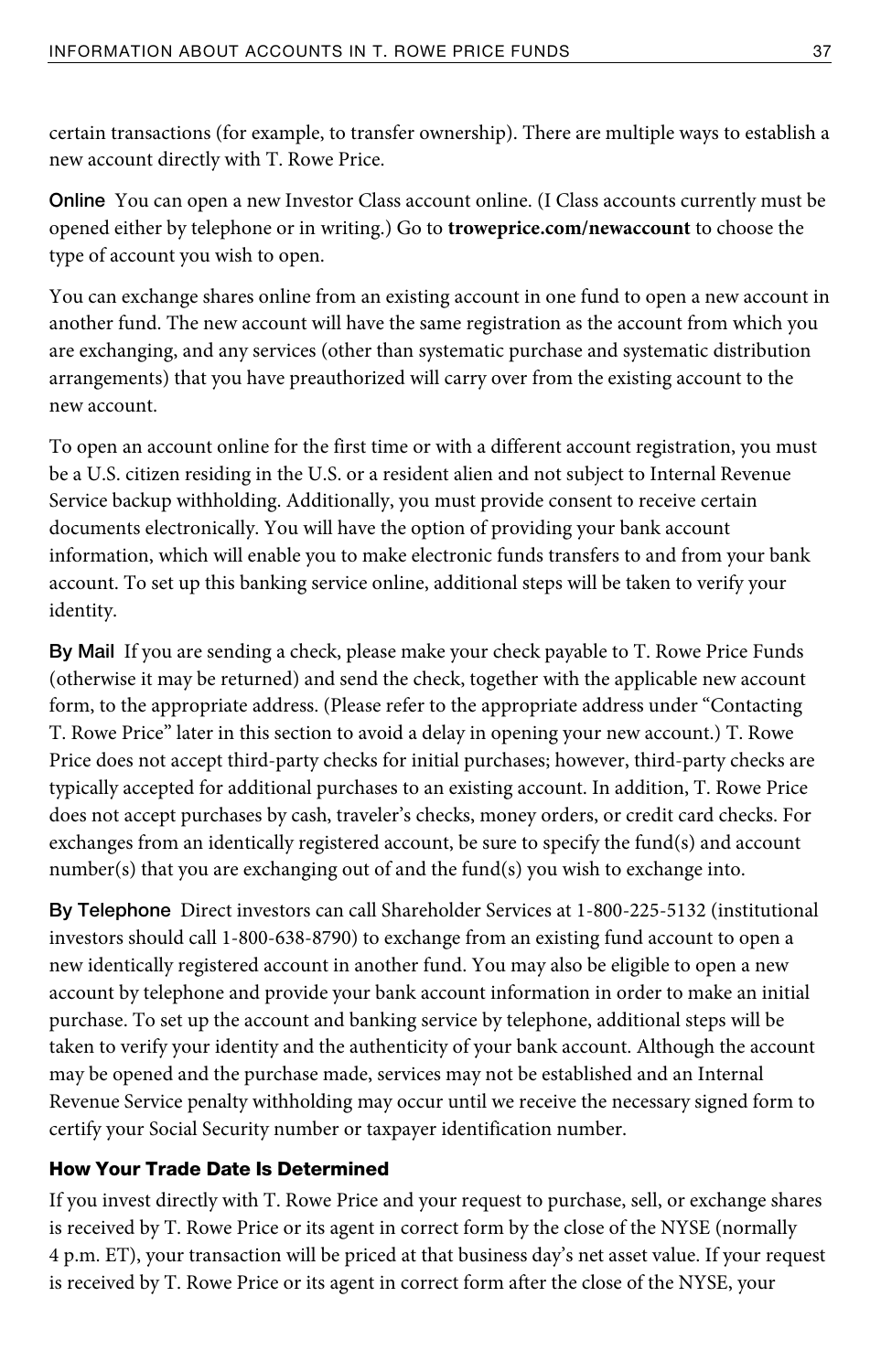certain transactions (for example, to transfer ownership). There are multiple ways to establish a new account directly with T. Rowe Price.

**Online** You can open a new Investor Class account online. (I Class accounts currently must be opened either by telephone or in writing.) Go to **troweprice.com/newaccount** to choose the type of account you wish to open.

You can exchange shares online from an existing account in one fund to open a new account in another fund. The new account will have the same registration as the account from which you are exchanging, and any services (other than systematic purchase and systematic distribution arrangements) that you have preauthorized will carry over from the existing account to the new account.

To open an account online for the first time or with a different account registration, you must be a U.S. citizen residing in the U.S. or a resident alien and not subject to Internal Revenue Service backup withholding. Additionally, you must provide consent to receive certain documents electronically. You will have the option of providing your bank account information, which will enable you to make electronic funds transfers to and from your bank account. To set up this banking service online, additional steps will be taken to verify your identity.

**By Mail** If you are sending a check, please make your check payable to T. Rowe Price Funds (otherwise it may be returned) and send the check, together with the applicable new account form, to the appropriate address. (Please refer to the appropriate address under "Contacting T. Rowe Price" later in this section to avoid a delay in opening your new account.) T. Rowe Price does not accept third-party checks for initial purchases; however, third-party checks are typically accepted for additional purchases to an existing account. In addition, T. Rowe Price does not accept purchases by cash, traveler's checks, money orders, or credit card checks. For exchanges from an identically registered account, be sure to specify the fund(s) and account number(s) that you are exchanging out of and the fund(s) you wish to exchange into.

**By Telephone** Direct investors can call Shareholder Services at 1-800-225-5132 (institutional investors should call 1-800-638-8790) to exchange from an existing fund account to open a new identically registered account in another fund. You may also be eligible to open a new account by telephone and provide your bank account information in order to make an initial purchase. To set up the account and banking service by telephone, additional steps will be taken to verify your identity and the authenticity of your bank account. Although the account may be opened and the purchase made, services may not be established and an Internal Revenue Service penalty withholding may occur until we receive the necessary signed form to certify your Social Security number or taxpayer identification number.

### How Your Trade Date Is Determined

If you invest directly with T. Rowe Price and your request to purchase, sell, or exchange shares is received by T. Rowe Price or its agent in correct form by the close of the NYSE (normally 4 p.m. ET), your transaction will be priced at that business day's net asset value. If your request is received by T. Rowe Price or its agent in correct form after the close of the NYSE, your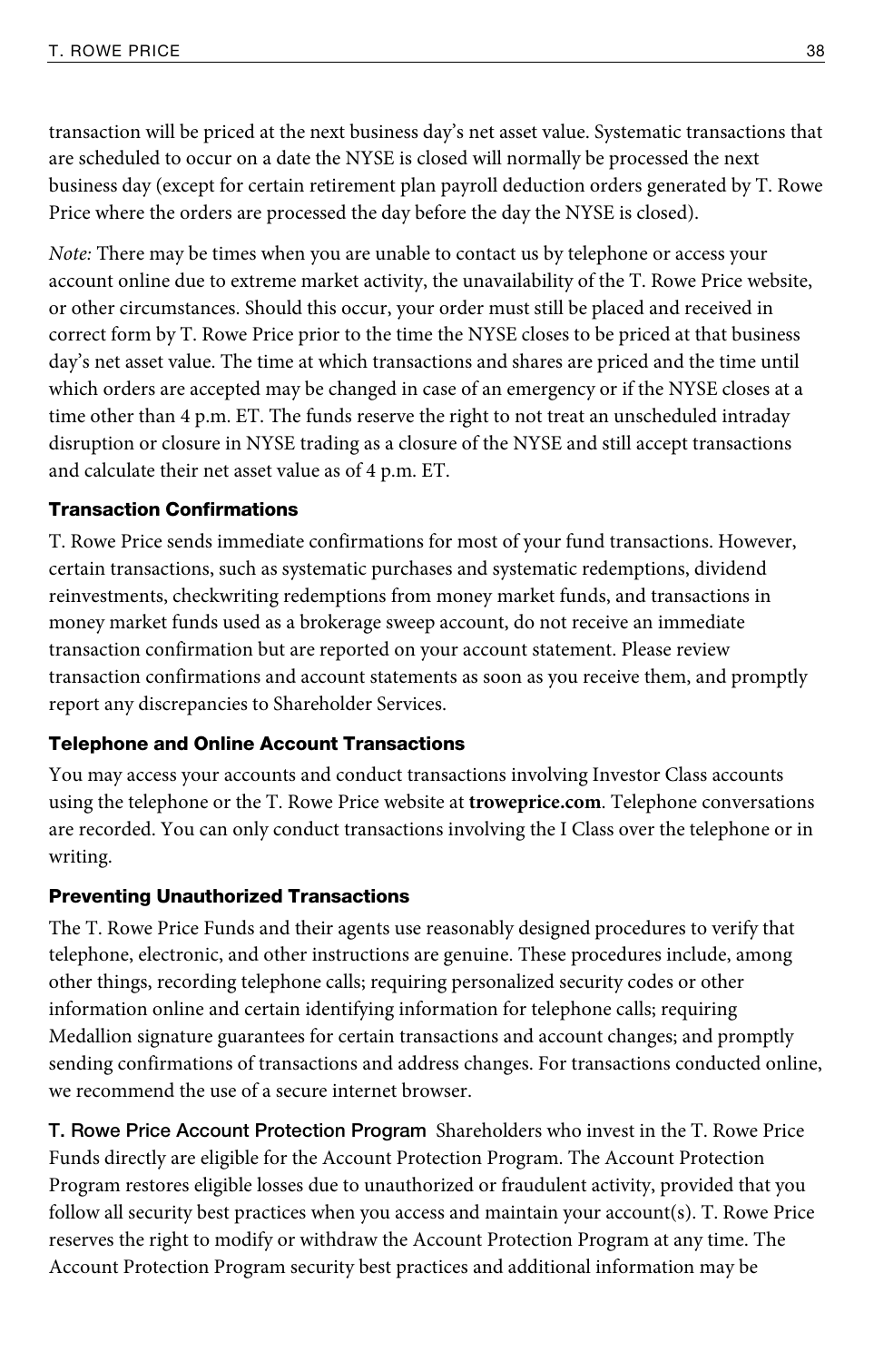transaction will be priced at the next business day's net asset value. Systematic transactions that are scheduled to occur on a date the NYSE is closed will normally be processed the next business day (except for certain retirement plan payroll deduction orders generated by T. Rowe Price where the orders are processed the day before the day the NYSE is closed).

*Note:* There may be times when you are unable to contact us by telephone or access your account online due to extreme market activity, the unavailability of the T. Rowe Price website, or other circumstances. Should this occur, your order must still be placed and received in correct form by T. Rowe Price prior to the time the NYSE closes to be priced at that business day's net asset value. The time at which transactions and shares are priced and the time until which orders are accepted may be changed in case of an emergency or if the NYSE closes at a time other than 4 p.m. ET. The funds reserve the right to not treat an unscheduled intraday disruption or closure in NYSE trading as a closure of the NYSE and still accept transactions and calculate their net asset value as of 4 p.m. ET.

### Transaction Confirmations

T. Rowe Price sends immediate confirmations for most of your fund transactions. However, certain transactions, such as systematic purchases and systematic redemptions, dividend reinvestments, checkwriting redemptions from money market funds, and transactions in money market funds used as a brokerage sweep account, do not receive an immediate transaction confirmation but are reported on your account statement. Please review transaction confirmations and account statements as soon as you receive them, and promptly report any discrepancies to Shareholder Services.

### Telephone and Online Account Transactions

You may access your accounts and conduct transactions involving Investor Class accounts using the telephone or the T. Rowe Price website at **troweprice.com**. Telephone conversations are recorded. You can only conduct transactions involving the I Class over the telephone or in writing.

### Preventing Unauthorized Transactions

The T. Rowe Price Funds and their agents use reasonably designed procedures to verify that telephone, electronic, and other instructions are genuine. These procedures include, among other things, recording telephone calls; requiring personalized security codes or other information online and certain identifying information for telephone calls; requiring Medallion signature guarantees for certain transactions and account changes; and promptly sending confirmations of transactions and address changes. For transactions conducted online, we recommend the use of a secure internet browser.

**T. Rowe Price Account Protection Program** Shareholders who invest in the T. Rowe Price Funds directly are eligible for the Account Protection Program. The Account Protection Program restores eligible losses due to unauthorized or fraudulent activity, provided that you follow all security best practices when you access and maintain your account(s). T. Rowe Price reserves the right to modify or withdraw the Account Protection Program at any time. The Account Protection Program security best practices and additional information may be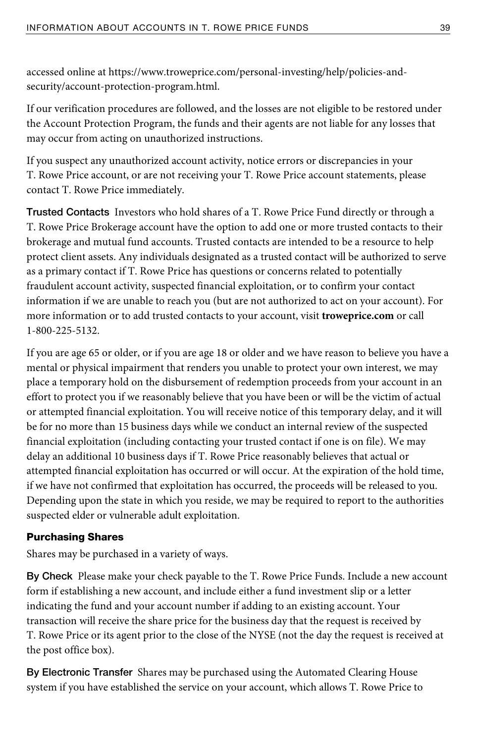accessed online at https://www.troweprice.com/personal-investing/help/policies-and-security/account-protection-program.html.

If our verification procedures are followed, and the losses are not eligible to be restored under the Account Protection Program, the funds and their agents are not liable for any losses that may occur from acting on unauthorized instructions.

If you suspect any unauthorized account activity, notice errors or discrepancies in your T. Rowe Price account, or are not receiving your T. Rowe Price account statements, please contact T. Rowe Price immediately.

**Trusted Contacts** Investors who hold shares of a T. Rowe Price Fund directly or through a T. Rowe Price Brokerage account have the option to add one or more trusted contacts to their brokerage and mutual fund accounts. Trusted contacts are intended to be a resource to help protect client assets. Any individuals designated as a trusted contact will be authorized to serve as a primary contact if T. Rowe Price has questions or concerns related to potentially fraudulent account activity, suspected financial exploitation, or to confirm your contact information if we are unable to reach you (but are not authorized to act on your account). For more information or to add trusted contacts to your account, visit **troweprice.com** or call 1-800-225-5132.

If you are age 65 or older, or if you are age 18 or older and we have reason to believe you have a mental or physical impairment that renders you unable to protect your own interest, we may place a temporary hold on the disbursement of redemption proceeds from your account in an effort to protect you if we reasonably believe that you have been or will be the victim of actual or attempted financial exploitation. You will receive notice of this temporary delay, and it will be for no more than 15 business days while we conduct an internal review of the suspected financial exploitation (including contacting your trusted contact if one is on file). We may delay an additional 10 business days if T. Rowe Price reasonably believes that actual or attempted financial exploitation has occurred or will occur. At the expiration of the hold time, if we have not confirmed that exploitation has occurred, the proceeds will be released to you. Depending upon the state in which you reside, we may be required to report to the authorities suspected elder or vulnerable adult exploitation.

### Purchasing Shares

Shares may be purchased in a variety of ways.

**By Check** Please make your check payable to the T. Rowe Price Funds. Include a new account form if establishing a new account, and include either a fund investment slip or a letter indicating the fund and your account number if adding to an existing account. Your transaction will receive the share price for the business day that the request is received by T. Rowe Price or its agent prior to the close of the NYSE (not the day the request is received at the post office box).

**By Electronic Transfer** Shares may be purchased using the Automated Clearing House system if you have established the service on your account, which allows T. Rowe Price to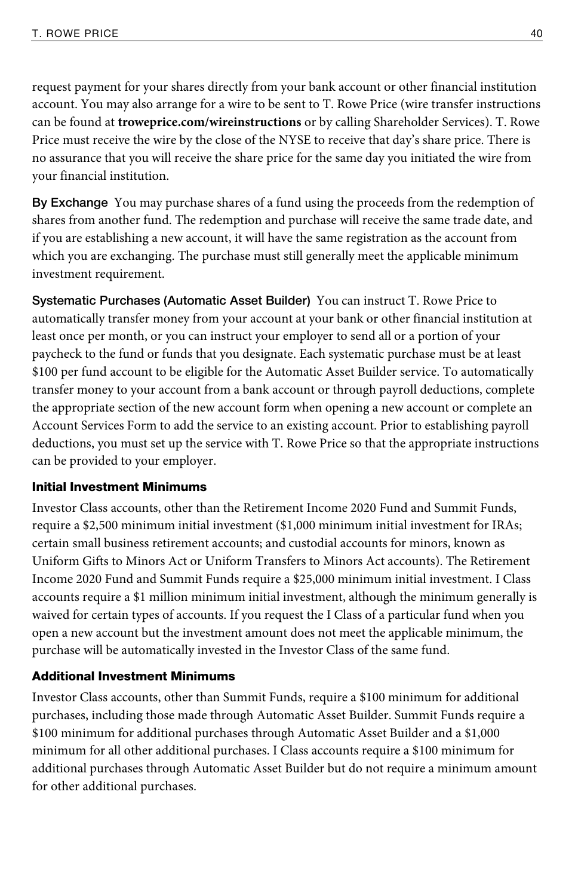request payment for your shares directly from your bank account or other financial institution account. You may also arrange for a wire to be sent to T. Rowe Price (wire transfer instructions can be found at **troweprice.com/wireinstructions** or by calling Shareholder Services). T. Rowe Price must receive the wire by the close of the NYSE to receive that day's share price. There is no assurance that you will receive the share price for the same day you initiated the wire from your financial institution.

**By Exchange** You may purchase shares of a fund using the proceeds from the redemption of shares from another fund. The redemption and purchase will receive the same trade date, and if you are establishing a new account, it will have the same registration as the account from which you are exchanging. The purchase must still generally meet the applicable minimum investment requirement.

**Systematic Purchases (Automatic Asset Builder)** You can instruct T. Rowe Price to automatically transfer money from your account at your bank or other financial institution at least once per month, or you can instruct your employer to send all or a portion of your paycheck to the fund or funds that you designate. Each systematic purchase must be at least $100 per fund account to be eligible for the Automatic Asset Builder service. To automatically transfer money to your account from a bank account or through payroll deductions, complete the appropriate section of the new account form when opening a new account or complete an Account Services Form to add the service to an existing account. Prior to establishing payroll deductions, you must set up the service with T. Rowe Price so that the appropriate instructions can be provided to your employer.

#### Initial Investment Minimums

Investor Class accounts, other than the Retirement Income 2020 Fund and Summit Funds, require a $2,500 minimum initial investment ($1,000 minimum initial investment for IRAs; certain small business retirement accounts; and custodial accounts for minors, known as Uniform Gifts to Minors Act or Uniform Transfers to Minors Act accounts). The Retirement Income 2020 Fund and Summit Funds require a $25,000 minimum initial investment. I Class accounts require a $1 million minimum initial investment, although the minimum generally is waived for certain types of accounts. If you request the I Class of a particular fund when you open a new account but the investment amount does not meet the applicable minimum, the purchase will be automatically invested in the Investor Class of the same fund.

#### Additional Investment Minimums

Investor Class accounts, other than Summit Funds, require a $100 minimum for additional purchases, including those made through Automatic Asset Builder. Summit Funds require a $100 minimum for additional purchases through Automatic Asset Builder and a $1,000 minimum for all other additional purchases. I Class accounts require a $100 minimum for additional purchases through Automatic Asset Builder but do not require a minimum amount for other additional purchases.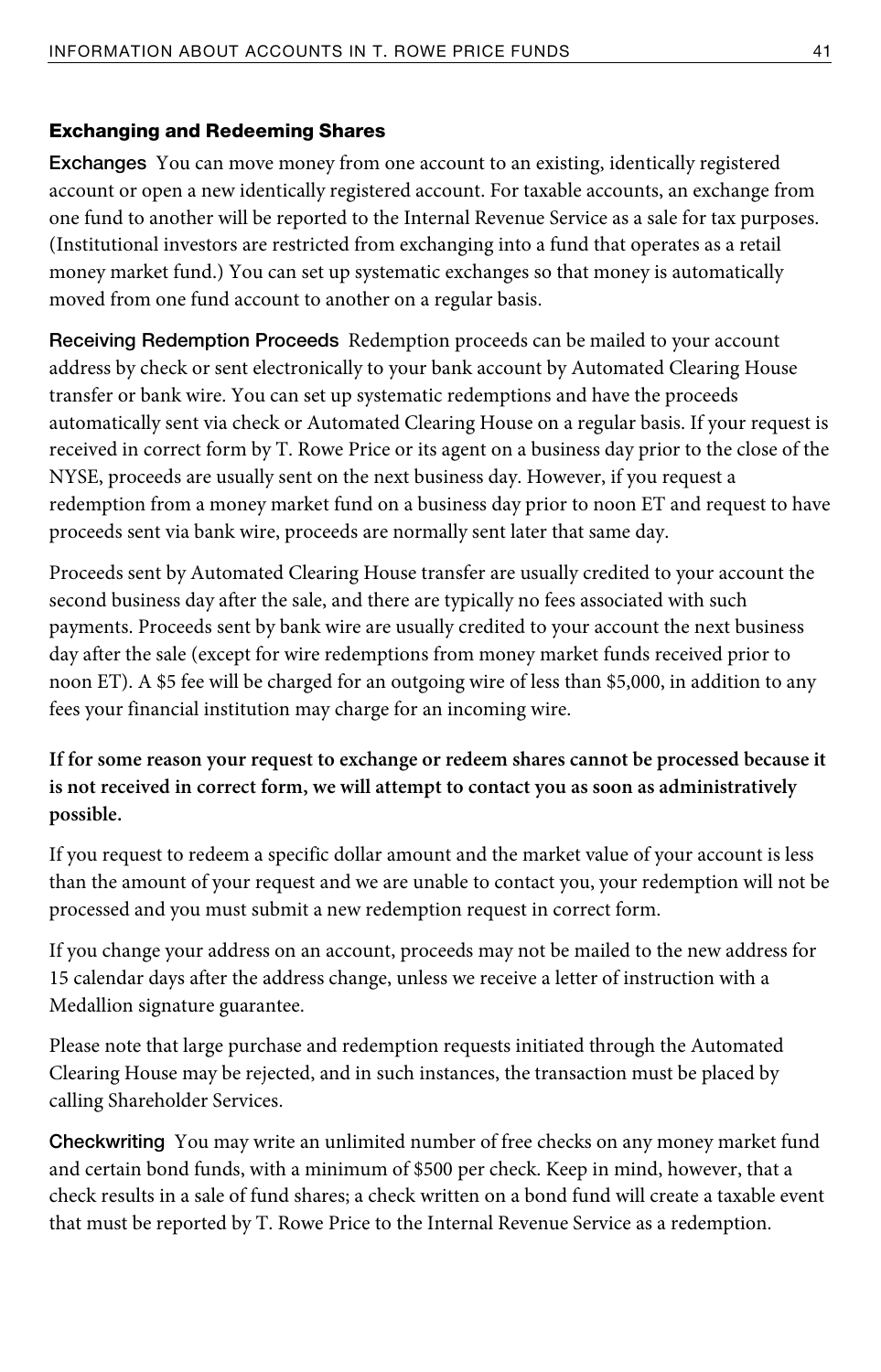### Exchanging and Redeeming Shares

**Exchanges** You can move money from one account to an existing, identically registered account or open a new identically registered account. For taxable accounts, an exchange from one fund to another will be reported to the Internal Revenue Service as a sale for tax purposes. (Institutional investors are restricted from exchanging into a fund that operates as a retail money market fund.) You can set up systematic exchanges so that money is automatically moved from one fund account to another on a regular basis.

**Receiving Redemption Proceeds** Redemption proceeds can be mailed to your account address by check or sent electronically to your bank account by Automated Clearing House transfer or bank wire. You can set up systematic redemptions and have the proceeds automatically sent via check or Automated Clearing House on a regular basis. If your request is received in correct form by T. Rowe Price or its agent on a business day prior to the close of the NYSE, proceeds are usually sent on the next business day. However, if you request a redemption from a money market fund on a business day prior to noon ET and request to have proceeds sent via bank wire, proceeds are normally sent later that same day.

Proceeds sent by Automated Clearing House transfer are usually credited to your account the second business day after the sale, and there are typically no fees associated with such payments. Proceeds sent by bank wire are usually credited to your account the next business day after the sale (except for wire redemptions from money market funds received prior to noon ET). A $5 fee will be charged for an outgoing wire of less than $5,000, in addition to any fees your financial institution may charge for an incoming wire.

**If for some reason your request to exchange or redeem shares cannot be processed because it is not received in correct form, we will attempt to contact you as soon as administratively possible.**

If you request to redeem a specific dollar amount and the market value of your account is less than the amount of your request and we are unable to contact you, your redemption will not be processed and you must submit a new redemption request in correct form.

If you change your address on an account, proceeds may not be mailed to the new address for 15 calendar days after the address change, unless we receive a letter of instruction with a Medallion signature guarantee.

Please note that large purchase and redemption requests initiated through the Automated Clearing House may be rejected, and in such instances, the transaction must be placed by calling Shareholder Services.

**Checkwriting** You may write an unlimited number of free checks on any money market fund and certain bond funds, with a minimum of $500 per check. Keep in mind, however, that a check results in a sale of fund shares; a check written on a bond fund will create a taxable event that must be reported by T. Rowe Price to the Internal Revenue Service as a redemption.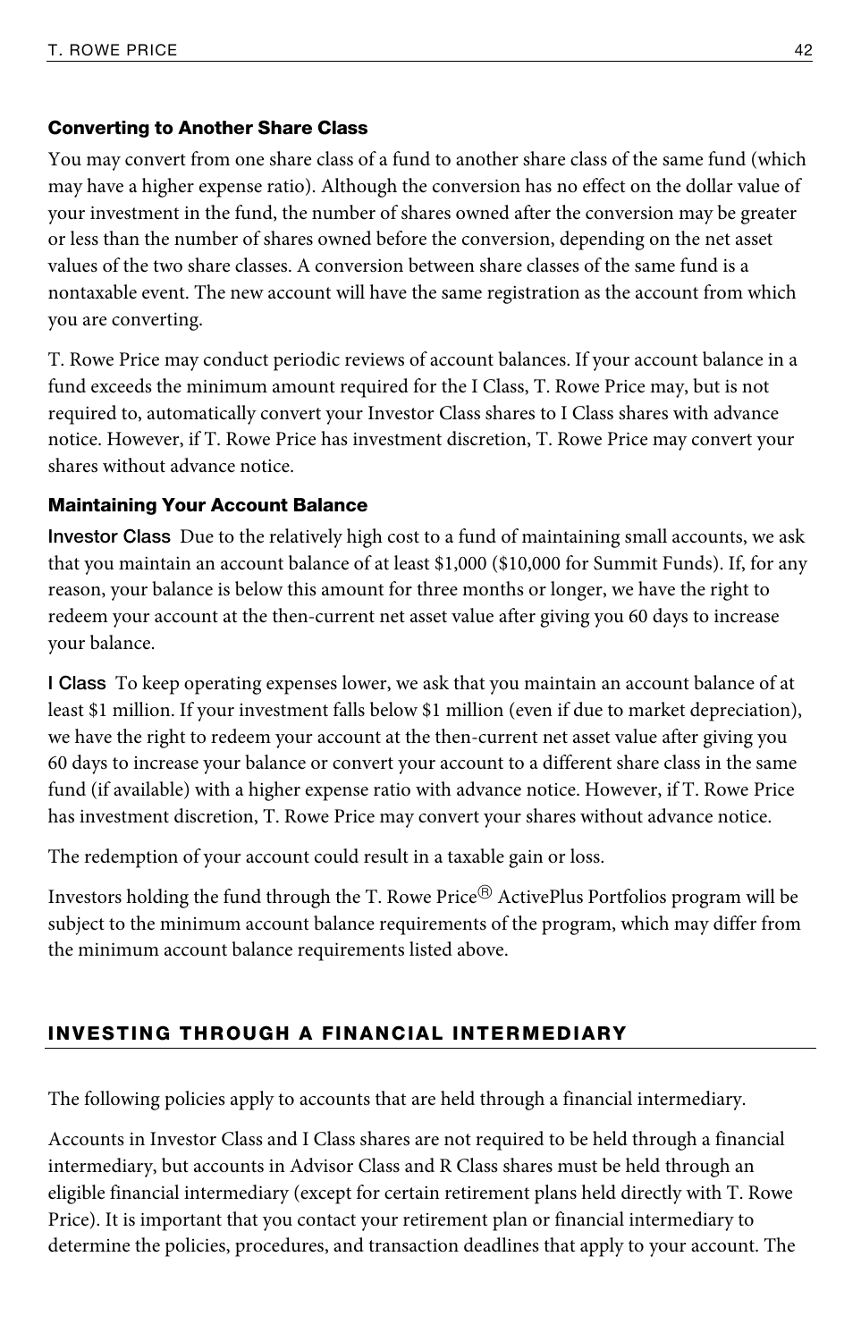### Converting to Another Share Class

You may convert from one share class of a fund to another share class of the same fund (which may have a higher expense ratio). Although the conversion has no effect on the dollar value of your investment in the fund, the number of shares owned after the conversion may be greater or less than the number of shares owned before the conversion, depending on the net asset values of the two share classes. A conversion between share classes of the same fund is a nontaxable event. The new account will have the same registration as the account from which you are converting.

T. Rowe Price may conduct periodic reviews of account balances. If your account balance in a fund exceeds the minimum amount required for the I Class, T. Rowe Price may, but is not required to, automatically convert your Investor Class shares to I Class shares with advance notice. However, if T. Rowe Price has investment discretion, T. Rowe Price may convert your shares without advance notice.

### Maintaining Your Account Balance

**Investor Class** Due to the relatively high cost to a fund of maintaining small accounts, we ask that you maintain an account balance of at least $1,000 ($10,000 for Summit Funds). If, for any reason, your balance is below this amount for three months or longer, we have the right to redeem your account at the then-current net asset value after giving you 60 days to increase your balance.

**I Class** To keep operating expenses lower, we ask that you maintain an account balance of at least $1 million. If your investment falls below $1 million (even if due to market depreciation), we have the right to redeem your account at the then-current net asset value after giving you 60 days to increase your balance or convert your account to a different share class in the same fund (if available) with a higher expense ratio with advance notice. However, if T. Rowe Price has investment discretion, T. Rowe Price may convert your shares without advance notice.

The redemption of your account could result in a taxable gain or loss.

Investors holding the fund through the T. Rowe Price® ActivePlus Portfolios program will be subject to the minimum account balance requirements of the program, which may differ from the minimum account balance requirements listed above.

## INVESTING THROUGH A FINANCIAL INTERMEDIARY

The following policies apply to accounts that are held through a financial intermediary.

Accounts in Investor Class and I Class shares are not required to be held through a financial intermediary, but accounts in Advisor Class and R Class shares must be held through an eligible financial intermediary (except for certain retirement plans held directly with T. Rowe Price). It is important that you contact your retirement plan or financial intermediary to determine the policies, procedures, and transaction deadlines that apply to your account. The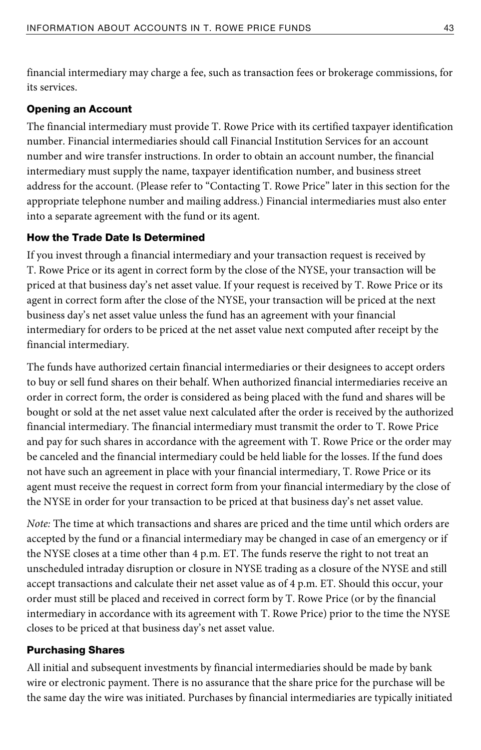financial intermediary may charge a fee, such as transaction fees or brokerage commissions, for its services.

### Opening an Account

The financial intermediary must provide T. Rowe Price with its certified taxpayer identification number. Financial intermediaries should call Financial Institution Services for an account number and wire transfer instructions. In order to obtain an account number, the financial intermediary must supply the name, taxpayer identification number, and business street address for the account. (Please refer to "Contacting T. Rowe Price" later in this section for the appropriate telephone number and mailing address.) Financial intermediaries must also enter into a separate agreement with the fund or its agent.

### How the Trade Date Is Determined

If you invest through a financial intermediary and your transaction request is received by T. Rowe Price or its agent in correct form by the close of the NYSE, your transaction will be priced at that business day's net asset value. If your request is received by T. Rowe Price or its agent in correct form after the close of the NYSE, your transaction will be priced at the next business day's net asset value unless the fund has an agreement with your financial intermediary for orders to be priced at the net asset value next computed after receipt by the financial intermediary.

The funds have authorized certain financial intermediaries or their designees to accept orders to buy or sell fund shares on their behalf. When authorized financial intermediaries receive an order in correct form, the order is considered as being placed with the fund and shares will be bought or sold at the net asset value next calculated after the order is received by the authorized financial intermediary. The financial intermediary must transmit the order to T. Rowe Price and pay for such shares in accordance with the agreement with T. Rowe Price or the order may be canceled and the financial intermediary could be held liable for the losses. If the fund does not have such an agreement in place with your financial intermediary, T. Rowe Price or its agent must receive the request in correct form from your financial intermediary by the close of the NYSE in order for your transaction to be priced at that business day's net asset value.

*Note:* The time at which transactions and shares are priced and the time until which orders are accepted by the fund or a financial intermediary may be changed in case of an emergency or if the NYSE closes at a time other than 4 p.m. ET. The funds reserve the right to not treat an unscheduled intraday disruption or closure in NYSE trading as a closure of the NYSE and still accept transactions and calculate their net asset value as of 4 p.m. ET. Should this occur, your order must still be placed and received in correct form by T. Rowe Price (or by the financial intermediary in accordance with its agreement with T. Rowe Price) prior to the time the NYSE closes to be priced at that business day's net asset value.

### Purchasing Shares

All initial and subsequent investments by financial intermediaries should be made by bank wire or electronic payment. There is no assurance that the share price for the purchase will be the same day the wire was initiated. Purchases by financial intermediaries are typically initiated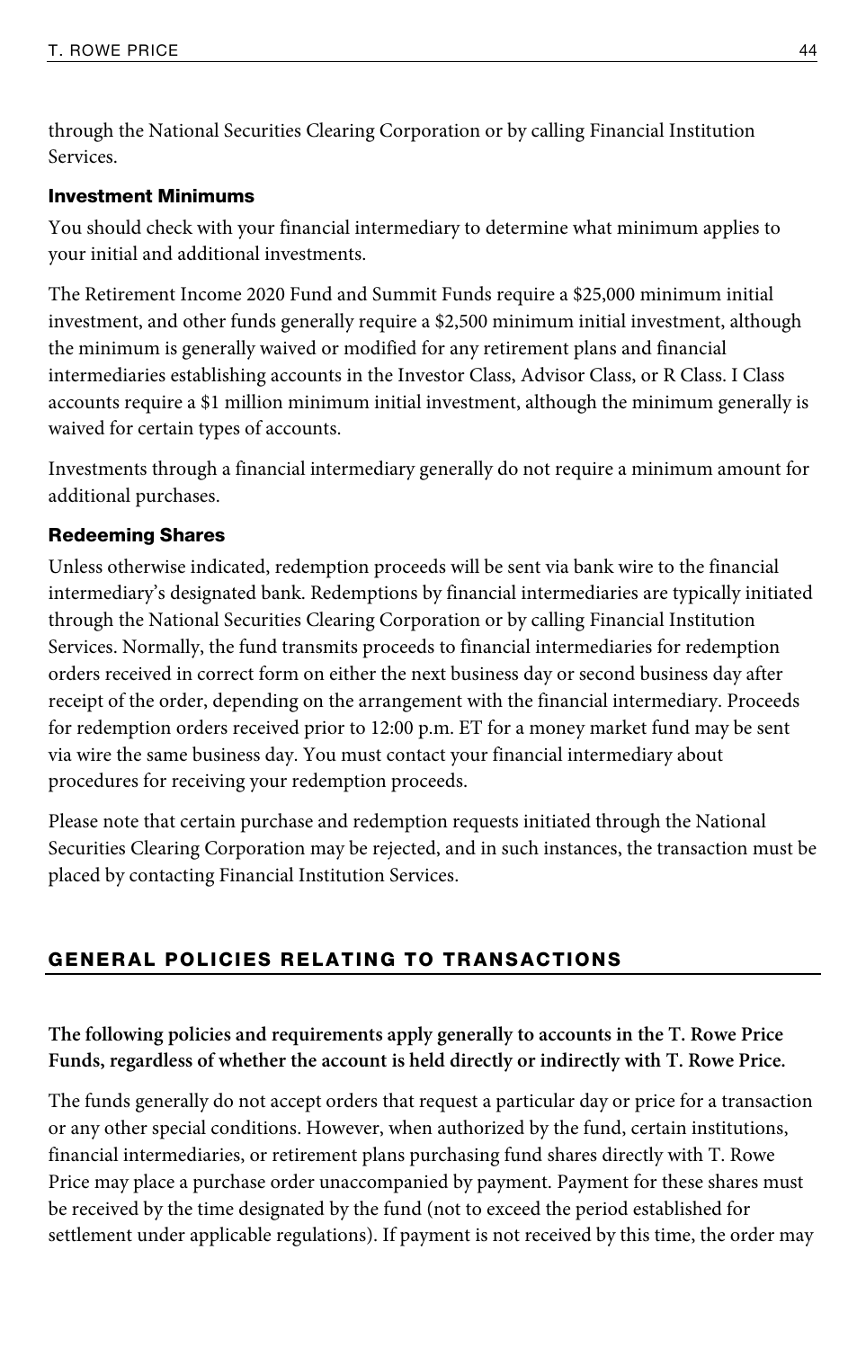through the National Securities Clearing Corporation or by calling Financial Institution Services.

### Investment Minimums

You should check with your financial intermediary to determine what minimum applies to your initial and additional investments.

The Retirement Income 2020 Fund and Summit Funds require a $25,000 minimum initial investment, and other funds generally require a $2,500 minimum initial investment, although the minimum is generally waived or modified for any retirement plans and financial intermediaries establishing accounts in the Investor Class, Advisor Class, or R Class. I Class accounts require a $1 million minimum initial investment, although the minimum generally is waived for certain types of accounts.

Investments through a financial intermediary generally do not require a minimum amount for additional purchases.

### Redeeming Shares

Unless otherwise indicated, redemption proceeds will be sent via bank wire to the financial intermediary's designated bank. Redemptions by financial intermediaries are typically initiated through the National Securities Clearing Corporation or by calling Financial Institution Services. Normally, the fund transmits proceeds to financial intermediaries for redemption orders received in correct form on either the next business day or second business day after receipt of the order, depending on the arrangement with the financial intermediary. Proceeds for redemption orders received prior to 12:00 p.m. ET for a money market fund may be sent via wire the same business day. You must contact your financial intermediary about procedures for receiving your redemption proceeds.

Please note that certain purchase and redemption requests initiated through the National Securities Clearing Corporation may be rejected, and in such instances, the transaction must be placed by contacting Financial Institution Services.

## GENERAL POLICIES RELATING TO TRANSACTIONS

**The following policies and requirements apply generally to accounts in the T. Rowe Price Funds, regardless of whether the account is held directly or indirectly with T. Rowe Price.**

The funds generally do not accept orders that request a particular day or price for a transaction or any other special conditions. However, when authorized by the fund, certain institutions, financial intermediaries, or retirement plans purchasing fund shares directly with T. Rowe Price may place a purchase order unaccompanied by payment. Payment for these shares must be received by the time designated by the fund (not to exceed the period established for settlement under applicable regulations). If payment is not received by this time, the order may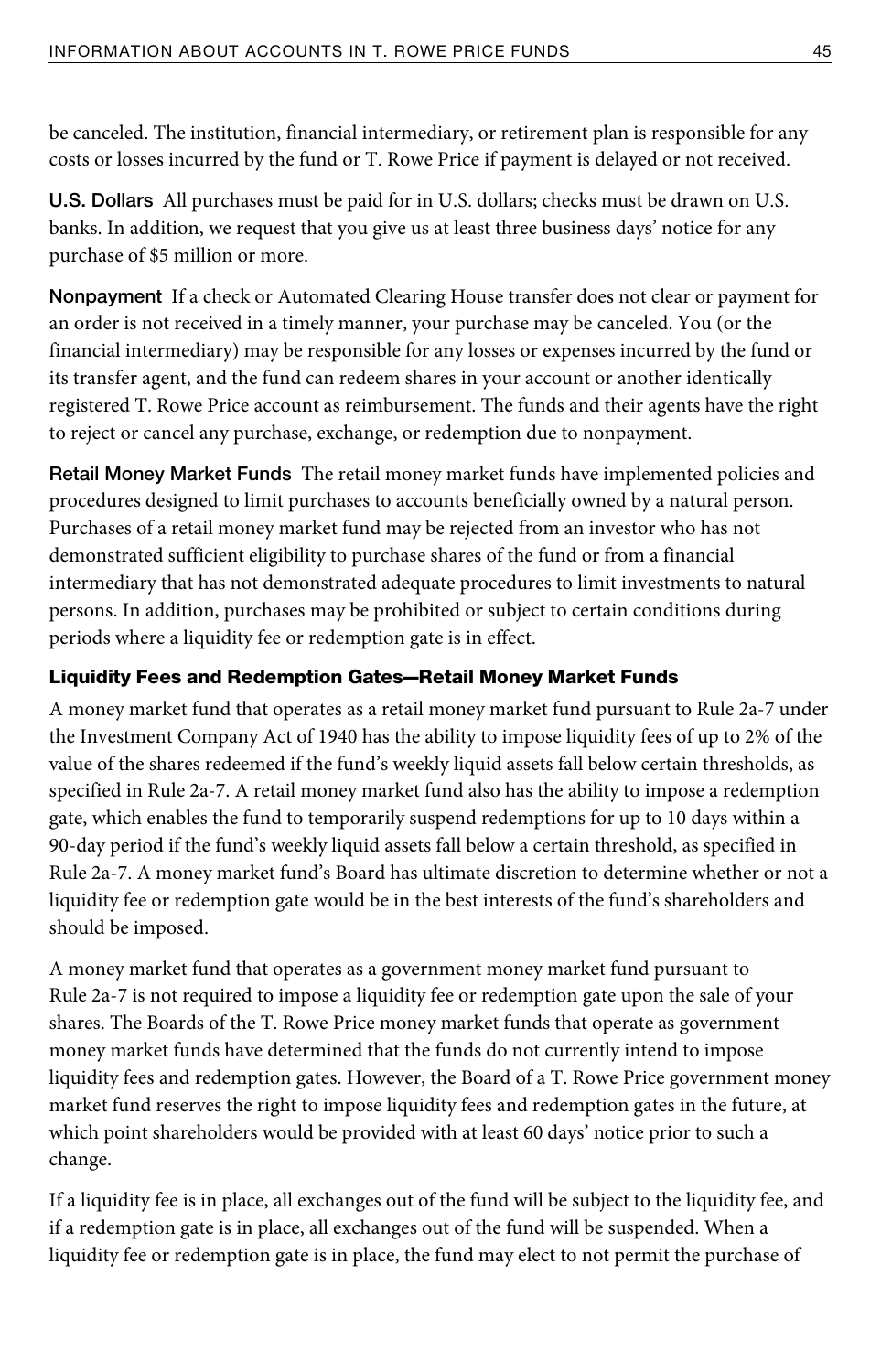be canceled. The institution, financial intermediary, or retirement plan is responsible for any costs or losses incurred by the fund or T. Rowe Price if payment is delayed or not received.

**U.S. Dollars** All purchases must be paid for in U.S. dollars; checks must be drawn on U.S. banks. In addition, we request that you give us at least three business days' notice for any purchase of $5 million or more.

**Nonpayment** If a check or Automated Clearing House transfer does not clear or payment for an order is not received in a timely manner, your purchase may be canceled. You (or the financial intermediary) may be responsible for any losses or expenses incurred by the fund or its transfer agent, and the fund can redeem shares in your account or another identically registered T. Rowe Price account as reimbursement. The funds and their agents have the right to reject or cancel any purchase, exchange, or redemption due to nonpayment.

**Retail Money Market Funds** The retail money market funds have implemented policies and procedures designed to limit purchases to accounts beneficially owned by a natural person. Purchases of a retail money market fund may be rejected from an investor who has not demonstrated sufficient eligibility to purchase shares of the fund or from a financial intermediary that has not demonstrated adequate procedures to limit investments to natural persons. In addition, purchases may be prohibited or subject to certain conditions during periods where a liquidity fee or redemption gate is in effect.

### Liquidity Fees and Redemption Gates—Retail Money Market Funds

A money market fund that operates as a retail money market fund pursuant to Rule 2a-7 under the Investment Company Act of 1940 has the ability to impose liquidity fees of up to 2% of the value of the shares redeemed if the fund's weekly liquid assets fall below certain thresholds, as specified in Rule 2a-7. A retail money market fund also has the ability to impose a redemption gate, which enables the fund to temporarily suspend redemptions for up to 10 days within a 90-day period if the fund's weekly liquid assets fall below a certain threshold, as specified in Rule 2a-7. A money market fund's Board has ultimate discretion to determine whether or not a liquidity fee or redemption gate would be in the best interests of the fund's shareholders and should be imposed.

A money market fund that operates as a government money market fund pursuant to Rule 2a-7 is not required to impose a liquidity fee or redemption gate upon the sale of your shares. The Boards of the T. Rowe Price money market funds that operate as government money market funds have determined that the funds do not currently intend to impose liquidity fees and redemption gates. However, the Board of a T. Rowe Price government money market fund reserves the right to impose liquidity fees and redemption gates in the future, at which point shareholders would be provided with at least 60 days' notice prior to such a change.

If a liquidity fee is in place, all exchanges out of the fund will be subject to the liquidity fee, and if a redemption gate is in place, all exchanges out of the fund will be suspended. When a liquidity fee or redemption gate is in place, the fund may elect to not permit the purchase of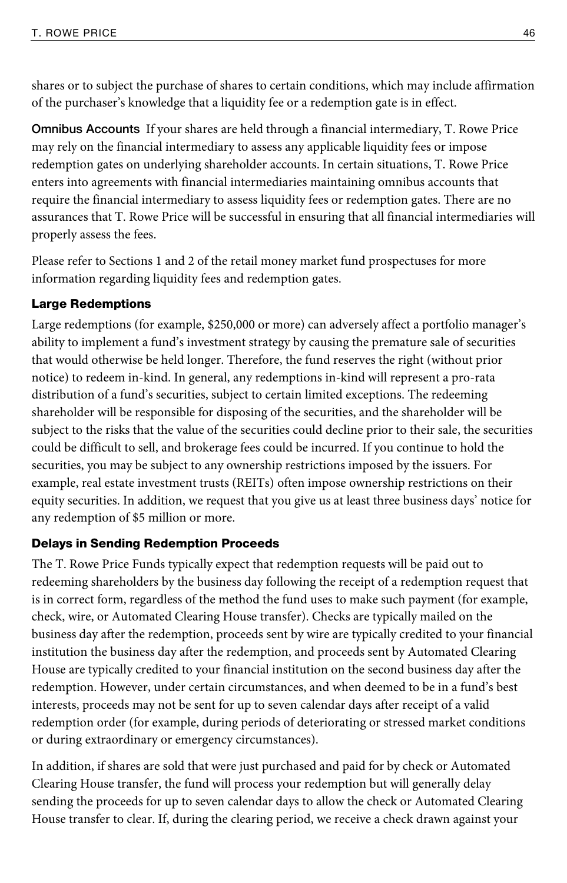shares or to subject the purchase of shares to certain conditions, which may include affirmation of the purchaser's knowledge that a liquidity fee or a redemption gate is in effect.

**Omnibus Accounts** If your shares are held through a financial intermediary, T. Rowe Price may rely on the financial intermediary to assess any applicable liquidity fees or impose redemption gates on underlying shareholder accounts. In certain situations, T. Rowe Price enters into agreements with financial intermediaries maintaining omnibus accounts that require the financial intermediary to assess liquidity fees or redemption gates. There are no assurances that T. Rowe Price will be successful in ensuring that all financial intermediaries will properly assess the fees.

Please refer to Sections 1 and 2 of the retail money market fund prospectuses for more information regarding liquidity fees and redemption gates.

### Large Redemptions

Large redemptions (for example, $250,000 or more) can adversely affect a portfolio manager's ability to implement a fund's investment strategy by causing the premature sale of securities that would otherwise be held longer. Therefore, the fund reserves the right (without prior notice) to redeem in-kind. In general, any redemptions in-kind will represent a pro-rata distribution of a fund's securities, subject to certain limited exceptions. The redeeming shareholder will be responsible for disposing of the securities, and the shareholder will be subject to the risks that the value of the securities could decline prior to their sale, the securities could be difficult to sell, and brokerage fees could be incurred. If you continue to hold the securities, you may be subject to any ownership restrictions imposed by the issuers. For example, real estate investment trusts (REITs) often impose ownership restrictions on their equity securities. In addition, we request that you give us at least three business days' notice for any redemption of $5 million or more.

### Delays in Sending Redemption Proceeds

The T. Rowe Price Funds typically expect that redemption requests will be paid out to redeeming shareholders by the business day following the receipt of a redemption request that is in correct form, regardless of the method the fund uses to make such payment (for example, check, wire, or Automated Clearing House transfer). Checks are typically mailed on the business day after the redemption, proceeds sent by wire are typically credited to your financial institution the business day after the redemption, and proceeds sent by Automated Clearing House are typically credited to your financial institution on the second business day after the redemption. However, under certain circumstances, and when deemed to be in a fund's best interests, proceeds may not be sent for up to seven calendar days after receipt of a valid redemption order (for example, during periods of deteriorating or stressed market conditions or during extraordinary or emergency circumstances).

In addition, if shares are sold that were just purchased and paid for by check or Automated Clearing House transfer, the fund will process your redemption but will generally delay sending the proceeds for up to seven calendar days to allow the check or Automated Clearing House transfer to clear. If, during the clearing period, we receive a check drawn against your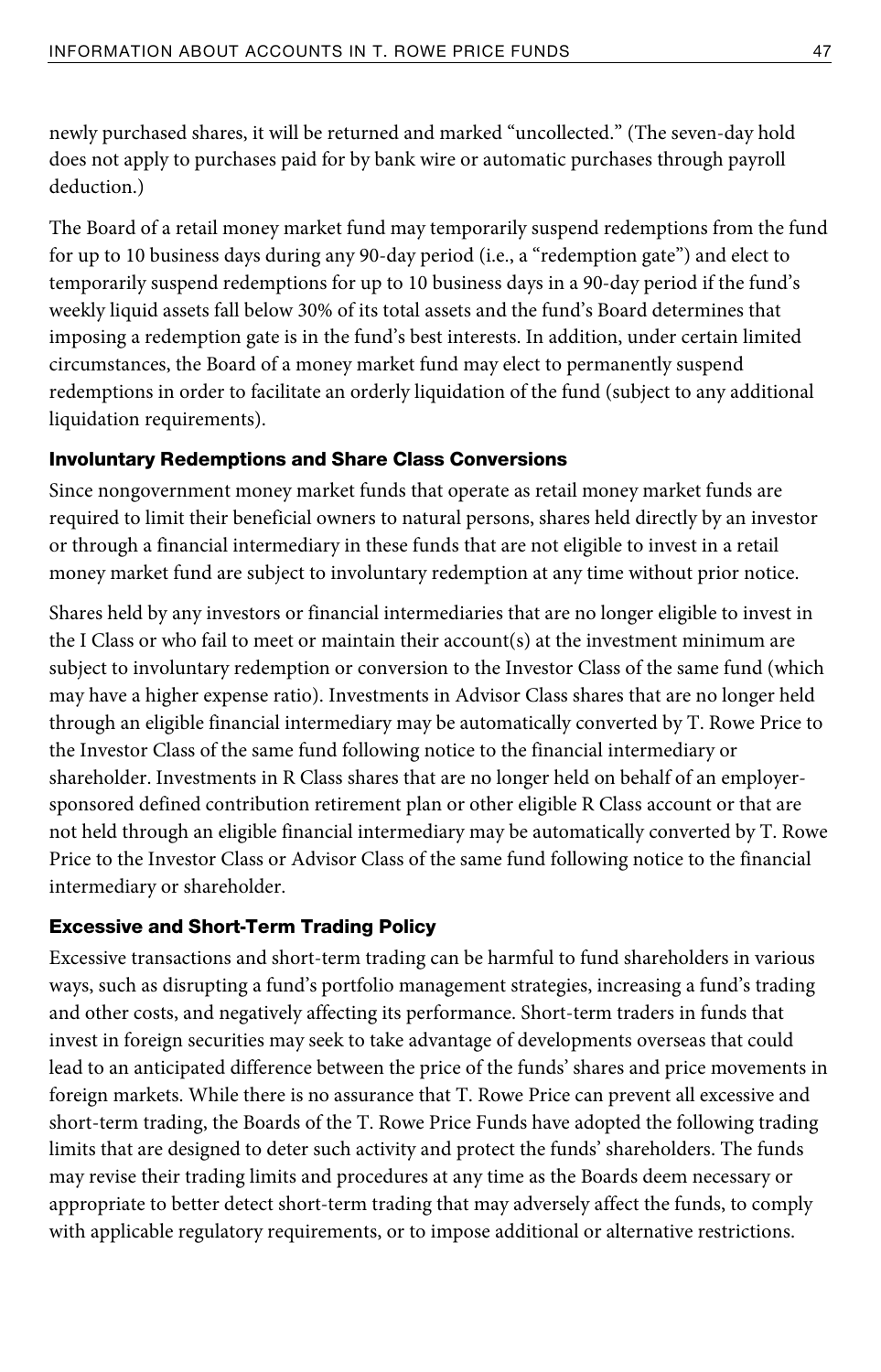newly purchased shares, it will be returned and marked "uncollected." (The seven-day hold does not apply to purchases paid for by bank wire or automatic purchases through payroll deduction.)

The Board of a retail money market fund may temporarily suspend redemptions from the fund for up to 10 business days during any 90-day period (i.e., a "redemption gate") and elect to temporarily suspend redemptions for up to 10 business days in a 90-day period if the fund's weekly liquid assets fall below 30% of its total assets and the fund's Board determines that imposing a redemption gate is in the fund's best interests. In addition, under certain limited circumstances, the Board of a money market fund may elect to permanently suspend redemptions in order to facilitate an orderly liquidation of the fund (subject to any additional liquidation requirements).

### Involuntary Redemptions and Share Class Conversions

Since nongovernment money market funds that operate as retail money market funds are required to limit their beneficial owners to natural persons, shares held directly by an investor or through a financial intermediary in these funds that are not eligible to invest in a retail money market fund are subject to involuntary redemption at any time without prior notice.

Shares held by any investors or financial intermediaries that are no longer eligible to invest in the I Class or who fail to meet or maintain their account(s) at the investment minimum are subject to involuntary redemption or conversion to the Investor Class of the same fund (which may have a higher expense ratio). Investments in Advisor Class shares that are no longer held through an eligible financial intermediary may be automatically converted by T. Rowe Price to the Investor Class of the same fund following notice to the financial intermediary or shareholder. Investments in R Class shares that are no longer held on behalf of an employer-sponsored defined contribution retirement plan or other eligible R Class account or that are not held through an eligible financial intermediary may be automatically converted by T. Rowe Price to the Investor Class or Advisor Class of the same fund following notice to the financial intermediary or shareholder.

### Excessive and Short-Term Trading Policy

Excessive transactions and short-term trading can be harmful to fund shareholders in various ways, such as disrupting a fund's portfolio management strategies, increasing a fund's trading and other costs, and negatively affecting its performance. Short-term traders in funds that invest in foreign securities may seek to take advantage of developments overseas that could lead to an anticipated difference between the price of the funds' shares and price movements in foreign markets. While there is no assurance that T. Rowe Price can prevent all excessive and short-term trading, the Boards of the T. Rowe Price Funds have adopted the following trading limits that are designed to deter such activity and protect the funds' shareholders. The funds may revise their trading limits and procedures at any time as the Boards deem necessary or appropriate to better detect short-term trading that may adversely affect the funds, to comply with applicable regulatory requirements, or to impose additional or alternative restrictions.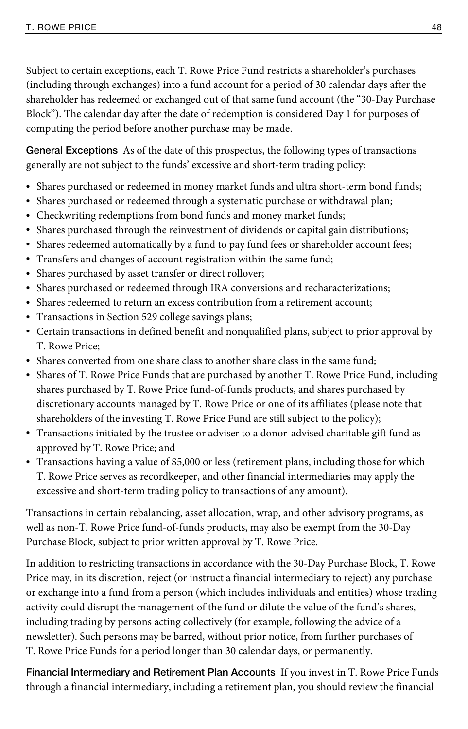Subject to certain exceptions, each T. Rowe Price Fund restricts a shareholder's purchases (including through exchanges) into a fund account for a period of 30 calendar days after the shareholder has redeemed or exchanged out of that same fund account (the "30-Day Purchase Block"). The calendar day after the date of redemption is considered Day 1 for purposes of computing the period before another purchase may be made.

**General Exceptions** As of the date of this prospectus, the following types of transactions generally are not subject to the funds' excessive and short-term trading policy:

- Shares purchased or redeemed in money market funds and ultra short-term bond funds;
- Shares purchased or redeemed through a systematic purchase or withdrawal plan;
- Checkwriting redemptions from bond funds and money market funds;
- Shares purchased through the reinvestment of dividends or capital gain distributions;
- Shares redeemed automatically by a fund to pay fund fees or shareholder account fees;
- Transfers and changes of account registration within the same fund;
- Shares purchased by asset transfer or direct rollover;
- Shares purchased or redeemed through IRA conversions and recharacterizations;
- Shares redeemed to return an excess contribution from a retirement account;
- Transactions in Section 529 college savings plans;
- Certain transactions in defined benefit and nonqualified plans, subject to prior approval by T. Rowe Price;
- Shares converted from one share class to another share class in the same fund;
- Shares of T. Rowe Price Funds that are purchased by another T. Rowe Price Fund, including shares purchased by T. Rowe Price fund-of-funds products, and shares purchased by discretionary accounts managed by T. Rowe Price or one of its affiliates (please note that shareholders of the investing T. Rowe Price Fund are still subject to the policy);
- Transactions initiated by the trustee or adviser to a donor-advised charitable gift fund as approved by T. Rowe Price; and
- Transactions having a value of $5,000 or less (retirement plans, including those for which T. Rowe Price serves as recordkeeper, and other financial intermediaries may apply the excessive and short-term trading policy to transactions of any amount).

Transactions in certain rebalancing, asset allocation, wrap, and other advisory programs, as well as non-T. Rowe Price fund-of-funds products, may also be exempt from the 30-Day Purchase Block, subject to prior written approval by T. Rowe Price.

In addition to restricting transactions in accordance with the 30-Day Purchase Block, T. Rowe Price may, in its discretion, reject (or instruct a financial intermediary to reject) any purchase or exchange into a fund from a person (which includes individuals and entities) whose trading activity could disrupt the management of the fund or dilute the value of the fund's shares, including trading by persons acting collectively (for example, following the advice of a newsletter). Such persons may be barred, without prior notice, from further purchases of T. Rowe Price Funds for a period longer than 30 calendar days, or permanently.

**Financial Intermediary and Retirement Plan Accounts** If you invest in T. Rowe Price Funds through a financial intermediary, including a retirement plan, you should review the financial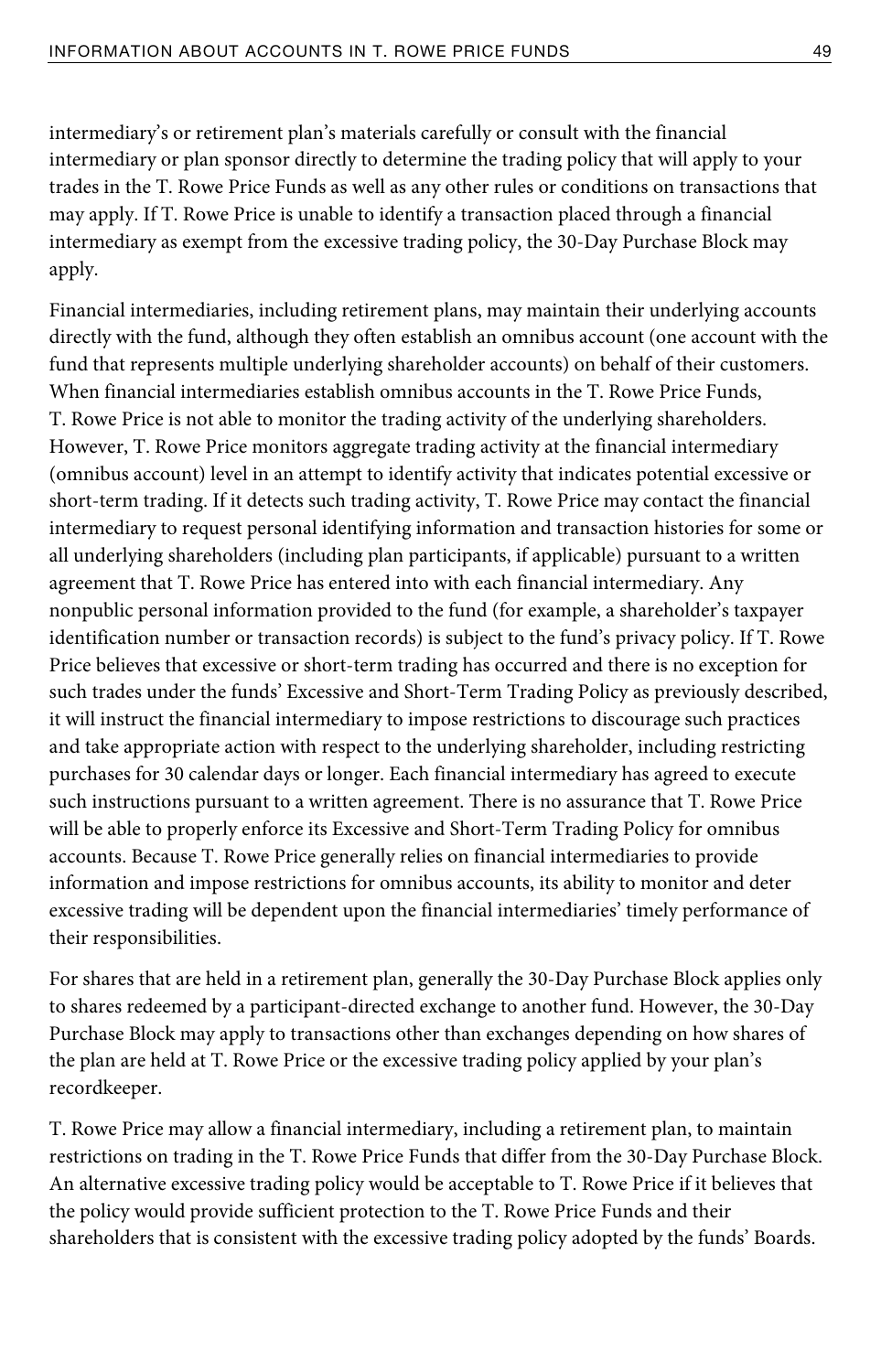intermediary's or retirement plan's materials carefully or consult with the financial intermediary or plan sponsor directly to determine the trading policy that will apply to your trades in the T. Rowe Price Funds as well as any other rules or conditions on transactions that may apply. If T. Rowe Price is unable to identify a transaction placed through a financial intermediary as exempt from the excessive trading policy, the 30-Day Purchase Block may apply.

Financial intermediaries, including retirement plans, may maintain their underlying accounts directly with the fund, although they often establish an omnibus account (one account with the fund that represents multiple underlying shareholder accounts) on behalf of their customers. When financial intermediaries establish omnibus accounts in the T. Rowe Price Funds, T. Rowe Price is not able to monitor the trading activity of the underlying shareholders. However, T. Rowe Price monitors aggregate trading activity at the financial intermediary (omnibus account) level in an attempt to identify activity that indicates potential excessive or short-term trading. If it detects such trading activity, T. Rowe Price may contact the financial intermediary to request personal identifying information and transaction histories for some or all underlying shareholders (including plan participants, if applicable) pursuant to a written agreement that T. Rowe Price has entered into with each financial intermediary. Any nonpublic personal information provided to the fund (for example, a shareholder's taxpayer identification number or transaction records) is subject to the fund's privacy policy. If T. Rowe Price believes that excessive or short-term trading has occurred and there is no exception for such trades under the funds' Excessive and Short-Term Trading Policy as previously described, it will instruct the financial intermediary to impose restrictions to discourage such practices and take appropriate action with respect to the underlying shareholder, including restricting purchases for 30 calendar days or longer. Each financial intermediary has agreed to execute such instructions pursuant to a written agreement. There is no assurance that T. Rowe Price will be able to properly enforce its Excessive and Short-Term Trading Policy for omnibus accounts. Because T. Rowe Price generally relies on financial intermediaries to provide information and impose restrictions for omnibus accounts, its ability to monitor and deter excessive trading will be dependent upon the financial intermediaries' timely performance of their responsibilities.

For shares that are held in a retirement plan, generally the 30-Day Purchase Block applies only to shares redeemed by a participant-directed exchange to another fund. However, the 30-Day Purchase Block may apply to transactions other than exchanges depending on how shares of the plan are held at T. Rowe Price or the excessive trading policy applied by your plan's recordkeeper.

T. Rowe Price may allow a financial intermediary, including a retirement plan, to maintain restrictions on trading in the T. Rowe Price Funds that differ from the 30-Day Purchase Block. An alternative excessive trading policy would be acceptable to T. Rowe Price if it believes that the policy would provide sufficient protection to the T. Rowe Price Funds and their shareholders that is consistent with the excessive trading policy adopted by the funds' Boards.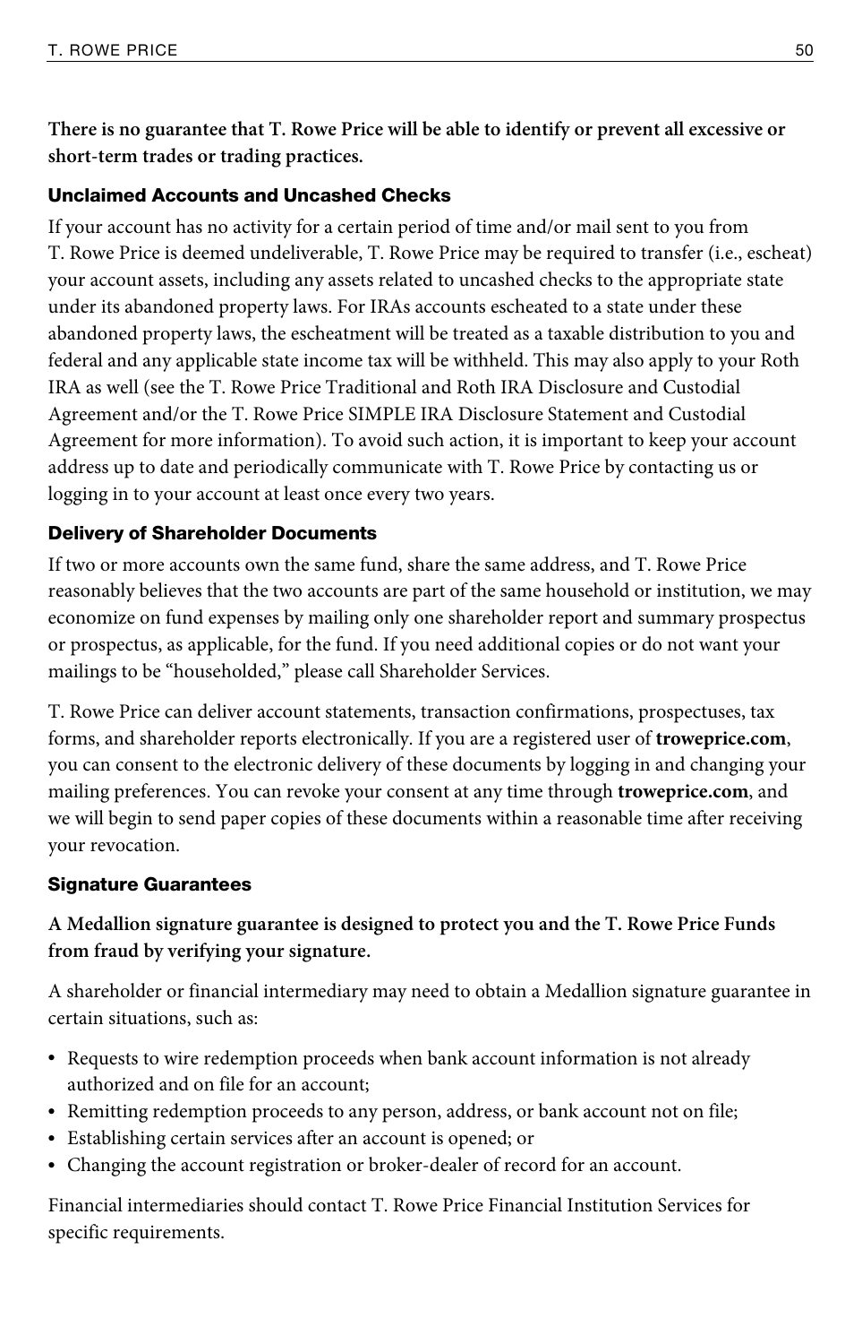**There is no guarantee that T. Rowe Price will be able to identify or prevent all excessive or short-term trades or trading practices.**

### Unclaimed Accounts and Uncashed Checks

If your account has no activity for a certain period of time and/or mail sent to you from T. Rowe Price is deemed undeliverable, T. Rowe Price may be required to transfer (i.e., escheat) your account assets, including any assets related to uncashed checks to the appropriate state under its abandoned property laws. For IRAs accounts escheated to a state under these abandoned property laws, the escheatment will be treated as a taxable distribution to you and federal and any applicable state income tax will be withheld. This may also apply to your Roth IRA as well (see the T. Rowe Price Traditional and Roth IRA Disclosure and Custodial Agreement and/or the T. Rowe Price SIMPLE IRA Disclosure Statement and Custodial Agreement for more information). To avoid such action, it is important to keep your account address up to date and periodically communicate with T. Rowe Price by contacting us or logging in to your account at least once every two years.

### Delivery of Shareholder Documents

If two or more accounts own the same fund, share the same address, and T. Rowe Price reasonably believes that the two accounts are part of the same household or institution, we may economize on fund expenses by mailing only one shareholder report and summary prospectus or prospectus, as applicable, for the fund. If you need additional copies or do not want your mailings to be "householded," please call Shareholder Services.

T. Rowe Price can deliver account statements, transaction confirmations, prospectuses, tax forms, and shareholder reports electronically. If you are a registered user of **troweprice.com**, you can consent to the electronic delivery of these documents by logging in and changing your mailing preferences. You can revoke your consent at any time through **troweprice.com**, and we will begin to send paper copies of these documents within a reasonable time after receiving your revocation.

### Signature Guarantees

**A Medallion signature guarantee is designed to protect you and the T. Rowe Price Funds from fraud by verifying your signature.**

A shareholder or financial intermediary may need to obtain a Medallion signature guarantee in certain situations, such as:

- Requests to wire redemption proceeds when bank account information is not already authorized and on file for an account;
- Remitting redemption proceeds to any person, address, or bank account not on file;
- Establishing certain services after an account is opened; or
- Changing the account registration or broker-dealer of record for an account.

Financial intermediaries should contact T. Rowe Price Financial Institution Services for specific requirements.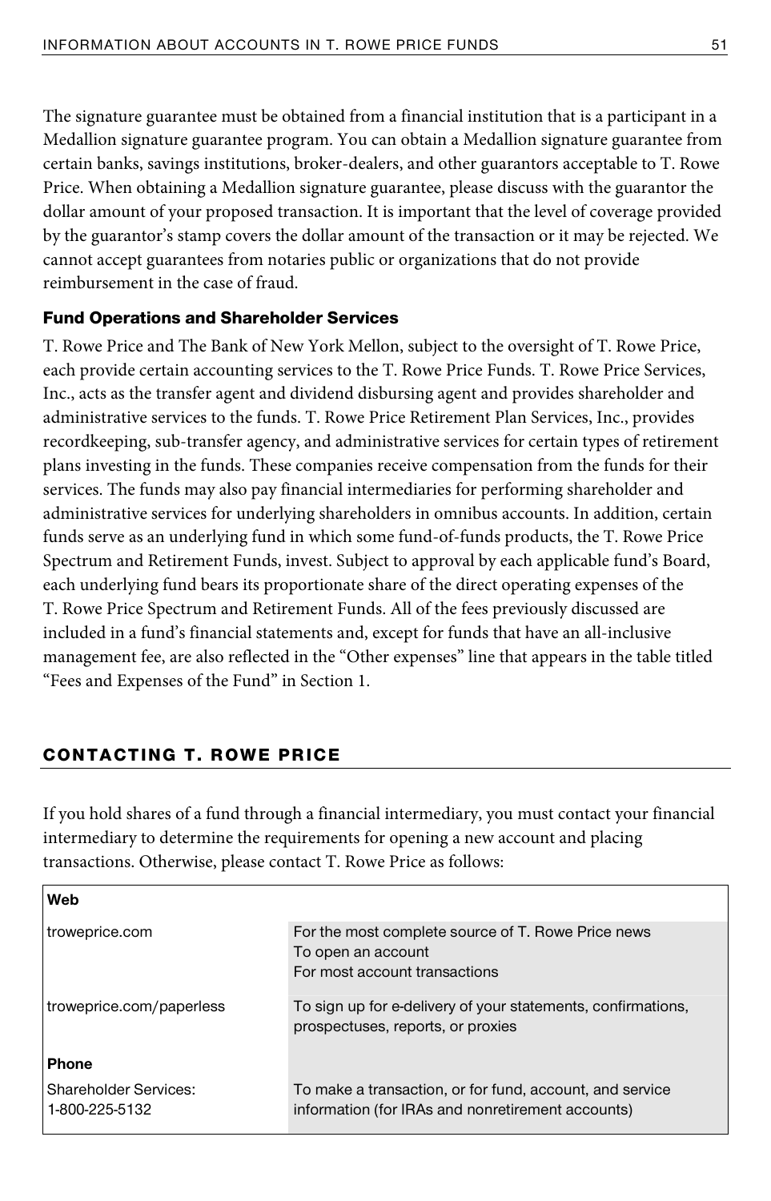The signature guarantee must be obtained from a financial institution that is a participant in a Medallion signature guarantee program. You can obtain a Medallion signature guarantee from certain banks, savings institutions, broker-dealers, and other guarantors acceptable to T. Rowe Price. When obtaining a Medallion signature guarantee, please discuss with the guarantor the dollar amount of your proposed transaction. It is important that the level of coverage provided by the guarantor's stamp covers the dollar amount of the transaction or it may be rejected. We cannot accept guarantees from notaries public or organizations that do not provide reimbursement in the case of fraud.

### Fund Operations and Shareholder Services

T. Rowe Price and The Bank of New York Mellon, subject to the oversight of T. Rowe Price, each provide certain accounting services to the T. Rowe Price Funds. T. Rowe Price Services, Inc., acts as the transfer agent and dividend disbursing agent and provides shareholder and administrative services to the funds. T. Rowe Price Retirement Plan Services, Inc., provides recordkeeping, sub-transfer agency, and administrative services for certain types of retirement plans investing in the funds. These companies receive compensation from the funds for their services. The funds may also pay financial intermediaries for performing shareholder and administrative services for underlying shareholders in omnibus accounts. In addition, certain funds serve as an underlying fund in which some fund-of-funds products, the T. Rowe Price Spectrum and Retirement Funds, invest. Subject to approval by each applicable fund's Board, each underlying fund bears its proportionate share of the direct operating expenses of the T. Rowe Price Spectrum and Retirement Funds. All of the fees previously discussed are included in a fund's financial statements and, except for funds that have an all-inclusive management fee, are also reflected in the "Other expenses" line that appears in the table titled "Fees and Expenses of the Fund" in Section 1.

## CONTACTING T. ROWE PRICE

If you hold shares of a fund through a financial intermediary, you must contact your financial intermediary to determine the requirements for opening a new account and placing transactions. Otherwise, please contact T. Rowe Price as follows:

| **Web** | |
|---|---|
| troweprice.com | For the most complete source of T. Rowe Price news<br>To open an account<br>For most account transactions |
| troweprice.com/paperless | To sign up for e-delivery of your statements, confirmations, prospectuses, reports, or proxies |
| **Phone** | |
| Shareholder Services:<br>1-800-225-5132 | To make a transaction, or for fund, account, and service information (for IRAs and nonretirement accounts) |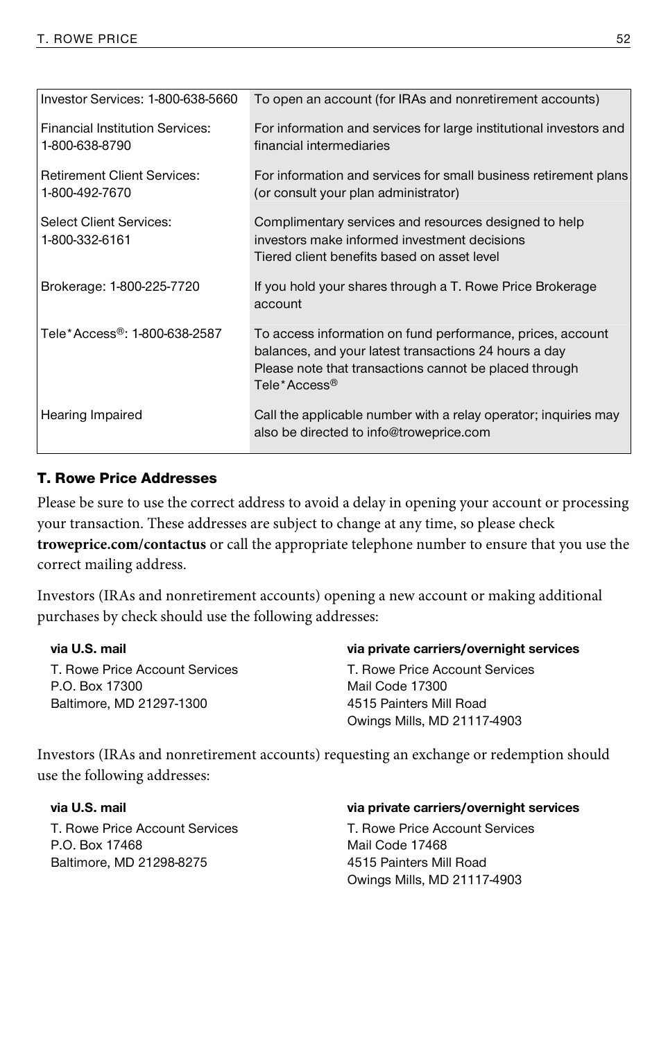| | |
|---|---|
| Investor Services: 1-800-638-5660 | To open an account (for IRAs and nonretirement accounts) |
| Financial Institution Services: 1-800-638-8790 | For information and services for large institutional investors and financial intermediaries |
| Retirement Client Services: 1-800-492-7670 | For information and services for small business retirement plans (or consult your plan administrator) |
| Select Client Services: 1-800-332-6161 | Complimentary services and resources designed to help investors make informed investment decisions<br>Tiered client benefits based on asset level |
| Brokerage: 1-800-225-7720 | If you hold your shares through a T. Rowe Price Brokerage account |
| Tele*Access®: 1-800-638-2587 | To access information on fund performance, prices, account balances, and your latest transactions 24 hours a day<br>Please note that transactions cannot be placed through Tele*Access® |
| Hearing Impaired | Call the applicable number with a relay operator; inquiries may also be directed to info@troweprice.com |

### T. Rowe Price Addresses

Please be sure to use the correct address to avoid a delay in opening your account or processing your transaction. These addresses are subject to change at any time, so please check **troweprice.com/contactus** or call the appropriate telephone number to ensure that you use the correct mailing address.

Investors (IRAs and nonretirement accounts) opening a new account or making additional purchases by check should use the following addresses:

**via U.S. mail**
T. Rowe Price Account Services
P.O. Box 17300
Baltimore, MD 21297-1300

**via private carriers/overnight services**
T. Rowe Price Account Services
Mail Code 17300
4515 Painters Mill Road
Owings Mills, MD 21117-4903

Investors (IRAs and nonretirement accounts) requesting an exchange or redemption should use the following addresses:

**via U.S. mail**
T. Rowe Price Account Services
P.O. Box 17468
Baltimore, MD 21298-8275

**via private carriers/overnight services**
T. Rowe Price Account Services
Mail Code 17468
4515 Painters Mill Road
Owings Mills, MD 21117-4903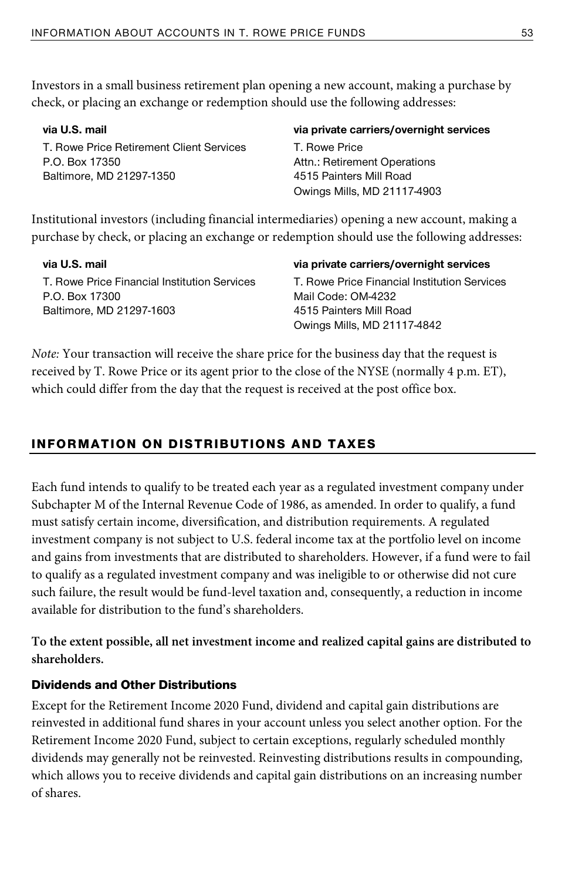Investors in a small business retirement plan opening a new account, making a purchase by check, or placing an exchange or redemption should use the following addresses:

**via U.S. mail**
T. Rowe Price Retirement Client Services
P.O. Box 17350
Baltimore, MD 21297-1350

**via private carriers/overnight services**
T. Rowe Price
Attn.: Retirement Operations
4515 Painters Mill Road
Owings Mills, MD 21117-4903

Institutional investors (including financial intermediaries) opening a new account, making a purchase by check, or placing an exchange or redemption should use the following addresses:

**via U.S. mail**
T. Rowe Price Financial Institution Services
P.O. Box 17300
Baltimore, MD 21297-1603

**via private carriers/overnight services**
T. Rowe Price Financial Institution Services
Mail Code: OM-4232
4515 Painters Mill Road
Owings Mills, MD 21117-4842

*Note:* Your transaction will receive the share price for the business day that the request is received by T. Rowe Price or its agent prior to the close of the NYSE (normally 4 p.m. ET), which could differ from the day that the request is received at the post office box.

## INFORMATION ON DISTRIBUTIONS AND TAXES

Each fund intends to qualify to be treated each year as a regulated investment company under Subchapter M of the Internal Revenue Code of 1986, as amended. In order to qualify, a fund must satisfy certain income, diversification, and distribution requirements. A regulated investment company is not subject to U.S. federal income tax at the portfolio level on income and gains from investments that are distributed to shareholders. However, if a fund were to fail to qualify as a regulated investment company and was ineligible to or otherwise did not cure such failure, the result would be fund-level taxation and, consequently, a reduction in income available for distribution to the fund's shareholders.

**To the extent possible, all net investment income and realized capital gains are distributed to shareholders.**

### Dividends and Other Distributions

Except for the Retirement Income 2020 Fund, dividend and capital gain distributions are reinvested in additional fund shares in your account unless you select another option. For the Retirement Income 2020 Fund, subject to certain exceptions, regularly scheduled monthly dividends may generally not be reinvested. Reinvesting distributions results in compounding, which allows you to receive dividends and capital gain distributions on an increasing number of shares.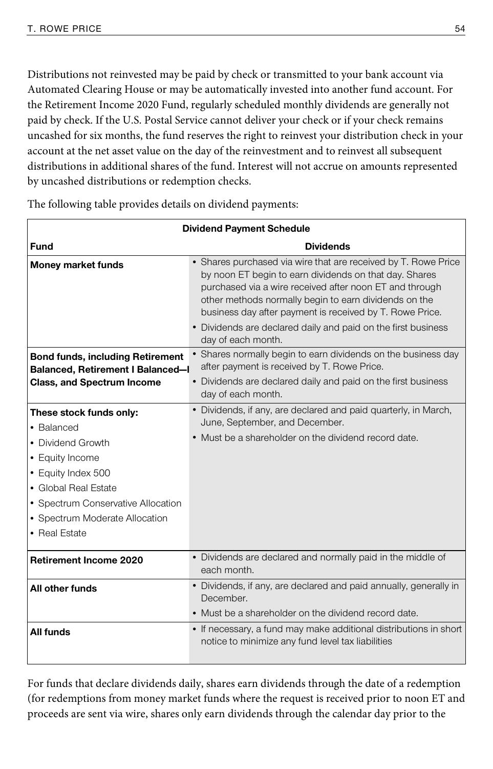Distributions not reinvested may be paid by check or transmitted to your bank account via Automated Clearing House or may be automatically invested into another fund account. For the Retirement Income 2020 Fund, regularly scheduled monthly dividends are generally not paid by check. If the U.S. Postal Service cannot deliver your check or if your check remains uncashed for six months, the fund reserves the right to reinvest your distribution check in your account at the net asset value on the day of the reinvestment and to reinvest all subsequent distributions in additional shares of the fund. Interest will not accrue on amounts represented by uncashed distributions or redemption checks.

The following table provides details on dividend payments:

| **Dividend Payment Schedule** | |
|---|---|
| **Fund** | **Dividends** |
| **Money market funds** | • Shares purchased via wire that are received by T. Rowe Price by noon ET begin to earn dividends on that day. Shares purchased via a wire received after noon ET and through other methods normally begin to earn dividends on the business day after payment is received by T. Rowe Price.<br>• Dividends are declared daily and paid on the first business day of each month. |
| **Bond funds, including Retirement Balanced, Retirement I Balanced—I Class, and Spectrum Income** | • Shares normally begin to earn dividends on the business day after payment is received by T. Rowe Price.<br>• Dividends are declared daily and paid on the first business day of each month. |
| **These stock funds only:**<br>• Balanced<br>• Dividend Growth<br>• Equity Income<br>• Equity Index 500<br>• Global Real Estate<br>• Spectrum Conservative Allocation<br>• Spectrum Moderate Allocation<br>• Real Estate | • Dividends, if any, are declared and paid quarterly, in March, June, September, and December.<br>• Must be a shareholder on the dividend record date. |
| **Retirement Income 2020** | • Dividends are declared and normally paid in the middle of each month. |
| **All other funds** | • Dividends, if any, are declared and paid annually, generally in December.<br>• Must be a shareholder on the dividend record date. |
| **All funds** | • If necessary, a fund may make additional distributions in short notice to minimize any fund level tax liabilities |

For funds that declare dividends daily, shares earn dividends through the date of a redemption (for redemptions from money market funds where the request is received prior to noon ET and proceeds are sent via wire, shares only earn dividends through the calendar day prior to the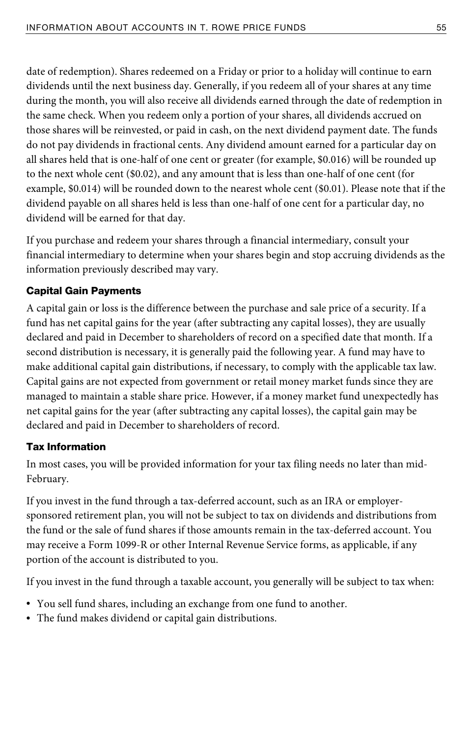date of redemption). Shares redeemed on a Friday or prior to a holiday will continue to earn dividends until the next business day. Generally, if you redeem all of your shares at any time during the month, you will also receive all dividends earned through the date of redemption in the same check. When you redeem only a portion of your shares, all dividends accrued on those shares will be reinvested, or paid in cash, on the next dividend payment date. The funds do not pay dividends in fractional cents. Any dividend amount earned for a particular day on all shares held that is one-half of one cent or greater (for example, $0.016) will be rounded up to the next whole cent ($0.02), and any amount that is less than one-half of one cent (for example, $0.014) will be rounded down to the nearest whole cent ($0.01). Please note that if the dividend payable on all shares held is less than one-half of one cent for a particular day, no dividend will be earned for that day.

If you purchase and redeem your shares through a financial intermediary, consult your financial intermediary to determine when your shares begin and stop accruing dividends as the information previously described may vary.

#### Capital Gain Payments

A capital gain or loss is the difference between the purchase and sale price of a security. If a fund has net capital gains for the year (after subtracting any capital losses), they are usually declared and paid in December to shareholders of record on a specified date that month. If a second distribution is necessary, it is generally paid the following year. A fund may have to make additional capital gain distributions, if necessary, to comply with the applicable tax law. Capital gains are not expected from government or retail money market funds since they are managed to maintain a stable share price. However, if a money market fund unexpectedly has net capital gains for the year (after subtracting any capital losses), the capital gain may be declared and paid in December to shareholders of record.

#### Tax Information

In most cases, you will be provided information for your tax filing needs no later than mid-February.

If you invest in the fund through a tax-deferred account, such as an IRA or employer-sponsored retirement plan, you will not be subject to tax on dividends and distributions from the fund or the sale of fund shares if those amounts remain in the tax-deferred account. You may receive a Form 1099-R or other Internal Revenue Service forms, as applicable, if any portion of the account is distributed to you.

If you invest in the fund through a taxable account, you generally will be subject to tax when:

- You sell fund shares, including an exchange from one fund to another.
- The fund makes dividend or capital gain distributions.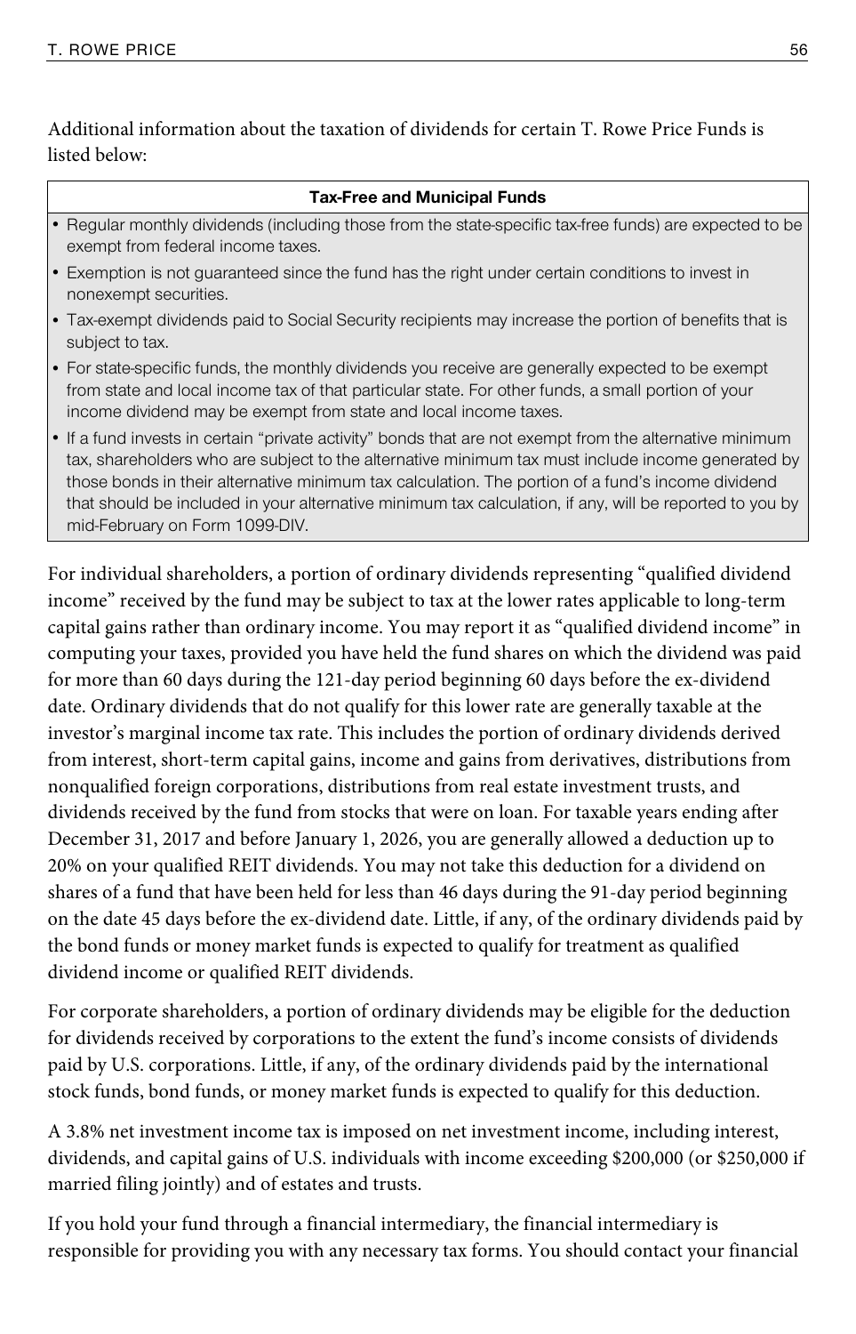Additional information about the taxation of dividends for certain T. Rowe Price Funds is listed below:

| Tax-Free and Municipal Funds |
| --- |
| • Regular monthly dividends (including those from the state-specific tax-free funds) are expected to be exempt from federal income taxes. |
| • Exemption is not guaranteed since the fund has the right under certain conditions to invest in nonexempt securities. |
| • Tax-exempt dividends paid to Social Security recipients may increase the portion of benefits that is subject to tax. |
| • For state-specific funds, the monthly dividends you receive are generally expected to be exempt from state and local income tax of that particular state. For other funds, a small portion of your income dividend may be exempt from state and local income taxes. |
| • If a fund invests in certain "private activity" bonds that are not exempt from the alternative minimum tax, shareholders who are subject to the alternative minimum tax must include income generated by those bonds in their alternative minimum tax calculation. The portion of a fund's income dividend that should be included in your alternative minimum tax calculation, if any, will be reported to you by mid-February on Form 1099-DIV. |

For individual shareholders, a portion of ordinary dividends representing "qualified dividend income" received by the fund may be subject to tax at the lower rates applicable to long-term capital gains rather than ordinary income. You may report it as "qualified dividend income" in computing your taxes, provided you have held the fund shares on which the dividend was paid for more than 60 days during the 121-day period beginning 60 days before the ex-dividend date. Ordinary dividends that do not qualify for this lower rate are generally taxable at the investor's marginal income tax rate. This includes the portion of ordinary dividends derived from interest, short-term capital gains, income and gains from derivatives, distributions from nonqualified foreign corporations, distributions from real estate investment trusts, and dividends received by the fund from stocks that were on loan. For taxable years ending after December 31, 2017 and before January 1, 2026, you are generally allowed a deduction up to 20% on your qualified REIT dividends. You may not take this deduction for a dividend on shares of a fund that have been held for less than 46 days during the 91-day period beginning on the date 45 days before the ex-dividend date. Little, if any, of the ordinary dividends paid by the bond funds or money market funds is expected to qualify for treatment as qualified dividend income or qualified REIT dividends.

For corporate shareholders, a portion of ordinary dividends may be eligible for the deduction for dividends received by corporations to the extent the fund's income consists of dividends paid by U.S. corporations. Little, if any, of the ordinary dividends paid by the international stock funds, bond funds, or money market funds is expected to qualify for this deduction.

A 3.8% net investment income tax is imposed on net investment income, including interest, dividends, and capital gains of U.S. individuals with income exceeding $200,000 (or $250,000 if married filing jointly) and of estates and trusts.

If you hold your fund through a financial intermediary, the financial intermediary is responsible for providing you with any necessary tax forms. You should contact your financial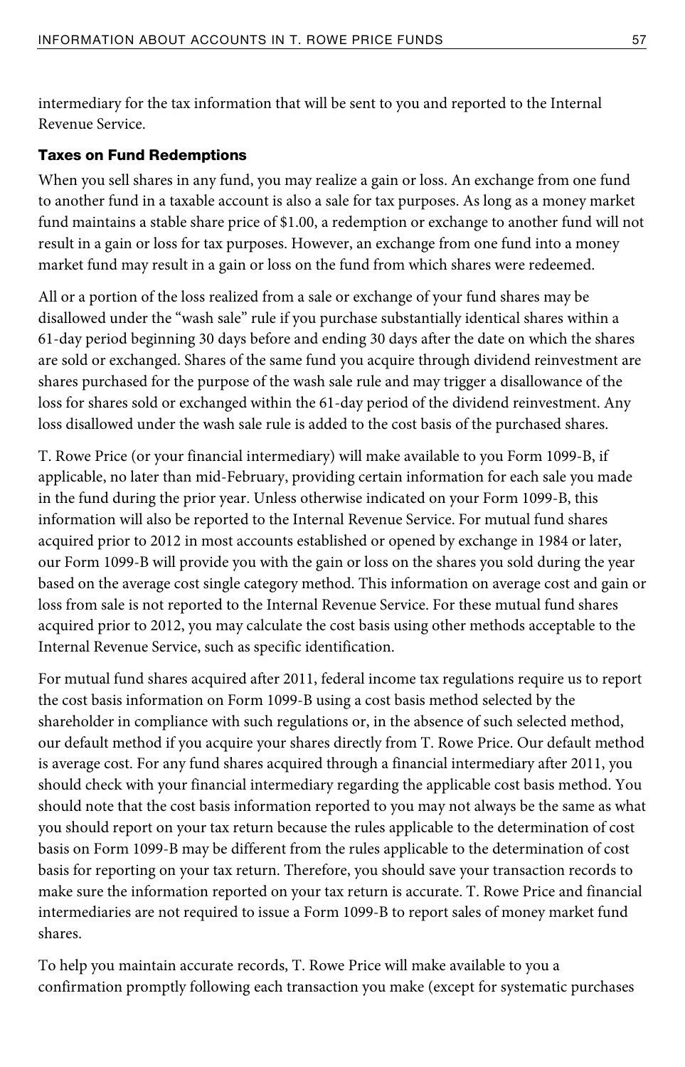intermediary for the tax information that will be sent to you and reported to the Internal Revenue Service.

### Taxes on Fund Redemptions

When you sell shares in any fund, you may realize a gain or loss. An exchange from one fund to another fund in a taxable account is also a sale for tax purposes. As long as a money market fund maintains a stable share price of $1.00, a redemption or exchange to another fund will not result in a gain or loss for tax purposes. However, an exchange from one fund into a money market fund may result in a gain or loss on the fund from which shares were redeemed.

All or a portion of the loss realized from a sale or exchange of your fund shares may be disallowed under the "wash sale" rule if you purchase substantially identical shares within a 61-day period beginning 30 days before and ending 30 days after the date on which the shares are sold or exchanged. Shares of the same fund you acquire through dividend reinvestment are shares purchased for the purpose of the wash sale rule and may trigger a disallowance of the loss for shares sold or exchanged within the 61-day period of the dividend reinvestment. Any loss disallowed under the wash sale rule is added to the cost basis of the purchased shares.

T. Rowe Price (or your financial intermediary) will make available to you Form 1099-B, if applicable, no later than mid-February, providing certain information for each sale you made in the fund during the prior year. Unless otherwise indicated on your Form 1099-B, this information will also be reported to the Internal Revenue Service. For mutual fund shares acquired prior to 2012 in most accounts established or opened by exchange in 1984 or later, our Form 1099-B will provide you with the gain or loss on the shares you sold during the year based on the average cost single category method. This information on average cost and gain or loss from sale is not reported to the Internal Revenue Service. For these mutual fund shares acquired prior to 2012, you may calculate the cost basis using other methods acceptable to the Internal Revenue Service, such as specific identification.

For mutual fund shares acquired after 2011, federal income tax regulations require us to report the cost basis information on Form 1099-B using a cost basis method selected by the shareholder in compliance with such regulations or, in the absence of such selected method, our default method if you acquire your shares directly from T. Rowe Price. Our default method is average cost. For any fund shares acquired through a financial intermediary after 2011, you should check with your financial intermediary regarding the applicable cost basis method. You should note that the cost basis information reported to you may not always be the same as what you should report on your tax return because the rules applicable to the determination of cost basis on Form 1099-B may be different from the rules applicable to the determination of cost basis for reporting on your tax return. Therefore, you should save your transaction records to make sure the information reported on your tax return is accurate. T. Rowe Price and financial intermediaries are not required to issue a Form 1099-B to report sales of money market fund shares.

To help you maintain accurate records, T. Rowe Price will make available to you a confirmation promptly following each transaction you make (except for systematic purchases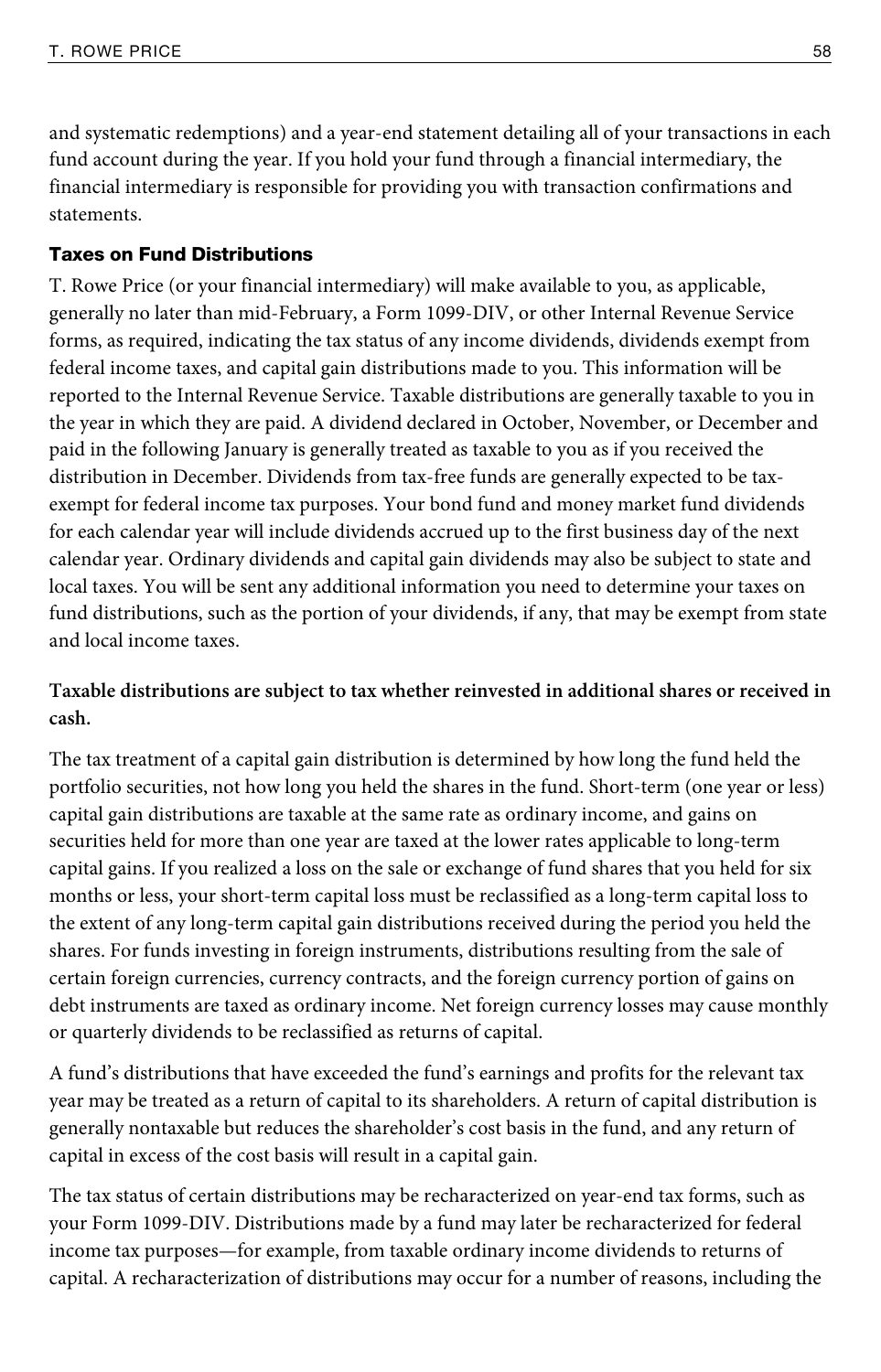and systematic redemptions) and a year-end statement detailing all of your transactions in each fund account during the year. If you hold your fund through a financial intermediary, the financial intermediary is responsible for providing you with transaction confirmations and statements.

### Taxes on Fund Distributions

T. Rowe Price (or your financial intermediary) will make available to you, as applicable, generally no later than mid-February, a Form 1099-DIV, or other Internal Revenue Service forms, as required, indicating the tax status of any income dividends, dividends exempt from federal income taxes, and capital gain distributions made to you. This information will be reported to the Internal Revenue Service. Taxable distributions are generally taxable to you in the year in which they are paid. A dividend declared in October, November, or December and paid in the following January is generally treated as taxable to you as if you received the distribution in December. Dividends from tax-free funds are generally expected to be tax-exempt for federal income tax purposes. Your bond fund and money market fund dividends for each calendar year will include dividends accrued up to the first business day of the next calendar year. Ordinary dividends and capital gain dividends may also be subject to state and local taxes. You will be sent any additional information you need to determine your taxes on fund distributions, such as the portion of your dividends, if any, that may be exempt from state and local income taxes.

**Taxable distributions are subject to tax whether reinvested in additional shares or received in cash.**

The tax treatment of a capital gain distribution is determined by how long the fund held the portfolio securities, not how long you held the shares in the fund. Short-term (one year or less) capital gain distributions are taxable at the same rate as ordinary income, and gains on securities held for more than one year are taxed at the lower rates applicable to long-term capital gains. If you realized a loss on the sale or exchange of fund shares that you held for six months or less, your short-term capital loss must be reclassified as a long-term capital loss to the extent of any long-term capital gain distributions received during the period you held the shares. For funds investing in foreign instruments, distributions resulting from the sale of certain foreign currencies, currency contracts, and the foreign currency portion of gains on debt instruments are taxed as ordinary income. Net foreign currency losses may cause monthly or quarterly dividends to be reclassified as returns of capital.

A fund's distributions that have exceeded the fund's earnings and profits for the relevant tax year may be treated as a return of capital to its shareholders. A return of capital distribution is generally nontaxable but reduces the shareholder's cost basis in the fund, and any return of capital in excess of the cost basis will result in a capital gain.

The tax status of certain distributions may be recharacterized on year-end tax forms, such as your Form 1099-DIV. Distributions made by a fund may later be recharacterized for federal income tax purposes—for example, from taxable ordinary income dividends to returns of capital. A recharacterization of distributions may occur for a number of reasons, including the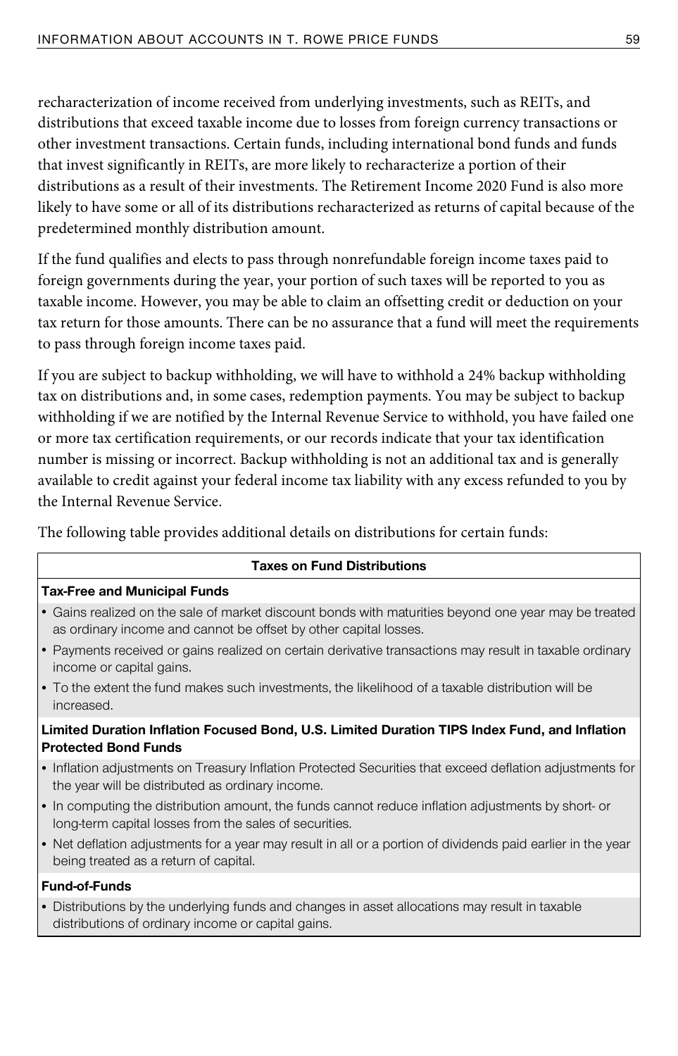recharacterization of income received from underlying investments, such as REITs, and distributions that exceed taxable income due to losses from foreign currency transactions or other investment transactions. Certain funds, including international bond funds and funds that invest significantly in REITs, are more likely to recharacterize a portion of their distributions as a result of their investments. The Retirement Income 2020 Fund is also more likely to have some or all of its distributions recharacterized as returns of capital because of the predetermined monthly distribution amount.

If the fund qualifies and elects to pass through nonrefundable foreign income taxes paid to foreign governments during the year, your portion of such taxes will be reported to you as taxable income. However, you may be able to claim an offsetting credit or deduction on your tax return for those amounts. There can be no assurance that a fund will meet the requirements to pass through foreign income taxes paid.

If you are subject to backup withholding, we will have to withhold a 24% backup withholding tax on distributions and, in some cases, redemption payments. You may be subject to backup withholding if we are notified by the Internal Revenue Service to withhold, you have failed one or more tax certification requirements, or our records indicate that your tax identification number is missing or incorrect. Backup withholding is not an additional tax and is generally available to credit against your federal income tax liability with any excess refunded to you by the Internal Revenue Service.

The following table provides additional details on distributions for certain funds:

| Taxes on Fund Distributions |
|---|
| **Tax-Free and Municipal Funds** |
| • Gains realized on the sale of market discount bonds with maturities beyond one year may be treated as ordinary income and cannot be offset by other capital losses. |
| • Payments received or gains realized on certain derivative transactions may result in taxable ordinary income or capital gains. |
| • To the extent the fund makes such investments, the likelihood of a taxable distribution will be increased. |
| **Limited Duration Inflation Focused Bond, U.S. Limited Duration TIPS Index Fund, and Inflation Protected Bond Funds** |
| • Inflation adjustments on Treasury Inflation Protected Securities that exceed deflation adjustments for the year will be distributed as ordinary income. |
| • In computing the distribution amount, the funds cannot reduce inflation adjustments by short- or long-term capital losses from the sales of securities. |
| • Net deflation adjustments for a year may result in all or a portion of dividends paid earlier in the year being treated as a return of capital. |
| **Fund-of-Funds** |
| • Distributions by the underlying funds and changes in asset allocations may result in taxable distributions of ordinary income or capital gains. |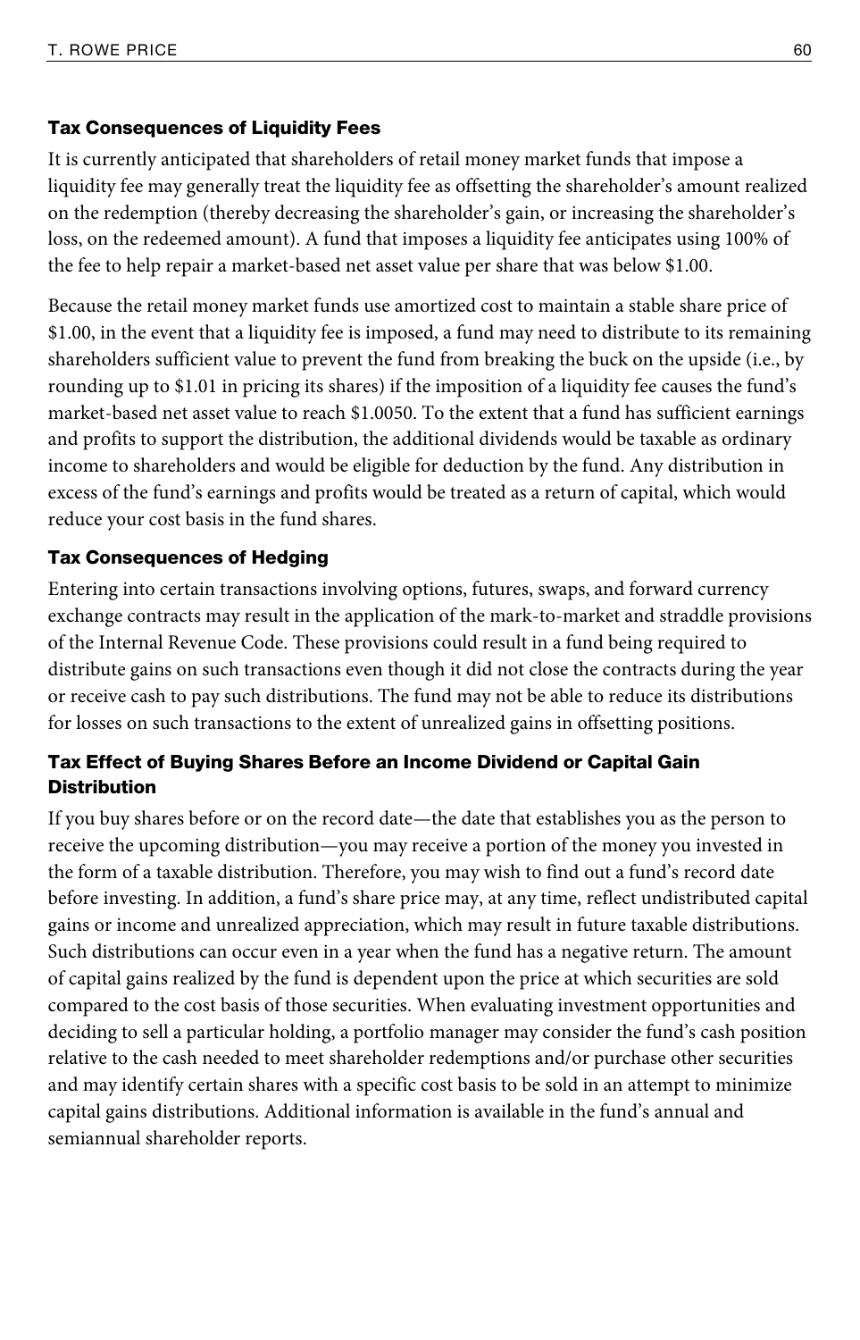### Tax Consequences of Liquidity Fees

It is currently anticipated that shareholders of retail money market funds that impose a liquidity fee may generally treat the liquidity fee as offsetting the shareholder's amount realized on the redemption (thereby decreasing the shareholder's gain, or increasing the shareholder's loss, on the redeemed amount). A fund that imposes a liquidity fee anticipates using 100% of the fee to help repair a market-based net asset value per share that was below $1.00.

Because the retail money market funds use amortized cost to maintain a stable share price of $1.00, in the event that a liquidity fee is imposed, a fund may need to distribute to its remaining shareholders sufficient value to prevent the fund from breaking the buck on the upside (i.e., by rounding up to $1.01 in pricing its shares) if the imposition of a liquidity fee causes the fund's market-based net asset value to reach $1.0050. To the extent that a fund has sufficient earnings and profits to support the distribution, the additional dividends would be taxable as ordinary income to shareholders and would be eligible for deduction by the fund. Any distribution in excess of the fund's earnings and profits would be treated as a return of capital, which would reduce your cost basis in the fund shares.

### Tax Consequences of Hedging

Entering into certain transactions involving options, futures, swaps, and forward currency exchange contracts may result in the application of the mark-to-market and straddle provisions of the Internal Revenue Code. These provisions could result in a fund being required to distribute gains on such transactions even though it did not close the contracts during the year or receive cash to pay such distributions. The fund may not be able to reduce its distributions for losses on such transactions to the extent of unrealized gains in offsetting positions.

### Tax Effect of Buying Shares Before an Income Dividend or Capital Gain Distribution

If you buy shares before or on the record date—the date that establishes you as the person to receive the upcoming distribution—you may receive a portion of the money you invested in the form of a taxable distribution. Therefore, you may wish to find out a fund's record date before investing. In addition, a fund's share price may, at any time, reflect undistributed capital gains or income and unrealized appreciation, which may result in future taxable distributions. Such distributions can occur even in a year when the fund has a negative return. The amount of capital gains realized by the fund is dependent upon the price at which securities are sold compared to the cost basis of those securities. When evaluating investment opportunities and deciding to sell a particular holding, a portfolio manager may consider the fund's cash position relative to the cash needed to meet shareholder redemptions and/or purchase other securities and may identify certain shares with a specific cost basis to be sold in an attempt to minimize capital gains distributions. Additional information is available in the fund's annual and semiannual shareholder reports.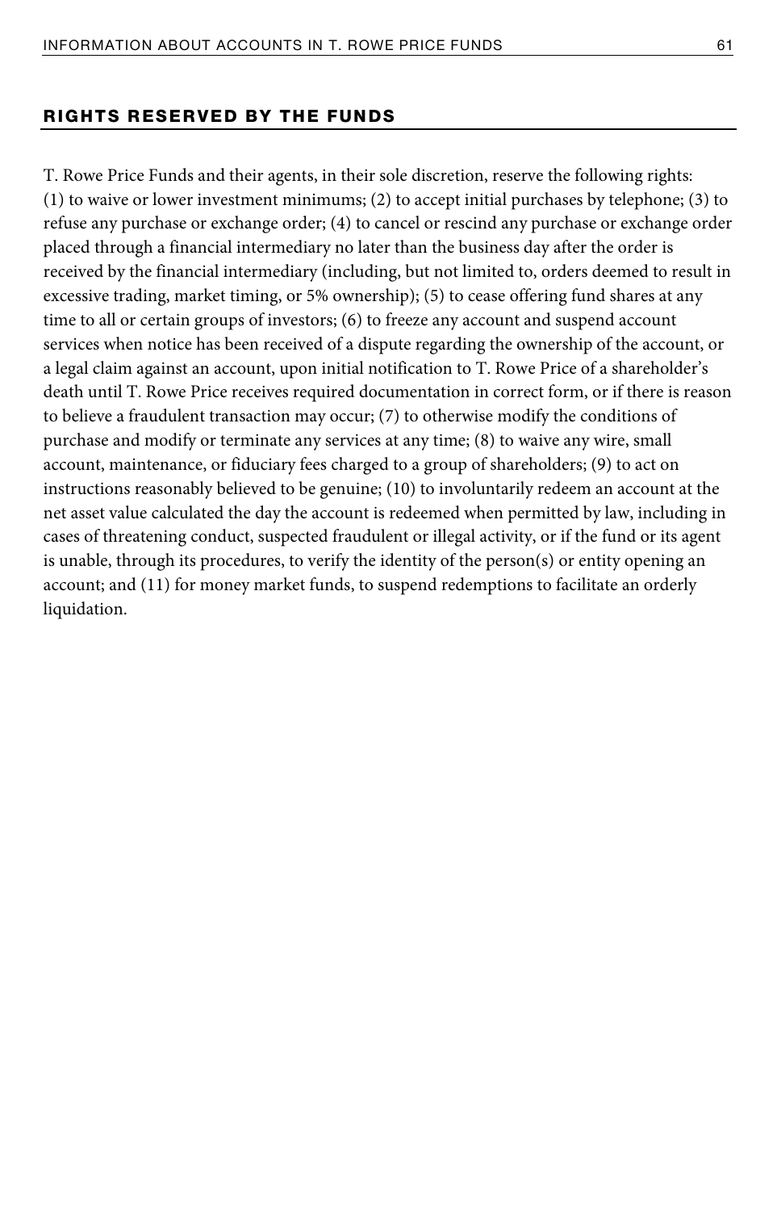## RIGHTS RESERVED BY THE FUNDS

T. Rowe Price Funds and their agents, in their sole discretion, reserve the following rights: (1) to waive or lower investment minimums; (2) to accept initial purchases by telephone; (3) to refuse any purchase or exchange order; (4) to cancel or rescind any purchase or exchange order placed through a financial intermediary no later than the business day after the order is received by the financial intermediary (including, but not limited to, orders deemed to result in excessive trading, market timing, or 5% ownership); (5) to cease offering fund shares at any time to all or certain groups of investors; (6) to freeze any account and suspend account services when notice has been received of a dispute regarding the ownership of the account, or a legal claim against an account, upon initial notification to T. Rowe Price of a shareholder's death until T. Rowe Price receives required documentation in correct form, or if there is reason to believe a fraudulent transaction may occur; (7) to otherwise modify the conditions of purchase and modify or terminate any services at any time; (8) to waive any wire, small account, maintenance, or fiduciary fees charged to a group of shareholders; (9) to act on instructions reasonably believed to be genuine; (10) to involuntarily redeem an account at the net asset value calculated the day the account is redeemed when permitted by law, including in cases of threatening conduct, suspected fraudulent or illegal activity, or if the fund or its agent is unable, through its procedures, to verify the identity of the person(s) or entity opening an account; and (11) for money market funds, to suspend redemptions to facilitate an orderly liquidation.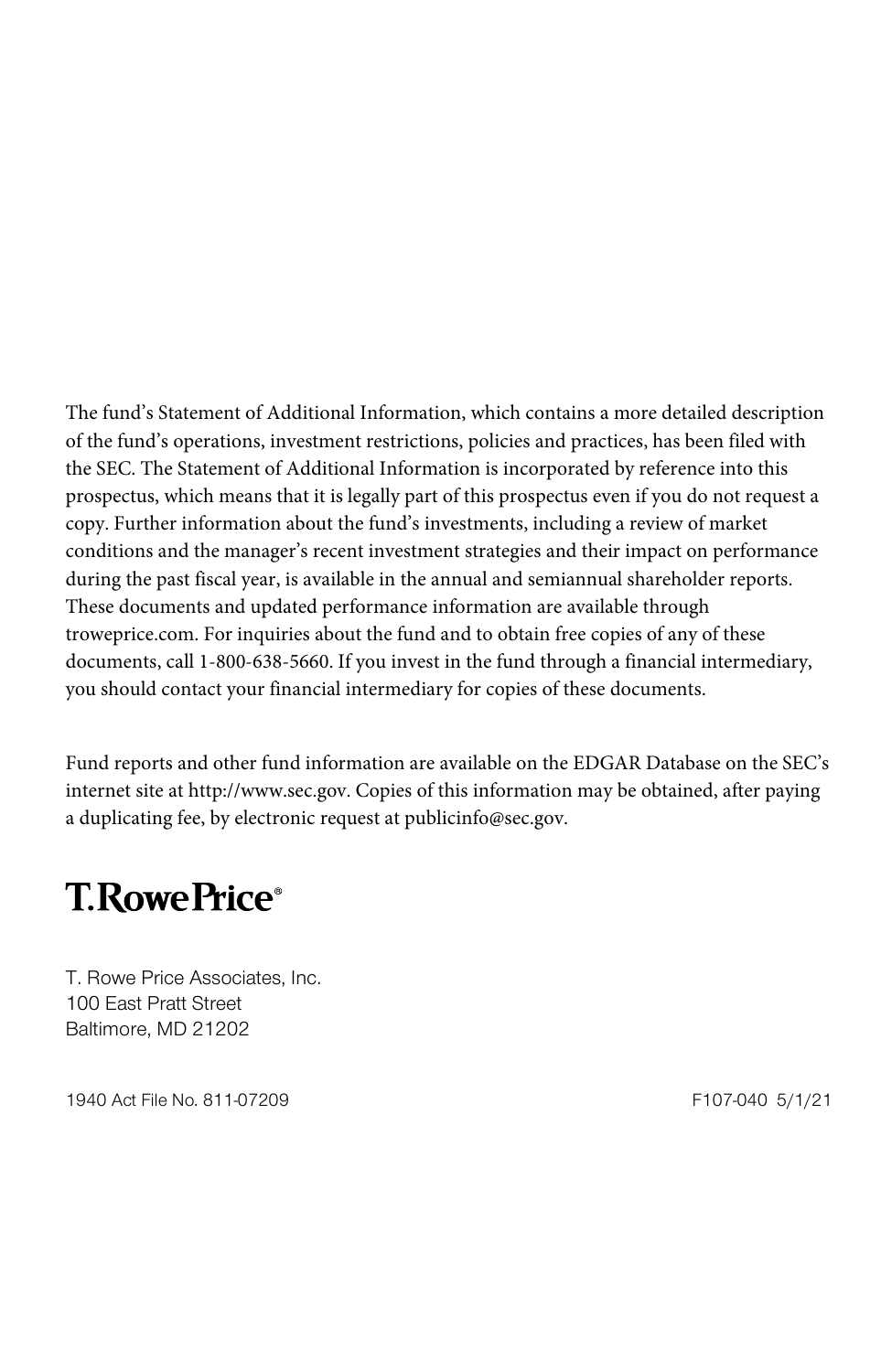The fund's Statement of Additional Information, which contains a more detailed description of the fund's operations, investment restrictions, policies and practices, has been filed with the SEC. The Statement of Additional Information is incorporated by reference into this prospectus, which means that it is legally part of this prospectus even if you do not request a copy. Further information about the fund's investments, including a review of market conditions and the manager's recent investment strategies and their impact on performance during the past fiscal year, is available in the annual and semiannual shareholder reports. These documents and updated performance information are available through troweprice.com. For inquiries about the fund and to obtain free copies of any of these documents, call 1-800-638-5660. If you invest in the fund through a financial intermediary, you should contact your financial intermediary for copies of these documents.

Fund reports and other fund information are available on the EDGAR Database on the SEC's internet site at http://www.sec.gov. Copies of this information may be obtained, after paying a duplicating fee, by electronic request at publicinfo@sec.gov.

T. Rowe Price®

T. Rowe Price Associates, Inc.
100 East Pratt Street
Baltimore, MD 21202

1940 Act File No. 811-07209

F107-040 5/1/21